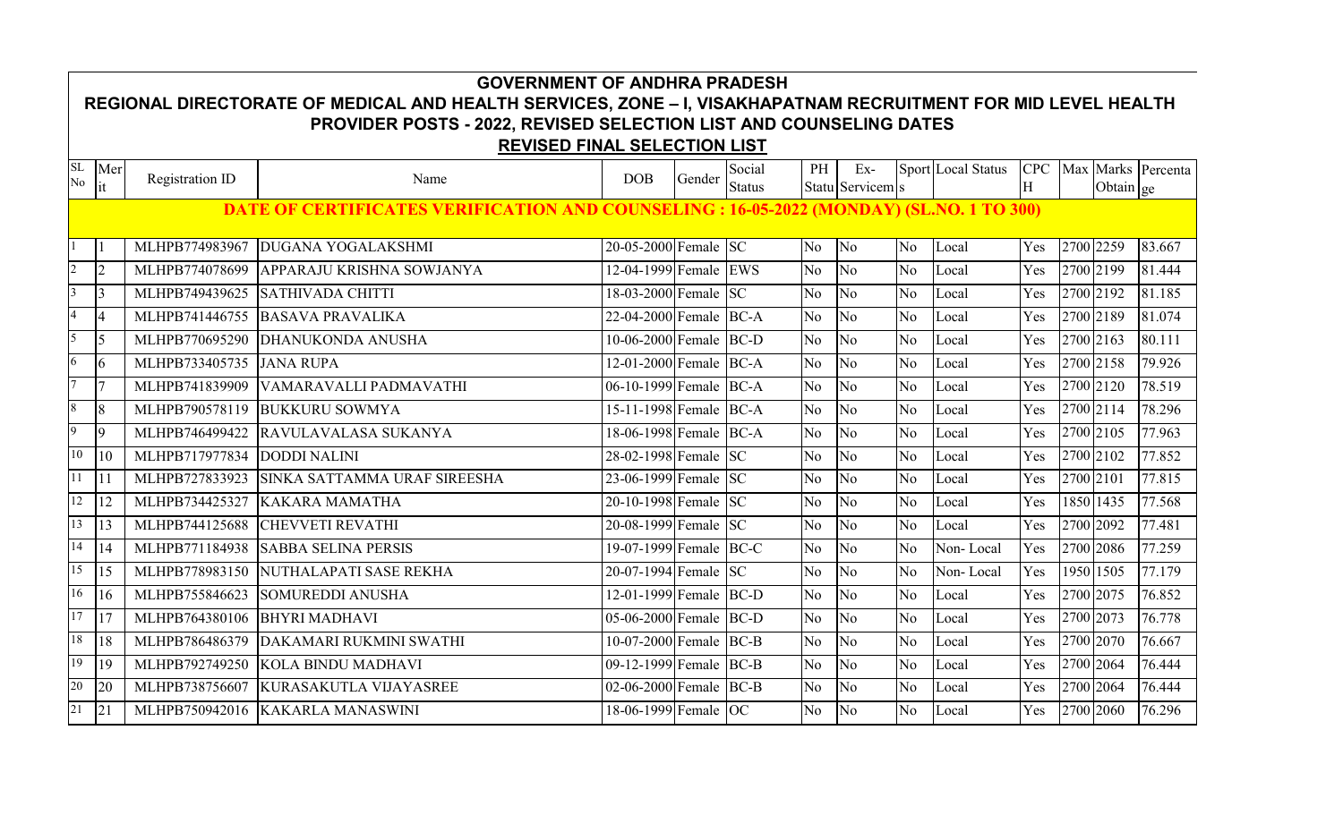# GOVERNMENT OF ANDHRA PRADESH

## REGIONAL DIRECTORATE OF MEDICAL AND HEALTH SERVICES, ZONE – I, VISAKHAPATNAM RECRUITMENT FOR MID LEVEL HEALTH PROVIDER POSTS - 2022, REVISED SELECTION LIST AND COUNSELING DATES

### REVISED FINAL SELECTION LIST

| SL No | Merit | Registration ID | Name | DOB | Gender | Social Status | PH | Ex-Status Servicems | Sports | Local Status | CPCH | Max | Marks Obtain | Percentage |
|---|---|---|---|---|---|---|---|---|---|---|---|---|---|---|
| **DATE OF CERTIFICATES VERIFICATION AND COUNSELING : 16-05-2022 (MONDAY) (SL.NO. 1 TO 300)** | | | | | | | | | | | | | | |
| 1 | 1 | MLHPB774983967 | DUGANA YOGALAKSHMI | 20-05-2000 | Female | SC | No | No | No | Local | Yes | 2700 | 2259 | 83.667 |
| 2 | 2 | MLHPB774078699 | APPARAJU KRISHNA SOWJANYA | 12-04-1999 | Female | EWS | No | No | No | Local | Yes | 2700 | 2199 | 81.444 |
| 3 | 3 | MLHPB749439625 | SATHIVADA CHITTI | 18-03-2000 | Female | SC | No | No | No | Local | Yes | 2700 | 2192 | 81.185 |
| 4 | 4 | MLHPB741446755 | BASAVA PRAVALIKA | 22-04-2000 | Female | BC-A | No | No | No | Local | Yes | 2700 | 2189 | 81.074 |
| 5 | 5 | MLHPB770695290 | DHANUKONDA ANUSHA | 10-06-2000 | Female | BC-D | No | No | No | Local | Yes | 2700 | 2163 | 80.111 |
| 6 | 6 | MLHPB733405735 | JANA RUPA | 12-01-2000 | Female | BC-A | No | No | No | Local | Yes | 2700 | 2158 | 79.926 |
| 7 | 7 | MLHPB741839909 | VAMARAVALLI PADMAVATHI | 06-10-1999 | Female | BC-A | No | No | No | Local | Yes | 2700 | 2120 | 78.519 |
| 8 | 8 | MLHPB790578119 | BUKKURU SOWMYA | 15-11-1998 | Female | BC-A | No | No | No | Local | Yes | 2700 | 2114 | 78.296 |
| 9 | 9 | MLHPB746499422 | RAVULAVALASA SUKANYA | 18-06-1998 | Female | BC-A | No | No | No | Local | Yes | 2700 | 2105 | 77.963 |
| 10 | 10 | MLHPB717977834 | DODDI NALINI | 28-02-1998 | Female | SC | No | No | No | Local | Yes | 2700 | 2102 | 77.852 |
| 11 | 11 | MLHPB727833923 | SINKA SATTAMMA URAF SIREESHA | 23-06-1999 | Female | SC | No | No | No | Local | Yes | 2700 | 2101 | 77.815 |
| 12 | 12 | MLHPB734425327 | KAKARA MAMATHA | 20-10-1998 | Female | SC | No | No | No | Local | Yes | 1850 | 1435 | 77.568 |
| 13 | 13 | MLHPB744125688 | CHEVVETI REVATHI | 20-08-1999 | Female | SC | No | No | No | Local | Yes | 2700 | 2092 | 77.481 |
| 14 | 14 | MLHPB771184938 | SABBA SELINA PERSIS | 19-07-1999 | Female | BC-C | No | No | No | Non- Local | Yes | 2700 | 2086 | 77.259 |
| 15 | 15 | MLHPB778983150 | NUTHALAPATI SASE REKHA | 20-07-1994 | Female | SC | No | No | No | Non- Local | Yes | 1950 | 1505 | 77.179 |
| 16 | 16 | MLHPB755846623 | SOMUREDDI ANUSHA | 12-01-1999 | Female | BC-D | No | No | No | Local | Yes | 2700 | 2075 | 76.852 |
| 17 | 17 | MLHPB764380106 | BHYRI MADHAVI | 05-06-2000 | Female | BC-D | No | No | No | Local | Yes | 2700 | 2073 | 76.778 |
| 18 | 18 | MLHPB786486379 | DAKAMARI RUKMINI SWATHI | 10-07-2000 | Female | BC-B | No | No | No | Local | Yes | 2700 | 2070 | 76.667 |
| 19 | 19 | MLHPB792749250 | KOLA BINDU MADHAVI | 09-12-1999 | Female | BC-B | No | No | No | Local | Yes | 2700 | 2064 | 76.444 |
| 20 | 20 | MLHPB738756607 | KURASAKUTLA VIJAYASREE | 02-06-2000 | Female | BC-B | No | No | No | Local | Yes | 2700 | 2064 | 76.444 |
| 21 | 21 | MLHPB750942016 | KAKARLA MANASWINI | 18-06-1999 | Female | OC | No | No | No | Local | Yes | 2700 | 2060 | 76.296 |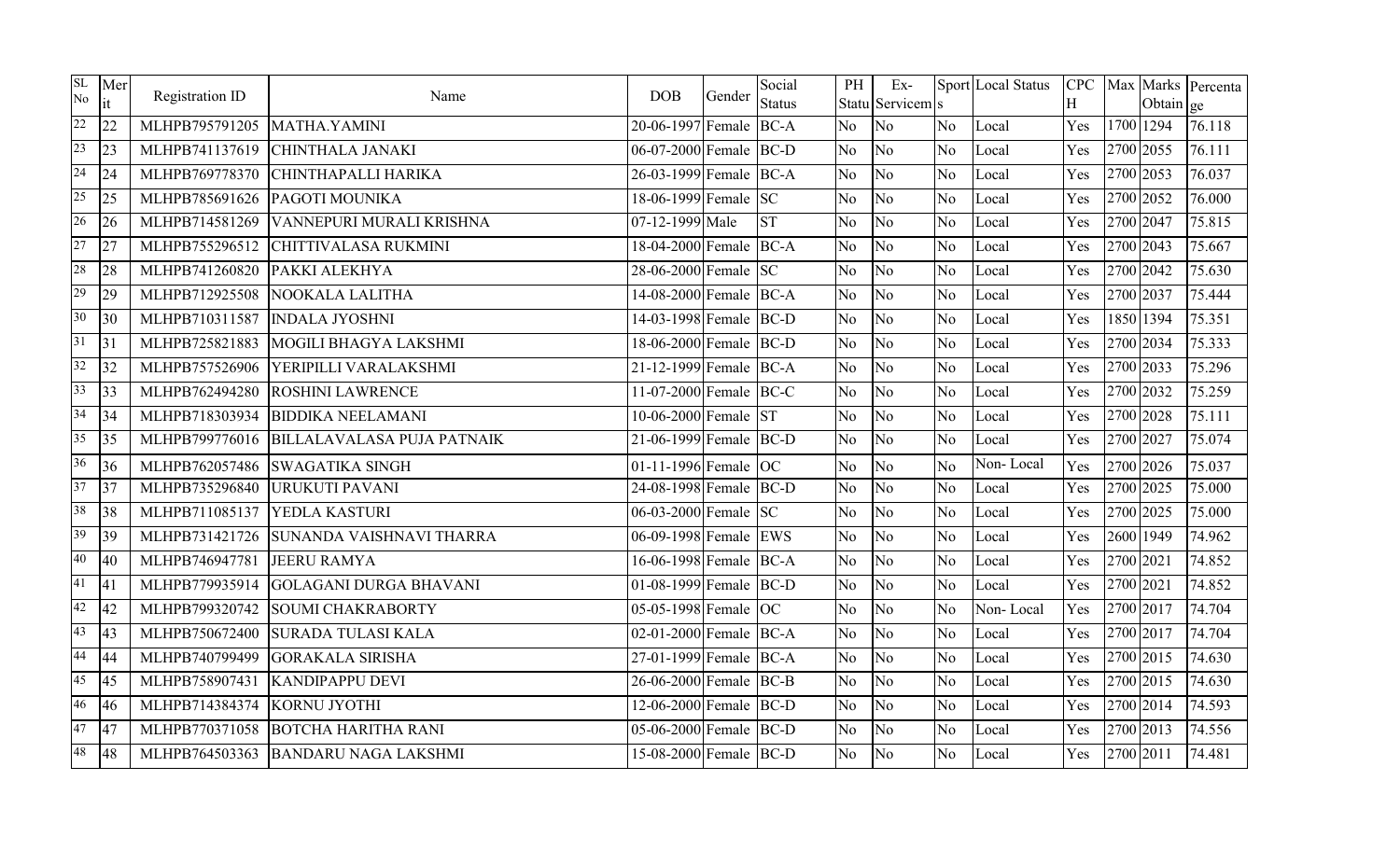| SL No | Merit | Registration ID | Name | DOB | Gender | Social Status | PH Status | Ex-Serviceman | Sports | Local Status | CPCH | Max Marks | Obtain | Percentage |
|---|---|---|---|---|---|---|---|---|---|---|---|---|---|---|
| 22 | 22 | MLHPB795791205 | MATHA.YAMINI | 20-06-1997 | Female | BC-A | No | No | No | Local | Yes | 1700 | 1294 | 76.118 |
| 23 | 23 | MLHPB741137619 | CHINTHALA JANAKI | 06-07-2000 | Female | BC-D | No | No | No | Local | Yes | 2700 | 2055 | 76.111 |
| 24 | 24 | MLHPB769778370 | CHINTHAPALLI HARIKA | 26-03-1999 | Female | BC-A | No | No | No | Local | Yes | 2700 | 2053 | 76.037 |
| 25 | 25 | MLHPB785691626 | PAGOTI MOUNIKA | 18-06-1999 | Female | SC | No | No | No | Local | Yes | 2700 | 2052 | 76.000 |
| 26 | 26 | MLHPB714581269 | VANNEPURI MURALI KRISHNA | 07-12-1999 | Male | ST | No | No | No | Local | Yes | 2700 | 2047 | 75.815 |
| 27 | 27 | MLHPB755296512 | CHITTIVALASA RUKMINI | 18-04-2000 | Female | BC-A | No | No | No | Local | Yes | 2700 | 2043 | 75.667 |
| 28 | 28 | MLHPB741260820 | PAKKI ALEKHYA | 28-06-2000 | Female | SC | No | No | No | Local | Yes | 2700 | 2042 | 75.630 |
| 29 | 29 | MLHPB712925508 | NOOKALA LALITHA | 14-08-2000 | Female | BC-A | No | No | No | Local | Yes | 2700 | 2037 | 75.444 |
| 30 | 30 | MLHPB710311587 | INDALA JYOSHNI | 14-03-1998 | Female | BC-D | No | No | No | Local | Yes | 1850 | 1394 | 75.351 |
| 31 | 31 | MLHPB725821883 | MOGILI BHAGYA LAKSHMI | 18-06-2000 | Female | BC-D | No | No | No | Local | Yes | 2700 | 2034 | 75.333 |
| 32 | 32 | MLHPB757526906 | YERIPILLI VARALAKSHMI | 21-12-1999 | Female | BC-A | No | No | No | Local | Yes | 2700 | 2033 | 75.296 |
| 33 | 33 | MLHPB762494280 | ROSHINI LAWRENCE | 11-07-2000 | Female | BC-C | No | No | No | Local | Yes | 2700 | 2032 | 75.259 |
| 34 | 34 | MLHPB718303934 | BIDDIKA NEELAMANI | 10-06-2000 | Female | ST | No | No | No | Local | Yes | 2700 | 2028 | 75.111 |
| 35 | 35 | MLHPB799776016 | BILLALAVALASA PUJA PATNAIK | 21-06-1999 | Female | BC-D | No | No | No | Local | Yes | 2700 | 2027 | 75.074 |
| 36 | 36 | MLHPB762057486 | SWAGATIKA SINGH | 01-11-1996 | Female | OC | No | No | No | Non- Local | Yes | 2700 | 2026 | 75.037 |
| 37 | 37 | MLHPB735296840 | URUKUTI PAVANI | 24-08-1998 | Female | BC-D | No | No | No | Local | Yes | 2700 | 2025 | 75.000 |
| 38 | 38 | MLHPB711085137 | YEDLA KASTURI | 06-03-2000 | Female | SC | No | No | No | Local | Yes | 2700 | 2025 | 75.000 |
| 39 | 39 | MLHPB731421726 | SUNANDA VAISHNAVI THARRA | 06-09-1998 | Female | EWS | No | No | No | Local | Yes | 2600 | 1949 | 74.962 |
| 40 | 40 | MLHPB746947781 | JEERU RAMYA | 16-06-1998 | Female | BC-A | No | No | No | Local | Yes | 2700 | 2021 | 74.852 |
| 41 | 41 | MLHPB779935914 | GOLAGANI DURGA BHAVANI | 01-08-1999 | Female | BC-D | No | No | No | Local | Yes | 2700 | 2021 | 74.852 |
| 42 | 42 | MLHPB799320742 | SOUMI CHAKRABORTY | 05-05-1998 | Female | OC | No | No | No | Non- Local | Yes | 2700 | 2017 | 74.704 |
| 43 | 43 | MLHPB750672400 | SURADA TULASI KALA | 02-01-2000 | Female | BC-A | No | No | No | Local | Yes | 2700 | 2017 | 74.704 |
| 44 | 44 | MLHPB740799499 | GORAKALA SIRISHA | 27-01-1999 | Female | BC-A | No | No | No | Local | Yes | 2700 | 2015 | 74.630 |
| 45 | 45 | MLHPB758907431 | KANDIPAPPU DEVI | 26-06-2000 | Female | BC-B | No | No | No | Local | Yes | 2700 | 2015 | 74.630 |
| 46 | 46 | MLHPB714384374 | KORNU JYOTHI | 12-06-2000 | Female | BC-D | No | No | No | Local | Yes | 2700 | 2014 | 74.593 |
| 47 | 47 | MLHPB770371058 | BOTCHA HARITHA RANI | 05-06-2000 | Female | BC-D | No | No | No | Local | Yes | 2700 | 2013 | 74.556 |
| 48 | 48 | MLHPB764503363 | BANDARU NAGA LAKSHMI | 15-08-2000 | Female | BC-D | No | No | No | Local | Yes | 2700 | 2011 | 74.481 |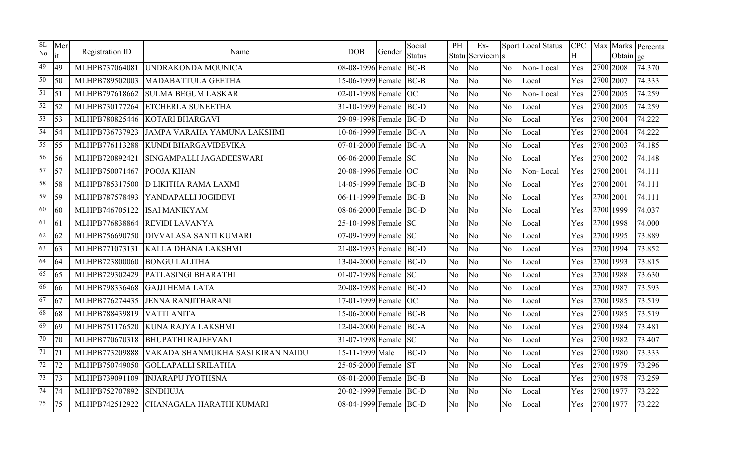| SL No | Merit | Registration ID | Name | DOB | Gender | Social Status | PH Status | Ex-Servicems | Sports | Local Status | CPCH | Max | Marks Obtain | Percentage |
|---|---|---|---|---|---|---|---|---|---|---|---|---|---|---|
| 49 | 49 | MLHPB737064081 | UNDRAKONDA MOUNICA | 08-08-1996 | Female | BC-B | No | No | No | Non- Local | Yes | 2700 | 2008 | 74.370 |
| 50 | 50 | MLHPB789502003 | MADABATTULA GEETHA | 15-06-1999 | Female | BC-B | No | No | No | Local | Yes | 2700 | 2007 | 74.333 |
| 51 | 51 | MLHPB797618662 | SULMA BEGUM LASKAR | 02-01-1998 | Female | OC | No | No | No | Non- Local | Yes | 2700 | 2005 | 74.259 |
| 52 | 52 | MLHPB730177264 | ETCHERLA SUNEETHA | 31-10-1999 | Female | BC-D | No | No | No | Local | Yes | 2700 | 2005 | 74.259 |
| 53 | 53 | MLHPB780825446 | KOTARI BHARGAVI | 29-09-1998 | Female | BC-D | No | No | No | Local | Yes | 2700 | 2004 | 74.222 |
| 54 | 54 | MLHPB736737923 | JAMPA VARAHA YAMUNA LAKSHMI | 10-06-1999 | Female | BC-A | No | No | No | Local | Yes | 2700 | 2004 | 74.222 |
| 55 | 55 | MLHPB776113288 | KUNDI BHARGAVIDEVIKA | 07-01-2000 | Female | BC-A | No | No | No | Local | Yes | 2700 | 2003 | 74.185 |
| 56 | 56 | MLHPB720892421 | SINGAMPALLI JAGADEESWARI | 06-06-2000 | Female | SC | No | No | No | Local | Yes | 2700 | 2002 | 74.148 |
| 57 | 57 | MLHPB750071467 | POOJA KHAN | 20-08-1996 | Female | OC | No | No | No | Non- Local | Yes | 2700 | 2001 | 74.111 |
| 58 | 58 | MLHPB785317500 | D LIKITHA RAMA LAXMI | 14-05-1999 | Female | BC-B | No | No | No | Local | Yes | 2700 | 2001 | 74.111 |
| 59 | 59 | MLHPB787578493 | YANDAPALLI JOGIDEVI | 06-11-1999 | Female | BC-B | No | No | No | Local | Yes | 2700 | 2001 | 74.111 |
| 60 | 60 | MLHPB746705122 | ISAI MANIKYAM | 08-06-2000 | Female | BC-D | No | No | No | Local | Yes | 2700 | 1999 | 74.037 |
| 61 | 61 | MLHPB776838864 | REVIDI LAVANYA | 25-10-1998 | Female | SC | No | No | No | Local | Yes | 2700 | 1998 | 74.000 |
| 62 | 62 | MLHPB756690750 | DIVVALASA SANTI KUMARI | 07-09-1999 | Female | SC | No | No | No | Local | Yes | 2700 | 1995 | 73.889 |
| 63 | 63 | MLHPB771073131 | KALLA DHANA LAKSHMI | 21-08-1993 | Female | BC-D | No | No | No | Local | Yes | 2700 | 1994 | 73.852 |
| 64 | 64 | MLHPB723800060 | BONGU LALITHA | 13-04-2000 | Female | BC-D | No | No | No | Local | Yes | 2700 | 1993 | 73.815 |
| 65 | 65 | MLHPB729302429 | PATLASINGI BHARATHI | 01-07-1998 | Female | SC | No | No | No | Local | Yes | 2700 | 1988 | 73.630 |
| 66 | 66 | MLHPB798336468 | GAJJI HEMA LATA | 20-08-1998 | Female | BC-D | No | No | No | Local | Yes | 2700 | 1987 | 73.593 |
| 67 | 67 | MLHPB776274435 | JENNA RANJITHARANI | 17-01-1999 | Female | OC | No | No | No | Local | Yes | 2700 | 1985 | 73.519 |
| 68 | 68 | MLHPB788439819 | VATTI ANITA | 15-06-2000 | Female | BC-B | No | No | No | Local | Yes | 2700 | 1985 | 73.519 |
| 69 | 69 | MLHPB751176520 | KUNA RAJYA LAKSHMI | 12-04-2000 | Female | BC-A | No | No | No | Local | Yes | 2700 | 1984 | 73.481 |
| 70 | 70 | MLHPB770670318 | BHUPATHI RAJEEVANI | 31-07-1998 | Female | SC | No | No | No | Local | Yes | 2700 | 1982 | 73.407 |
| 71 | 71 | MLHPB773209888 | VAKADA SHANMUKHA SASI KIRAN NAIDU | 15-11-1999 | Male | BC-D | No | No | No | Local | Yes | 2700 | 1980 | 73.333 |
| 72 | 72 | MLHPB750749050 | GOLLAPALLI SRILATHA | 25-05-2000 | Female | ST | No | No | No | Local | Yes | 2700 | 1979 | 73.296 |
| 73 | 73 | MLHPB739091109 | INJARAPU JYOTHSNA | 08-01-2000 | Female | BC-B | No | No | No | Local | Yes | 2700 | 1978 | 73.259 |
| 74 | 74 | MLHPB752707892 | SINDHUJA | 20-02-1999 | Female | BC-D | No | No | No | Local | Yes | 2700 | 1977 | 73.222 |
| 75 | 75 | MLHPB742512922 | CHANAGALA HARATHI KUMARI | 08-04-1999 | Female | BC-D | No | No | No | Local | Yes | 2700 | 1977 | 73.222 |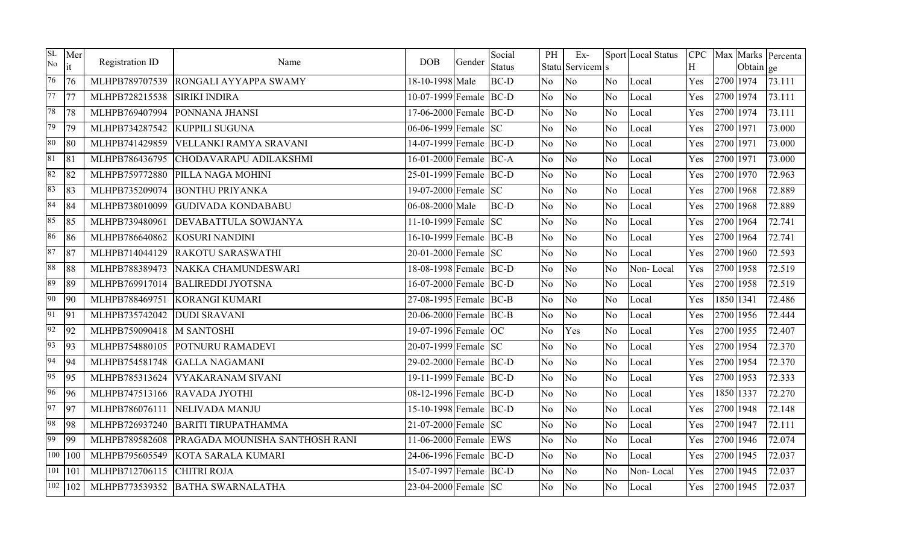| SL No | Merit | Registration ID | Name | DOB | Gender | Social Status | PH Status | Ex-Servicem | Sports | Local Status | CPCH | Max | Marks Obtain | Percentage |
|---|---|---|---|---|---|---|---|---|---|---|---|---|---|---|
| 76 | 76 | MLHPB789707539 | RONGALI AYYAPPA SWAMY | 18-10-1998 | Male | BC-D | No | No | No | Local | Yes | 2700 | 1974 | 73.111 |
| 77 | 77 | MLHPB728215538 | SIRIKI INDIRA | 10-07-1999 | Female | BC-D | No | No | No | Local | Yes | 2700 | 1974 | 73.111 |
| 78 | 78 | MLHPB769407994 | PONNANA JHANSI | 17-06-2000 | Female | BC-D | No | No | No | Local | Yes | 2700 | 1974 | 73.111 |
| 79 | 79 | MLHPB734287542 | KUPPILI SUGUNA | 06-06-1999 | Female | SC | No | No | No | Local | Yes | 2700 | 1971 | 73.000 |
| 80 | 80 | MLHPB741429859 | VELLANKI RAMYA SRAVANI | 14-07-1999 | Female | BC-D | No | No | No | Local | Yes | 2700 | 1971 | 73.000 |
| 81 | 81 | MLHPB786436795 | CHODAVARAPU ADILAKSHMI | 16-01-2000 | Female | BC-A | No | No | No | Local | Yes | 2700 | 1971 | 73.000 |
| 82 | 82 | MLHPB759772880 | PILLA NAGA MOHINI | 25-01-1999 | Female | BC-D | No | No | No | Local | Yes | 2700 | 1970 | 72.963 |
| 83 | 83 | MLHPB735209074 | BONTHU PRIYANKA | 19-07-2000 | Female | SC | No | No | No | Local | Yes | 2700 | 1968 | 72.889 |
| 84 | 84 | MLHPB738010099 | GUDIVADA KONDABABU | 06-08-2000 | Male | BC-D | No | No | No | Local | Yes | 2700 | 1968 | 72.889 |
| 85 | 85 | MLHPB739480961 | DEVABATTULA SOWJANYA | 11-10-1999 | Female | SC | No | No | No | Local | Yes | 2700 | 1964 | 72.741 |
| 86 | 86 | MLHPB786640862 | KOSURI NANDINI | 16-10-1999 | Female | BC-B | No | No | No | Local | Yes | 2700 | 1964 | 72.741 |
| 87 | 87 | MLHPB714044129 | RAKOTU SARASWATHI | 20-01-2000 | Female | SC | No | No | No | Local | Yes | 2700 | 1960 | 72.593 |
| 88 | 88 | MLHPB788389473 | NAKKA CHAMUNDESWARI | 18-08-1998 | Female | BC-D | No | No | No | Non- Local | Yes | 2700 | 1958 | 72.519 |
| 89 | 89 | MLHPB769917014 | BALIREDDI JYOTSNA | 16-07-2000 | Female | BC-D | No | No | No | Local | Yes | 2700 | 1958 | 72.519 |
| 90 | 90 | MLHPB788469751 | KORANGI KUMARI | 27-08-1995 | Female | BC-B | No | No | No | Local | Yes | 1850 | 1341 | 72.486 |
| 91 | 91 | MLHPB735742042 | DUDI SRAVANI | 20-06-2000 | Female | BC-B | No | No | No | Local | Yes | 2700 | 1956 | 72.444 |
| 92 | 92 | MLHPB759090418 | M SANTOSHI | 19-07-1996 | Female | OC | No | Yes | No | Local | Yes | 2700 | 1955 | 72.407 |
| 93 | 93 | MLHPB754880105 | POTNURU RAMADEVI | 20-07-1999 | Female | SC | No | No | No | Local | Yes | 2700 | 1954 | 72.370 |
| 94 | 94 | MLHPB754581748 | GALLA NAGAMANI | 29-02-2000 | Female | BC-D | No | No | No | Local | Yes | 2700 | 1954 | 72.370 |
| 95 | 95 | MLHPB785313624 | VYAKARANAM SIVANI | 19-11-1999 | Female | BC-D | No | No | No | Local | Yes | 2700 | 1953 | 72.333 |
| 96 | 96 | MLHPB747513166 | RAVADA JYOTHI | 08-12-1996 | Female | BC-D | No | No | No | Local | Yes | 1850 | 1337 | 72.270 |
| 97 | 97 | MLHPB786076111 | NELIVADA MANJU | 15-10-1998 | Female | BC-D | No | No | No | Local | Yes | 2700 | 1948 | 72.148 |
| 98 | 98 | MLHPB726937240 | BARITI TIRUPATHAMMA | 21-07-2000 | Female | SC | No | No | No | Local | Yes | 2700 | 1947 | 72.111 |
| 99 | 99 | MLHPB789582608 | PRAGADA MOUNISHA SANTHOSH RANI | 11-06-2000 | Female | EWS | No | No | No | Local | Yes | 2700 | 1946 | 72.074 |
| 100 | 100 | MLHPB795605549 | KOTA SARALA KUMARI | 24-06-1996 | Female | BC-D | No | No | No | Local | Yes | 2700 | 1945 | 72.037 |
| 101 | 101 | MLHPB712706115 | CHITRI ROJA | 15-07-1997 | Female | BC-D | No | No | No | Non- Local | Yes | 2700 | 1945 | 72.037 |
| 102 | 102 | MLHPB773539352 | BATHA SWARNALATHA | 23-04-2000 | Female | SC | No | No | No | Local | Yes | 2700 | 1945 | 72.037 |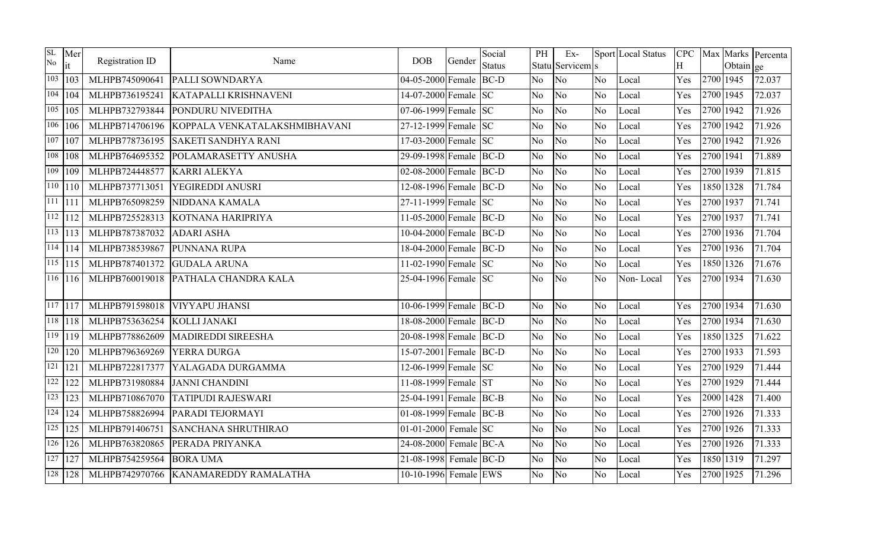| SL No | Merit | Registration ID | Name | DOB | Gender | Social Status | PH Status | Ex-Servicem | Sports | Local Status | CPCH | Max | Marks Obtain | Percentage |
|---|---|---|---|---|---|---|---|---|---|---|---|---|---|---|
| 103 | 103 | MLHPB745090641 | PALLI SOWNDARYA | 04-05-2000 | Female | BC-D | No | No | No | Local | Yes | 2700 | 1945 | 72.037 |
| 104 | 104 | MLHPB736195241 | KATAPALLI KRISHNAVENI | 14-07-2000 | Female | SC | No | No | No | Local | Yes | 2700 | 1945 | 72.037 |
| 105 | 105 | MLHPB732793844 | PONDURU NIVEDITHA | 07-06-1999 | Female | SC | No | No | No | Local | Yes | 2700 | 1942 | 71.926 |
| 106 | 106 | MLHPB714706196 | KOPPALA VENKATALAKSHMIBHAVANI | 27-12-1999 | Female | SC | No | No | No | Local | Yes | 2700 | 1942 | 71.926 |
| 107 | 107 | MLHPB778736195 | SAKETI SANDHYA RANI | 17-03-2000 | Female | SC | No | No | No | Local | Yes | 2700 | 1942 | 71.926 |
| 108 | 108 | MLHPB764695352 | POLAMARASETTY ANUSHA | 29-09-1998 | Female | BC-D | No | No | No | Local | Yes | 2700 | 1941 | 71.889 |
| 109 | 109 | MLHPB724448577 | KARRI ALEKYA | 02-08-2000 | Female | BC-D | No | No | No | Local | Yes | 2700 | 1939 | 71.815 |
| 110 | 110 | MLHPB737713051 | YEGIREDDI ANUSRI | 12-08-1996 | Female | BC-D | No | No | No | Local | Yes | 1850 | 1328 | 71.784 |
| 111 | 111 | MLHPB765098259 | NIDDANA KAMALA | 27-11-1999 | Female | SC | No | No | No | Local | Yes | 2700 | 1937 | 71.741 |
| 112 | 112 | MLHPB725528313 | KOTNANA HARIPRIYA | 11-05-2000 | Female | BC-D | No | No | No | Local | Yes | 2700 | 1937 | 71.741 |
| 113 | 113 | MLHPB787387032 | ADARI ASHA | 10-04-2000 | Female | BC-D | No | No | No | Local | Yes | 2700 | 1936 | 71.704 |
| 114 | 114 | MLHPB738539867 | PUNNANA RUPA | 18-04-2000 | Female | BC-D | No | No | No | Local | Yes | 2700 | 1936 | 71.704 |
| 115 | 115 | MLHPB787401372 | GUDALA ARUNA | 11-02-1990 | Female | SC | No | No | No | Local | Yes | 1850 | 1326 | 71.676 |
| 116 | 116 | MLHPB760019018 | PATHALA CHANDRA KALA | 25-04-1996 | Female | SC | No | No | No | Non- Local | Yes | 2700 | 1934 | 71.630 |
| 117 | 117 | MLHPB791598018 | VIYYAPU JHANSI | 10-06-1999 | Female | BC-D | No | No | No | Local | Yes | 2700 | 1934 | 71.630 |
| 118 | 118 | MLHPB753636254 | KOLLI JANAKI | 18-08-2000 | Female | BC-D | No | No | No | Local | Yes | 2700 | 1934 | 71.630 |
| 119 | 119 | MLHPB778862609 | MADIREDDI SIREESHA | 20-08-1998 | Female | BC-D | No | No | No | Local | Yes | 1850 | 1325 | 71.622 |
| 120 | 120 | MLHPB796369269 | YERRA DURGA | 15-07-2001 | Female | BC-D | No | No | No | Local | Yes | 2700 | 1933 | 71.593 |
| 121 | 121 | MLHPB722817377 | YALAGADA DURGAMMA | 12-06-1999 | Female | SC | No | No | No | Local | Yes | 2700 | 1929 | 71.444 |
| 122 | 122 | MLHPB731980884 | JANNI CHANDINI | 11-08-1999 | Female | ST | No | No | No | Local | Yes | 2700 | 1929 | 71.444 |
| 123 | 123 | MLHPB710867070 | TATIPUDI RAJESWARI | 25-04-1991 | Female | BC-B | No | No | No | Local | Yes | 2000 | 1428 | 71.400 |
| 124 | 124 | MLHPB758826994 | PARADI TEJORMAYI | 01-08-1999 | Female | BC-B | No | No | No | Local | Yes | 2700 | 1926 | 71.333 |
| 125 | 125 | MLHPB791406751 | SANCHANA SHRUTHIRAO | 01-01-2000 | Female | SC | No | No | No | Local | Yes | 2700 | 1926 | 71.333 |
| 126 | 126 | MLHPB763820865 | PERADA PRIYANKA | 24-08-2000 | Female | BC-A | No | No | No | Local | Yes | 2700 | 1926 | 71.333 |
| 127 | 127 | MLHPB754259564 | BORA UMA | 21-08-1998 | Female | BC-D | No | No | No | Local | Yes | 1850 | 1319 | 71.297 |
| 128 | 128 | MLHPB742970766 | KANAMAREDDY RAMALATHA | 10-10-1996 | Female | EWS | No | No | No | Local | Yes | 2700 | 1925 | 71.296 |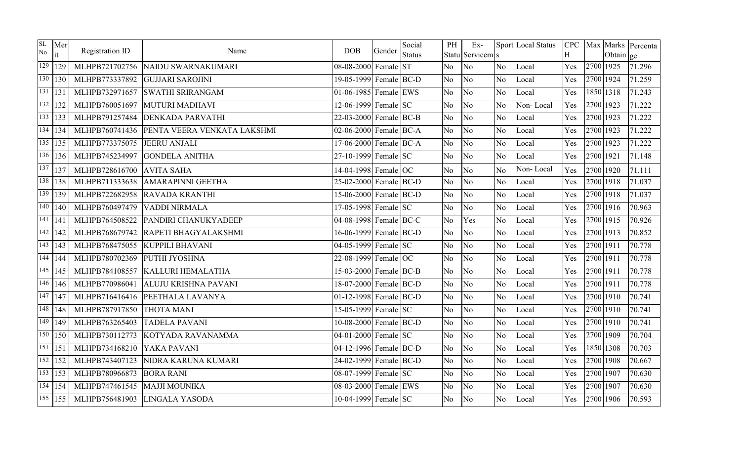| SL No | Merit | Registration ID | Name | DOB | Gender | Social Status | PH | Ex-Status Serviceman | Sports | Local Status | CPCH | Max | Marks Obtain | Percentage |
|---|---|---|---|---|---|---|---|---|---|---|---|---|---|---|
| 129 | 129 | MLHPB721702756 | NAIDU SWARNAKUMARI | 08-08-2000 | Female | ST | No | No | No | Local | Yes | 2700 | 1925 | 71.296 |
| 130 | 130 | MLHPB773337892 | GUJJARI SAROJINI | 19-05-1999 | Female | BC-D | No | No | No | Local | Yes | 2700 | 1924 | 71.259 |
| 131 | 131 | MLHPB732971657 | SWATHI SRIRANGAM | 01-06-1985 | Female | EWS | No | No | No | Local | Yes | 1850 | 1318 | 71.243 |
| 132 | 132 | MLHPB760051697 | MUTURI MADHAVI | 12-06-1999 | Female | SC | No | No | No | Non- Local | Yes | 2700 | 1923 | 71.222 |
| 133 | 133 | MLHPB791257484 | DENKADA PARVATHI | 22-03-2000 | Female | BC-B | No | No | No | Local | Yes | 2700 | 1923 | 71.222 |
| 134 | 134 | MLHPB760741436 | PENTA VEERA VENKATA LAKSHMI | 02-06-2000 | Female | BC-A | No | No | No | Local | Yes | 2700 | 1923 | 71.222 |
| 135 | 135 | MLHPB773375075 | JEERU ANJALI | 17-06-2000 | Female | BC-A | No | No | No | Local | Yes | 2700 | 1923 | 71.222 |
| 136 | 136 | MLHPB745234997 | GONDELA ANITHA | 27-10-1999 | Female | SC | No | No | No | Local | Yes | 2700 | 1921 | 71.148 |
| 137 | 137 | MLHPB728616700 | AVITA SAHA | 14-04-1998 | Female | OC | No | No | No | Non- Local | Yes | 2700 | 1920 | 71.111 |
| 138 | 138 | MLHPB711333638 | AMARAPINNI GEETHA | 25-02-2000 | Female | BC-D | No | No | No | Local | Yes | 2700 | 1918 | 71.037 |
| 139 | 139 | MLHPB722682958 | RAVADA KRANTHI | 15-06-2000 | Female | BC-D | No | No | No | Local | Yes | 2700 | 1918 | 71.037 |
| 140 | 140 | MLHPB760497479 | VADDI NIRMALA | 17-05-1998 | Female | SC | No | No | No | Local | Yes | 2700 | 1916 | 70.963 |
| 141 | 141 | MLHPB764508522 | PANDIRI CHANUKYADEEP | 04-08-1998 | Female | BC-C | No | Yes | No | Local | Yes | 2700 | 1915 | 70.926 |
| 142 | 142 | MLHPB768679742 | RAPETI BHAGYALAKSHMI | 16-06-1999 | Female | BC-D | No | No | No | Local | Yes | 2700 | 1913 | 70.852 |
| 143 | 143 | MLHPB768475055 | KUPPILI BHAVANI | 04-05-1999 | Female | SC | No | No | No | Local | Yes | 2700 | 1911 | 70.778 |
| 144 | 144 | MLHPB780702369 | PUTHI JYOSHNA | 22-08-1999 | Female | OC | No | No | No | Local | Yes | 2700 | 1911 | 70.778 |
| 145 | 145 | MLHPB784108557 | KALLURI HEMALATHA | 15-03-2000 | Female | BC-B | No | No | No | Local | Yes | 2700 | 1911 | 70.778 |
| 146 | 146 | MLHPB770986041 | ALUJU KRISHNA PAVANI | 18-07-2000 | Female | BC-D | No | No | No | Local | Yes | 2700 | 1911 | 70.778 |
| 147 | 147 | MLHPB716416416 | PEETHALA LAVANYA | 01-12-1998 | Female | BC-D | No | No | No | Local | Yes | 2700 | 1910 | 70.741 |
| 148 | 148 | MLHPB787917850 | THOTA MANI | 15-05-1999 | Female | SC | No | No | No | Local | Yes | 2700 | 1910 | 70.741 |
| 149 | 149 | MLHPB763265403 | TADELA PAVANI | 10-08-2000 | Female | BC-D | No | No | No | Local | Yes | 2700 | 1910 | 70.741 |
| 150 | 150 | MLHPB730112773 | KOTYADA RAVANAMMA | 04-01-2000 | Female | SC | No | No | No | Local | Yes | 2700 | 1909 | 70.704 |
| 151 | 151 | MLHPB734168210 | YAKA PAVANI | 04-12-1996 | Female | BC-D | No | No | No | Local | Yes | 1850 | 1308 | 70.703 |
| 152 | 152 | MLHPB743407123 | NIDRA KARUNA KUMARI | 24-02-1999 | Female | BC-D | No | No | No | Local | Yes | 2700 | 1908 | 70.667 |
| 153 | 153 | MLHPB780966873 | BORA RANI | 08-07-1999 | Female | SC | No | No | No | Local | Yes | 2700 | 1907 | 70.630 |
| 154 | 154 | MLHPB747461545 | MAJJI MOUNIKA | 08-03-2000 | Female | EWS | No | No | No | Local | Yes | 2700 | 1907 | 70.630 |
| 155 | 155 | MLHPB756481903 | LINGALA YASODA | 10-04-1999 | Female | SC | No | No | No | Local | Yes | 2700 | 1906 | 70.593 |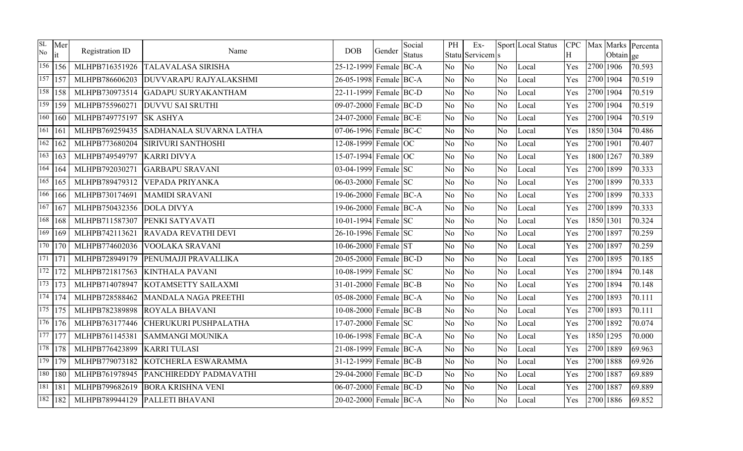| SL No | Merit | Registration ID | Name | DOB | Gender | Social Status | PH Status | Ex-Servicemen | Sports | Local Status | CPCH | Max | Marks Obtain | Percentage |
|---|---|---|---|---|---|---|---|---|---|---|---|---|---|---|
| 156 | 156 | MLHPB716351926 | TALAVALASA SIRISHA | 25-12-1999 | Female | BC-A | No | No | No | Local | Yes | 2700 | 1906 | 70.593 |
| 157 | 157 | MLHPB786606203 | DUVVARAPU RAJYALAKSHMI | 26-05-1998 | Female | BC-A | No | No | No | Local | Yes | 2700 | 1904 | 70.519 |
| 158 | 158 | MLHPB730973514 | GADAPU SURYAKANTHAM | 22-11-1999 | Female | BC-D | No | No | No | Local | Yes | 2700 | 1904 | 70.519 |
| 159 | 159 | MLHPB755960271 | DUVVU SAI SRUTHI | 09-07-2000 | Female | BC-D | No | No | No | Local | Yes | 2700 | 1904 | 70.519 |
| 160 | 160 | MLHPB749775197 | SK ASHYA | 24-07-2000 | Female | BC-E | No | No | No | Local | Yes | 2700 | 1904 | 70.519 |
| 161 | 161 | MLHPB769259435 | SADHANALA SUVARNA LATHA | 07-06-1996 | Female | BC-C | No | No | No | Local | Yes | 1850 | 1304 | 70.486 |
| 162 | 162 | MLHPB773680204 | SIRIVURI SANTHOSHI | 12-08-1999 | Female | OC | No | No | No | Local | Yes | 2700 | 1901 | 70.407 |
| 163 | 163 | MLHPB749549797 | KARRI DIVYA | 15-07-1994 | Female | OC | No | No | No | Local | Yes | 1800 | 1267 | 70.389 |
| 164 | 164 | MLHPB792030271 | GARBAPU SRAVANI | 03-04-1999 | Female | SC | No | No | No | Local | Yes | 2700 | 1899 | 70.333 |
| 165 | 165 | MLHPB789479312 | VEPADA PRIYANKA | 06-03-2000 | Female | SC | No | No | No | Local | Yes | 2700 | 1899 | 70.333 |
| 166 | 166 | MLHPB730174691 | MAMIDI SRAVANI | 19-06-2000 | Female | BC-A | No | No | No | Local | Yes | 2700 | 1899 | 70.333 |
| 167 | 167 | MLHPB750432356 | DOLA DIVYA | 19-06-2000 | Female | BC-A | No | No | No | Local | Yes | 2700 | 1899 | 70.333 |
| 168 | 168 | MLHPB711587307 | PENKI SATYAVATI | 10-01-1994 | Female | SC | No | No | No | Local | Yes | 1850 | 1301 | 70.324 |
| 169 | 169 | MLHPB742113621 | RAVADA REVATHI DEVI | 26-10-1996 | Female | SC | No | No | No | Local | Yes | 2700 | 1897 | 70.259 |
| 170 | 170 | MLHPB774602036 | VOOLAKA SRAVANI | 10-06-2000 | Female | ST | No | No | No | Local | Yes | 2700 | 1897 | 70.259 |
| 171 | 171 | MLHPB728949179 | PENUMAJJI PRAVALLIKA | 20-05-2000 | Female | BC-D | No | No | No | Local | Yes | 2700 | 1895 | 70.185 |
| 172 | 172 | MLHPB721817563 | KINTHALA PAVANI | 10-08-1999 | Female | SC | No | No | No | Local | Yes | 2700 | 1894 | 70.148 |
| 173 | 173 | MLHPB714078947 | KOTAMSETTY SAILAXMI | 31-01-2000 | Female | BC-B | No | No | No | Local | Yes | 2700 | 1894 | 70.148 |
| 174 | 174 | MLHPB728588462 | MANDALA NAGA PREETHI | 05-08-2000 | Female | BC-A | No | No | No | Local | Yes | 2700 | 1893 | 70.111 |
| 175 | 175 | MLHPB782389898 | ROYALA BHAVANI | 10-08-2000 | Female | BC-B | No | No | No | Local | Yes | 2700 | 1893 | 70.111 |
| 176 | 176 | MLHPB763177446 | CHERUKURI PUSHPALATHA | 17-07-2000 | Female | SC | No | No | No | Local | Yes | 2700 | 1892 | 70.074 |
| 177 | 177 | MLHPB761145381 | SAMMANGI MOUNIKA | 10-06-1998 | Female | BC-A | No | No | No | Local | Yes | 1850 | 1295 | 70.000 |
| 178 | 178 | MLHPB776423899 | KARRI TULASI | 21-08-1999 | Female | BC-A | No | No | No | Local | Yes | 2700 | 1889 | 69.963 |
| 179 | 179 | MLHPB779073182 | KOTCHERLA ESWARAMMA | 31-12-1999 | Female | BC-B | No | No | No | Local | Yes | 2700 | 1888 | 69.926 |
| 180 | 180 | MLHPB761978945 | PANCHIREDDY PADMAVATHI | 29-04-2000 | Female | BC-D | No | No | No | Local | Yes | 2700 | 1887 | 69.889 |
| 181 | 181 | MLHPB799682619 | BORA KRISHNA VENI | 06-07-2000 | Female | BC-D | No | No | No | Local | Yes | 2700 | 1887 | 69.889 |
| 182 | 182 | MLHPB789944129 | PALLETI BHAVANI | 20-02-2000 | Female | BC-A | No | No | No | Local | Yes | 2700 | 1886 | 69.852 |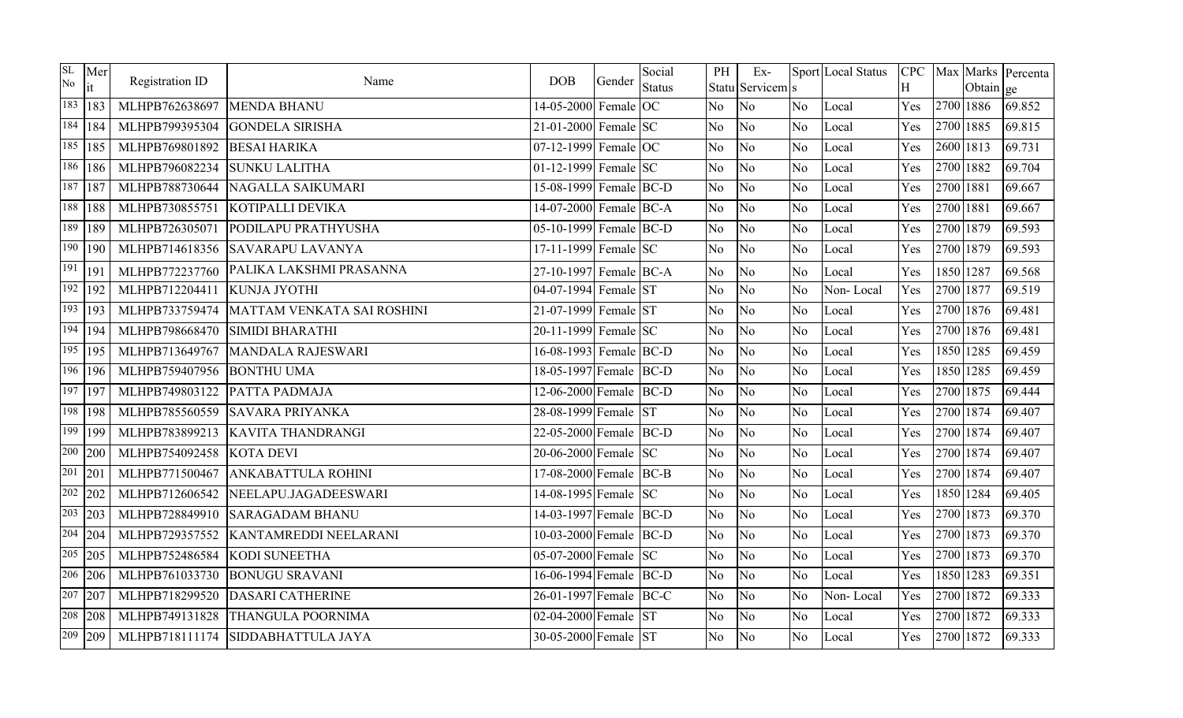| SL No | Merit | Registration ID | Name | DOB | Gender | Social Status | PH Status | Ex-Servicems | Sports | Local Status | CPCH | Max | Marks Obtain | Percentage |
|---|---|---|---|---|---|---|---|---|---|---|---|---|---|---|
| 183 | 183 | MLHPB762638697 | MENDA BHANU | 14-05-2000 | Female | OC | No | No | No | Local | Yes | 2700 | 1886 | 69.852 |
| 184 | 184 | MLHPB799395304 | GONDELA SIRISHA | 21-01-2000 | Female | SC | No | No | No | Local | Yes | 2700 | 1885 | 69.815 |
| 185 | 185 | MLHPB769801892 | BESAI HARIKA | 07-12-1999 | Female | OC | No | No | No | Local | Yes | 2600 | 1813 | 69.731 |
| 186 | 186 | MLHPB796082234 | SUNKU LALITHA | 01-12-1999 | Female | SC | No | No | No | Local | Yes | 2700 | 1882 | 69.704 |
| 187 | 187 | MLHPB788730644 | NAGALLA SAIKUMARI | 15-08-1999 | Female | BC-D | No | No | No | Local | Yes | 2700 | 1881 | 69.667 |
| 188 | 188 | MLHPB730855751 | KOTIPALLI DEVIKA | 14-07-2000 | Female | BC-A | No | No | No | Local | Yes | 2700 | 1881 | 69.667 |
| 189 | 189 | MLHPB726305071 | PODILAPU PRATHYUSHA | 05-10-1999 | Female | BC-D | No | No | No | Local | Yes | 2700 | 1879 | 69.593 |
| 190 | 190 | MLHPB714618356 | SAVARAPU LAVANYA | 17-11-1999 | Female | SC | No | No | No | Local | Yes | 2700 | 1879 | 69.593 |
| 191 | 191 | MLHPB772237760 | PALIKA LAKSHMI PRASANNA | 27-10-1997 | Female | BC-A | No | No | No | Local | Yes | 1850 | 1287 | 69.568 |
| 192 | 192 | MLHPB712204411 | KUNJA JYOTHI | 04-07-1994 | Female | ST | No | No | No | Non- Local | Yes | 2700 | 1877 | 69.519 |
| 193 | 193 | MLHPB733759474 | MATTAM VENKATA SAI ROSHINI | 21-07-1999 | Female | ST | No | No | No | Local | Yes | 2700 | 1876 | 69.481 |
| 194 | 194 | MLHPB798668470 | SIMIDI BHARATHI | 20-11-1999 | Female | SC | No | No | No | Local | Yes | 2700 | 1876 | 69.481 |
| 195 | 195 | MLHPB713649767 | MANDALA RAJESWARI | 16-08-1993 | Female | BC-D | No | No | No | Local | Yes | 1850 | 1285 | 69.459 |
| 196 | 196 | MLHPB759407956 | BONTHU UMA | 18-05-1997 | Female | BC-D | No | No | No | Local | Yes | 1850 | 1285 | 69.459 |
| 197 | 197 | MLHPB749803122 | PATTA PADMAJA | 12-06-2000 | Female | BC-D | No | No | No | Local | Yes | 2700 | 1875 | 69.444 |
| 198 | 198 | MLHPB785560559 | SAVARA PRIYANKA | 28-08-1999 | Female | ST | No | No | No | Local | Yes | 2700 | 1874 | 69.407 |
| 199 | 199 | MLHPB783899213 | KAVITA THANDRANGI | 22-05-2000 | Female | BC-D | No | No | No | Local | Yes | 2700 | 1874 | 69.407 |
| 200 | 200 | MLHPB754092458 | KOTA DEVI | 20-06-2000 | Female | SC | No | No | No | Local | Yes | 2700 | 1874 | 69.407 |
| 201 | 201 | MLHPB771500467 | ANKABATTULA ROHINI | 17-08-2000 | Female | BC-B | No | No | No | Local | Yes | 2700 | 1874 | 69.407 |
| 202 | 202 | MLHPB712606542 | NEELAPU.JAGADEESWARI | 14-08-1995 | Female | SC | No | No | No | Local | Yes | 1850 | 1284 | 69.405 |
| 203 | 203 | MLHPB728849910 | SARAGADAM BHANU | 14-03-1997 | Female | BC-D | No | No | No | Local | Yes | 2700 | 1873 | 69.370 |
| 204 | 204 | MLHPB729357552 | KANTAMREDDI NEELARANI | 10-03-2000 | Female | BC-D | No | No | No | Local | Yes | 2700 | 1873 | 69.370 |
| 205 | 205 | MLHPB752486584 | KODI SUNEETHA | 05-07-2000 | Female | SC | No | No | No | Local | Yes | 2700 | 1873 | 69.370 |
| 206 | 206 | MLHPB761033730 | BONUGU SRAVANI | 16-06-1994 | Female | BC-D | No | No | No | Local | Yes | 1850 | 1283 | 69.351 |
| 207 | 207 | MLHPB718299520 | DASARI CATHERINE | 26-01-1997 | Female | BC-C | No | No | No | Non- Local | Yes | 2700 | 1872 | 69.333 |
| 208 | 208 | MLHPB749131828 | THANGULA POORNIMA | 02-04-2000 | Female | ST | No | No | No | Local | Yes | 2700 | 1872 | 69.333 |
| 209 | 209 | MLHPB718111174 | SIDDABHATTULA JAYA | 30-05-2000 | Female | ST | No | No | No | Local | Yes | 2700 | 1872 | 69.333 |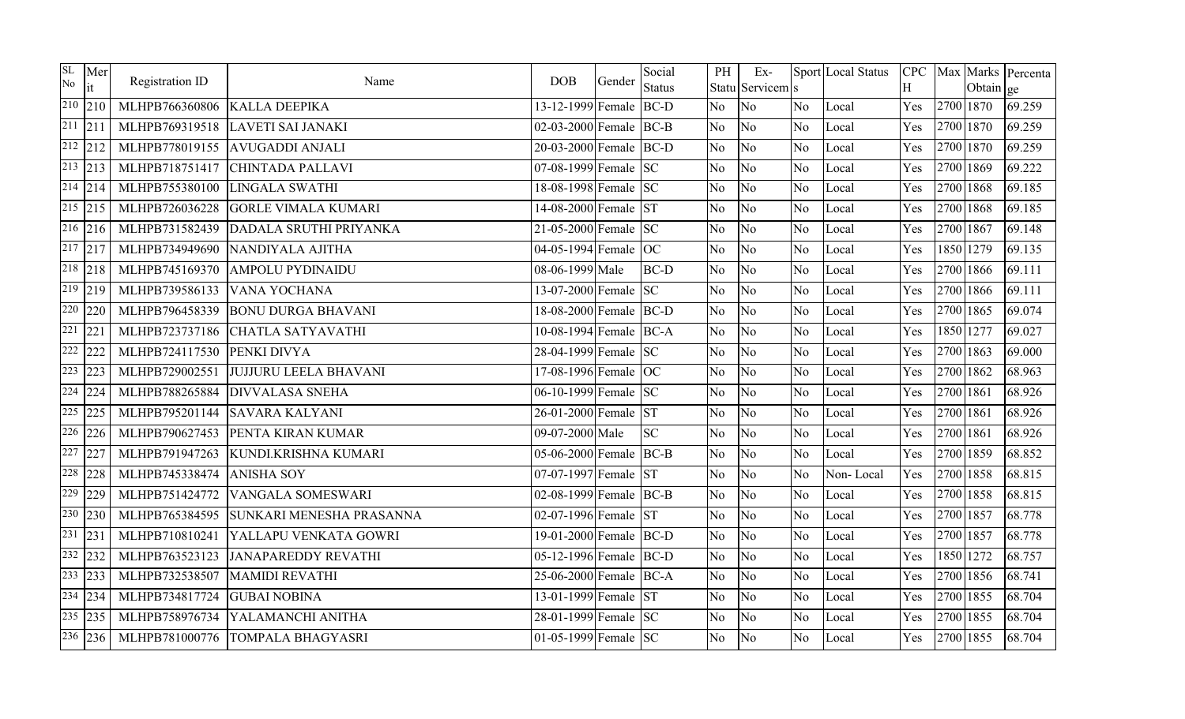| SL No | Merit | Registration ID | Name | DOB | Gender | Social Status | PH Status | Ex-Servicems | Sports | Local Status | CPCH | Max Marks | Marks Obtain | Percentage |
|---|---|---|---|---|---|---|---|---|---|---|---|---|---|---|
| 210 | 210 | MLHPB766360806 | KALLA DEEPIKA | 13-12-1999 | Female | BC-D | No | No | No | Local | Yes | 2700 | 1870 | 69.259 |
| 211 | 211 | MLHPB769319518 | LAVETI SAI JANAKI | 02-03-2000 | Female | BC-B | No | No | No | Local | Yes | 2700 | 1870 | 69.259 |
| 212 | 212 | MLHPB778019155 | AVUGADDI ANJALI | 20-03-2000 | Female | BC-D | No | No | No | Local | Yes | 2700 | 1870 | 69.259 |
| 213 | 213 | MLHPB718751417 | CHINTADA PALLAVI | 07-08-1999 | Female | SC | No | No | No | Local | Yes | 2700 | 1869 | 69.222 |
| 214 | 214 | MLHPB755380100 | LINGALA SWATHI | 18-08-1998 | Female | SC | No | No | No | Local | Yes | 2700 | 1868 | 69.185 |
| 215 | 215 | MLHPB726036228 | GORLE VIMALA KUMARI | 14-08-2000 | Female | ST | No | No | No | Local | Yes | 2700 | 1868 | 69.185 |
| 216 | 216 | MLHPB731582439 | DADALA SRUTHI PRIYANKA | 21-05-2000 | Female | SC | No | No | No | Local | Yes | 2700 | 1867 | 69.148 |
| 217 | 217 | MLHPB734949690 | NANDIYALA AJITHA | 04-05-1994 | Female | OC | No | No | No | Local | Yes | 1850 | 1279 | 69.135 |
| 218 | 218 | MLHPB745169370 | AMPOLU PYDINAIDU | 08-06-1999 | Male | BC-D | No | No | No | Local | Yes | 2700 | 1866 | 69.111 |
| 219 | 219 | MLHPB739586133 | VANA YOCHANA | 13-07-2000 | Female | SC | No | No | No | Local | Yes | 2700 | 1866 | 69.111 |
| 220 | 220 | MLHPB796458339 | BONU DURGA BHAVANI | 18-08-2000 | Female | BC-D | No | No | No | Local | Yes | 2700 | 1865 | 69.074 |
| 221 | 221 | MLHPB723737186 | CHATLA SATYAVATHI | 10-08-1994 | Female | BC-A | No | No | No | Local | Yes | 1850 | 1277 | 69.027 |
| 222 | 222 | MLHPB724117530 | PENKI DIVYA | 28-04-1999 | Female | SC | No | No | No | Local | Yes | 2700 | 1863 | 69.000 |
| 223 | 223 | MLHPB729002551 | JUJJURU LEELA BHAVANI | 17-08-1996 | Female | OC | No | No | No | Local | Yes | 2700 | 1862 | 68.963 |
| 224 | 224 | MLHPB788265884 | DIVVALASA SNEHA | 06-10-1999 | Female | SC | No | No | No | Local | Yes | 2700 | 1861 | 68.926 |
| 225 | 225 | MLHPB795201144 | SAVARA KALYANI | 26-01-2000 | Female | ST | No | No | No | Local | Yes | 2700 | 1861 | 68.926 |
| 226 | 226 | MLHPB790627453 | PENTA KIRAN KUMAR | 09-07-2000 | Male | SC | No | No | No | Local | Yes | 2700 | 1861 | 68.926 |
| 227 | 227 | MLHPB791947263 | KUNDI.KRISHNA KUMARI | 05-06-2000 | Female | BC-B | No | No | No | Local | Yes | 2700 | 1859 | 68.852 |
| 228 | 228 | MLHPB745338474 | ANISHA SOY | 07-07-1997 | Female | ST | No | No | No | Non- Local | Yes | 2700 | 1858 | 68.815 |
| 229 | 229 | MLHPB751424772 | VANGALA SOMESWARI | 02-08-1999 | Female | BC-B | No | No | No | Local | Yes | 2700 | 1858 | 68.815 |
| 230 | 230 | MLHPB765384595 | SUNKARI MENESHA PRASANNA | 02-07-1996 | Female | ST | No | No | No | Local | Yes | 2700 | 1857 | 68.778 |
| 231 | 231 | MLHPB710810241 | YALLAPU VENKATA GOWRI | 19-01-2000 | Female | BC-D | No | No | No | Local | Yes | 2700 | 1857 | 68.778 |
| 232 | 232 | MLHPB763523123 | JANAPAREDDY REVATHI | 05-12-1996 | Female | BC-D | No | No | No | Local | Yes | 1850 | 1272 | 68.757 |
| 233 | 233 | MLHPB732538507 | MAMIDI REVATHI | 25-06-2000 | Female | BC-A | No | No | No | Local | Yes | 2700 | 1856 | 68.741 |
| 234 | 234 | MLHPB734817724 | GUBAI NOBINA | 13-01-1999 | Female | ST | No | No | No | Local | Yes | 2700 | 1855 | 68.704 |
| 235 | 235 | MLHPB758976734 | YALAMANCHI ANITHA | 28-01-1999 | Female | SC | No | No | No | Local | Yes | 2700 | 1855 | 68.704 |
| 236 | 236 | MLHPB781000776 | TOMPALA BHAGYASRI | 01-05-1999 | Female | SC | No | No | No | Local | Yes | 2700 | 1855 | 68.704 |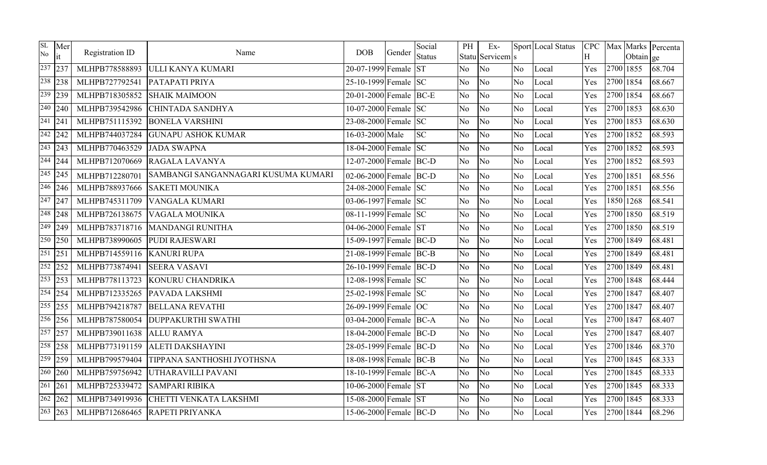| SL No | Merit | Registration ID | Name | DOB | Gender | Social Status | PH Status | Ex-Servicems | Sports | Local Status | CPCH | Max | Marks Obtain | Percentage |
|---|---|---|---|---|---|---|---|---|---|---|---|---|---|---|
| 237 | 237 | MLHPB778588893 | ULLI KANYA KUMARI | 20-07-1999 | Female | ST | No | No | No | Local | Yes | 2700 | 1855 | 68.704 |
| 238 | 238 | MLHPB727792541 | PATAPATI PRIYA | 25-10-1999 | Female | SC | No | No | No | Local | Yes | 2700 | 1854 | 68.667 |
| 239 | 239 | MLHPB718305852 | SHAIK MAIMOON | 20-01-2000 | Female | BC-E | No | No | No | Local | Yes | 2700 | 1854 | 68.667 |
| 240 | 240 | MLHPB739542986 | CHINTADA SANDHYA | 10-07-2000 | Female | SC | No | No | No | Local | Yes | 2700 | 1853 | 68.630 |
| 241 | 241 | MLHPB751115392 | BONELA VARSHINI | 23-08-2000 | Female | SC | No | No | No | Local | Yes | 2700 | 1853 | 68.630 |
| 242 | 242 | MLHPB744037284 | GUNAPU ASHOK KUMAR | 16-03-2000 | Male | SC | No | No | No | Local | Yes | 2700 | 1852 | 68.593 |
| 243 | 243 | MLHPB770463529 | JADA SWAPNA | 18-04-2000 | Female | SC | No | No | No | Local | Yes | 2700 | 1852 | 68.593 |
| 244 | 244 | MLHPB712070669 | RAGALA LAVANYA | 12-07-2000 | Female | BC-D | No | No | No | Local | Yes | 2700 | 1852 | 68.593 |
| 245 | 245 | MLHPB712280701 | SAMBANGI SANGANNAGARI KUSUMA KUMARI | 02-06-2000 | Female | BC-D | No | No | No | Local | Yes | 2700 | 1851 | 68.556 |
| 246 | 246 | MLHPB788937666 | SAKETI MOUNIKA | 24-08-2000 | Female | SC | No | No | No | Local | Yes | 2700 | 1851 | 68.556 |
| 247 | 247 | MLHPB745311709 | VANGALA KUMARI | 03-06-1997 | Female | SC | No | No | No | Local | Yes | 1850 | 1268 | 68.541 |
| 248 | 248 | MLHPB726138675 | VAGALA MOUNIKA | 08-11-1999 | Female | SC | No | No | No | Local | Yes | 2700 | 1850 | 68.519 |
| 249 | 249 | MLHPB783718716 | MANDANGI RUNITHA | 04-06-2000 | Female | ST | No | No | No | Local | Yes | 2700 | 1850 | 68.519 |
| 250 | 250 | MLHPB738990605 | PUDI RAJESWARI | 15-09-1997 | Female | BC-D | No | No | No | Local | Yes | 2700 | 1849 | 68.481 |
| 251 | 251 | MLHPB714559116 | KANURI RUPA | 21-08-1999 | Female | BC-B | No | No | No | Local | Yes | 2700 | 1849 | 68.481 |
| 252 | 252 | MLHPB773874941 | SEERA VASAVI | 26-10-1999 | Female | BC-D | No | No | No | Local | Yes | 2700 | 1849 | 68.481 |
| 253 | 253 | MLHPB778113723 | KONURU CHANDRIKA | 12-08-1998 | Female | SC | No | No | No | Local | Yes | 2700 | 1848 | 68.444 |
| 254 | 254 | MLHPB712335265 | PAVADA LAKSHMI | 25-02-1998 | Female | SC | No | No | No | Local | Yes | 2700 | 1847 | 68.407 |
| 255 | 255 | MLHPB794218787 | BELLANA REVATHI | 26-09-1999 | Female | OC | No | No | No | Local | Yes | 2700 | 1847 | 68.407 |
| 256 | 256 | MLHPB787580054 | DUPPAKURTHI SWATHI | 03-04-2000 | Female | BC-A | No | No | No | Local | Yes | 2700 | 1847 | 68.407 |
| 257 | 257 | MLHPB739011638 | ALLU RAMYA | 18-04-2000 | Female | BC-D | No | No | No | Local | Yes | 2700 | 1847 | 68.407 |
| 258 | 258 | MLHPB773191159 | ALETI DAKSHAYINI | 28-05-1999 | Female | BC-D | No | No | No | Local | Yes | 2700 | 1846 | 68.370 |
| 259 | 259 | MLHPB799579404 | TIPPANA SANTHOSHI JYOTHSNA | 18-08-1998 | Female | BC-B | No | No | No | Local | Yes | 2700 | 1845 | 68.333 |
| 260 | 260 | MLHPB759756942 | UTHARAVILLI PAVANI | 18-10-1999 | Female | BC-A | No | No | No | Local | Yes | 2700 | 1845 | 68.333 |
| 261 | 261 | MLHPB725339472 | SAMPARI RIBIKA | 10-06-2000 | Female | ST | No | No | No | Local | Yes | 2700 | 1845 | 68.333 |
| 262 | 262 | MLHPB734919936 | CHETTI VENKATA LAKSHMI | 15-08-2000 | Female | ST | No | No | No | Local | Yes | 2700 | 1845 | 68.333 |
| 263 | 263 | MLHPB712686465 | RAPETI PRIYANKA | 15-06-2000 | Female | BC-D | No | No | No | Local | Yes | 2700 | 1844 | 68.296 |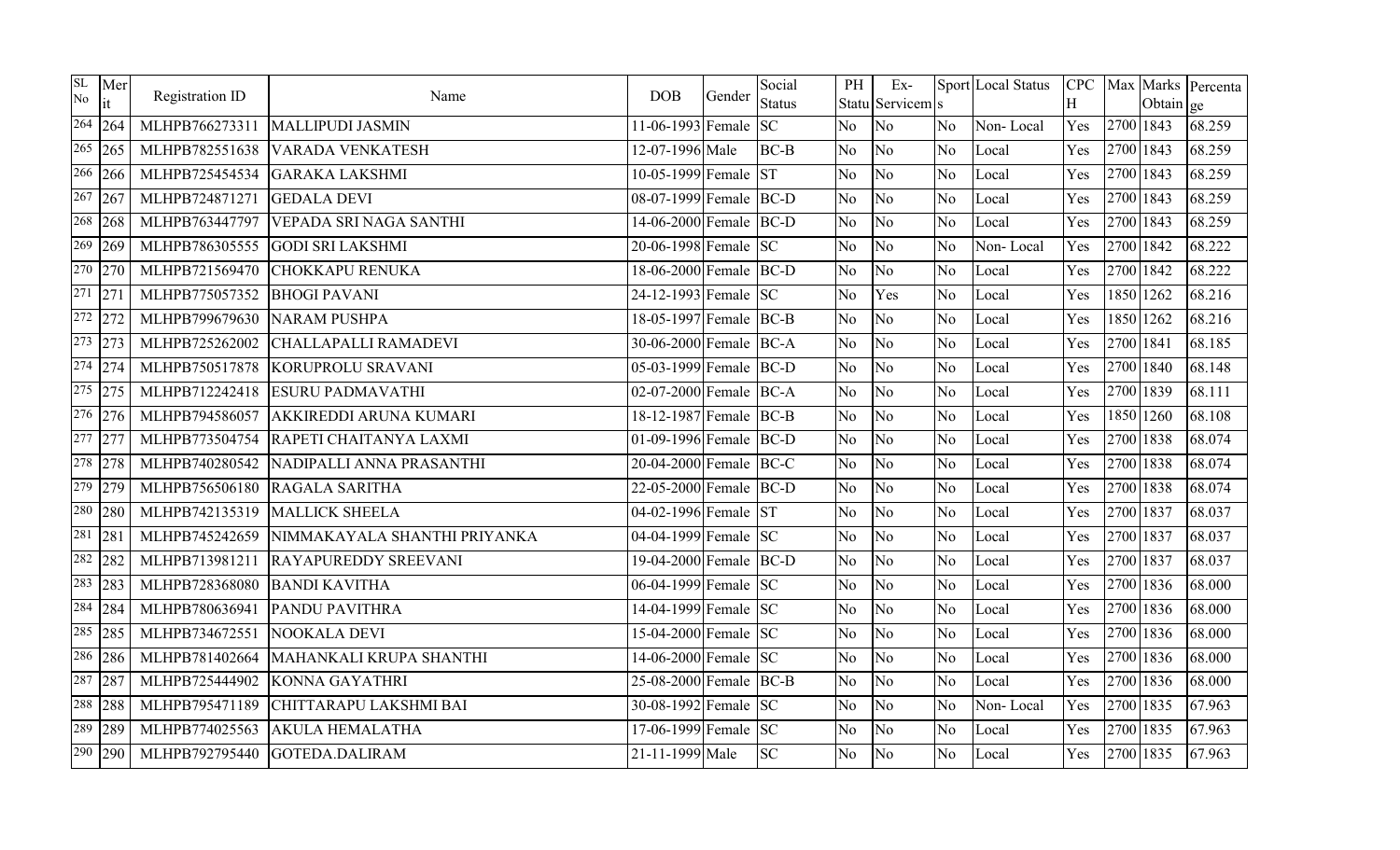| SL No | Merit | Registration ID | Name | DOB | Gender | Social Status | PH Status | Ex-Servicemen | Sports | Local Status | CPC H | Max | Marks Obtain | Percentage |
|---|---|---|---|---|---|---|---|---|---|---|---|---|---|---|
| 264 | 264 | MLHPB766273311 | MALLIPUDI JASMIN | 11-06-1993 | Female | SC | No | No | No | Non- Local | Yes | 2700 | 1843 | 68.259 |
| 265 | 265 | MLHPB782551638 | VARADA VENKATESH | 12-07-1996 | Male | BC-B | No | No | No | Local | Yes | 2700 | 1843 | 68.259 |
| 266 | 266 | MLHPB725454534 | GARAKA LAKSHMI | 10-05-1999 | Female | ST | No | No | No | Local | Yes | 2700 | 1843 | 68.259 |
| 267 | 267 | MLHPB724871271 | GEDALA DEVI | 08-07-1999 | Female | BC-D | No | No | No | Local | Yes | 2700 | 1843 | 68.259 |
| 268 | 268 | MLHPB763447797 | VEPADA SRI NAGA SANTHI | 14-06-2000 | Female | BC-D | No | No | No | Local | Yes | 2700 | 1843 | 68.259 |
| 269 | 269 | MLHPB786305555 | GODI SRI LAKSHMI | 20-06-1998 | Female | SC | No | No | No | Non- Local | Yes | 2700 | 1842 | 68.222 |
| 270 | 270 | MLHPB721569470 | CHOKKAPU RENUKA | 18-06-2000 | Female | BC-D | No | No | No | Local | Yes | 2700 | 1842 | 68.222 |
| 271 | 271 | MLHPB775057352 | BHOGI PAVANI | 24-12-1993 | Female | SC | No | Yes | No | Local | Yes | 1850 | 1262 | 68.216 |
| 272 | 272 | MLHPB799679630 | NARAM PUSHPA | 18-05-1997 | Female | BC-B | No | No | No | Local | Yes | 1850 | 1262 | 68.216 |
| 273 | 273 | MLHPB725262002 | CHALLAPALLI RAMADEVI | 30-06-2000 | Female | BC-A | No | No | No | Local | Yes | 2700 | 1841 | 68.185 |
| 274 | 274 | MLHPB750517878 | KORUPROLU SRAVANI | 05-03-1999 | Female | BC-D | No | No | No | Local | Yes | 2700 | 1840 | 68.148 |
| 275 | 275 | MLHPB712242418 | ESURU PADMAVATHI | 02-07-2000 | Female | BC-A | No | No | No | Local | Yes | 2700 | 1839 | 68.111 |
| 276 | 276 | MLHPB794586057 | AKKIREDDI ARUNA KUMARI | 18-12-1987 | Female | BC-B | No | No | No | Local | Yes | 1850 | 1260 | 68.108 |
| 277 | 277 | MLHPB773504754 | RAPETI CHAITANYA LAXMI | 01-09-1996 | Female | BC-D | No | No | No | Local | Yes | 2700 | 1838 | 68.074 |
| 278 | 278 | MLHPB740280542 | NADIPALLI ANNA PRASANTHI | 20-04-2000 | Female | BC-C | No | No | No | Local | Yes | 2700 | 1838 | 68.074 |
| 279 | 279 | MLHPB756506180 | RAGALA SARITHA | 22-05-2000 | Female | BC-D | No | No | No | Local | Yes | 2700 | 1838 | 68.074 |
| 280 | 280 | MLHPB742135319 | MALLICK SHEELA | 04-02-1996 | Female | ST | No | No | No | Local | Yes | 2700 | 1837 | 68.037 |
| 281 | 281 | MLHPB745242659 | NIMMAKAYALA SHANTHI PRIYANKA | 04-04-1999 | Female | SC | No | No | No | Local | Yes | 2700 | 1837 | 68.037 |
| 282 | 282 | MLHPB713981211 | RAYAPUREDDY SREEVANI | 19-04-2000 | Female | BC-D | No | No | No | Local | Yes | 2700 | 1837 | 68.037 |
| 283 | 283 | MLHPB728368080 | BANDI KAVITHA | 06-04-1999 | Female | SC | No | No | No | Local | Yes | 2700 | 1836 | 68.000 |
| 284 | 284 | MLHPB780636941 | PANDU PAVITHRA | 14-04-1999 | Female | SC | No | No | No | Local | Yes | 2700 | 1836 | 68.000 |
| 285 | 285 | MLHPB734672551 | NOOKALA DEVI | 15-04-2000 | Female | SC | No | No | No | Local | Yes | 2700 | 1836 | 68.000 |
| 286 | 286 | MLHPB781402664 | MAHANKALI KRUPA SHANTHI | 14-06-2000 | Female | SC | No | No | No | Local | Yes | 2700 | 1836 | 68.000 |
| 287 | 287 | MLHPB725444902 | KONNA GAYATHRI | 25-08-2000 | Female | BC-B | No | No | No | Local | Yes | 2700 | 1836 | 68.000 |
| 288 | 288 | MLHPB795471189 | CHITTARAPU LAKSHMI BAI | 30-08-1992 | Female | SC | No | No | No | Non- Local | Yes | 2700 | 1835 | 67.963 |
| 289 | 289 | MLHPB774025563 | AKULA HEMALATHA | 17-06-1999 | Female | SC | No | No | No | Local | Yes | 2700 | 1835 | 67.963 |
| 290 | 290 | MLHPB792795440 | GOTEDA.DALIRAM | 21-11-1999 | Male | SC | No | No | No | Local | Yes | 2700 | 1835 | 67.963 |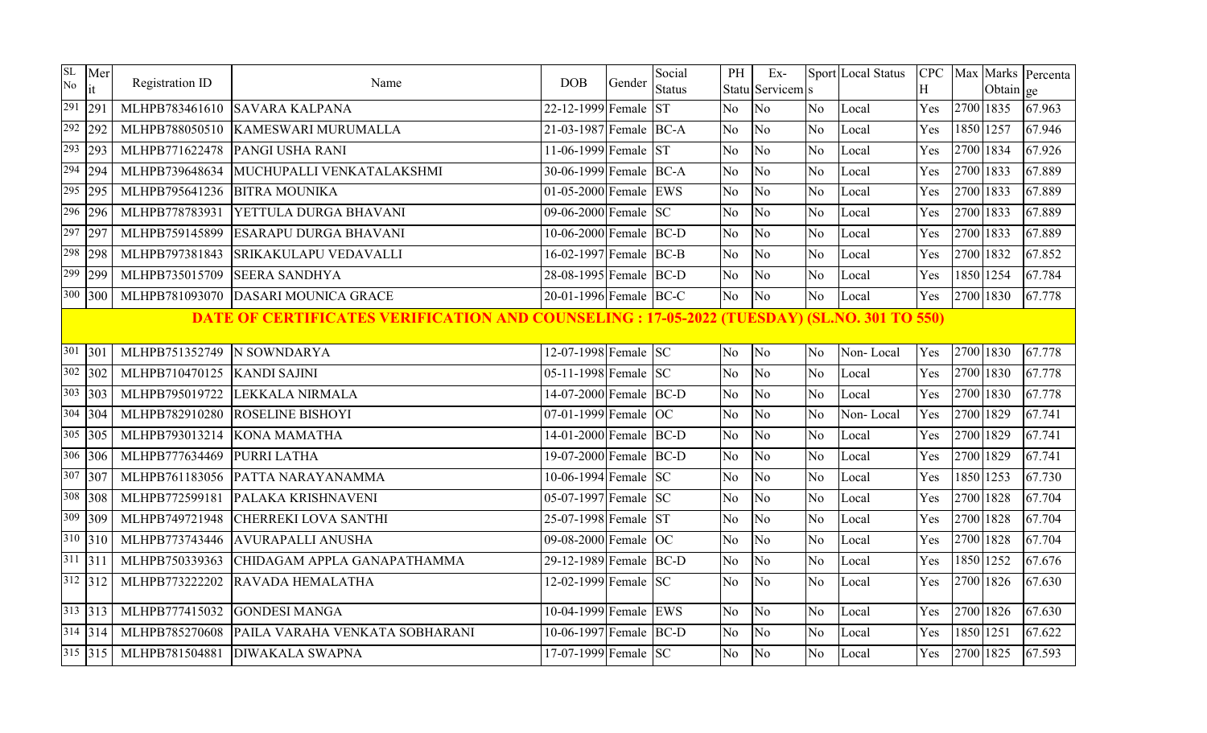| SL No | Merit | Registration ID | Name | DOB | Gender | Social Status | PH Status | Ex-Servicems | Sports | Local Status | CPCH | Max | Marks Obtain | Percentage |
|---|---|---|---|---|---|---|---|---|---|---|---|---|---|---|
| 291 | 291 | MLHPB783461610 | SAVARA KALPANA | 22-12-1999 | Female | ST | No | No | No | Local | Yes | 2700 | 1835 | 67.963 |
| 292 | 292 | MLHPB788050510 | KAMESWARI MURUMALLA | 21-03-1987 | Female | BC-A | No | No | No | Local | Yes | 1850 | 1257 | 67.946 |
| 293 | 293 | MLHPB771622478 | PANGI USHA RANI | 11-06-1999 | Female | ST | No | No | No | Local | Yes | 2700 | 1834 | 67.926 |
| 294 | 294 | MLHPB739648634 | MUCHUPALLI VENKATALAKSHMI | 30-06-1999 | Female | BC-A | No | No | No | Local | Yes | 2700 | 1833 | 67.889 |
| 295 | 295 | MLHPB795641236 | BITRA MOUNIKA | 01-05-2000 | Female | EWS | No | No | No | Local | Yes | 2700 | 1833 | 67.889 |
| 296 | 296 | MLHPB778783931 | YETTULA DURGA BHAVANI | 09-06-2000 | Female | SC | No | No | No | Local | Yes | 2700 | 1833 | 67.889 |
| 297 | 297 | MLHPB759145899 | ESARAPU DURGA BHAVANI | 10-06-2000 | Female | BC-D | No | No | No | Local | Yes | 2700 | 1833 | 67.889 |
| 298 | 298 | MLHPB797381843 | SRIKAKULAPU VEDAVALLI | 16-02-1997 | Female | BC-B | No | No | No | Local | Yes | 2700 | 1832 | 67.852 |
| 299 | 299 | MLHPB735015709 | SEERA SANDHYA | 28-08-1995 | Female | BC-D | No | No | No | Local | Yes | 1850 | 1254 | 67.784 |
| 300 | 300 | MLHPB781093070 | DASARI MOUNICA GRACE | 20-01-1996 | Female | BC-C | No | No | No | Local | Yes | 2700 | 1830 | 67.778 |
| **DATE OF CERTIFICATES VERIFICATION AND COUNSELING : 17-05-2022 (TUESDAY) (SL.NO. 301 TO 550)** | | | | | | | | | | | | | | |
| 301 | 301 | MLHPB751352749 | N SOWNDARYA | 12-07-1998 | Female | SC | No | No | No | Non- Local | Yes | 2700 | 1830 | 67.778 |
| 302 | 302 | MLHPB710470125 | KANDI SAJINI | 05-11-1998 | Female | SC | No | No | No | Local | Yes | 2700 | 1830 | 67.778 |
| 303 | 303 | MLHPB795019722 | LEKKALA NIRMALA | 14-07-2000 | Female | BC-D | No | No | No | Local | Yes | 2700 | 1830 | 67.778 |
| 304 | 304 | MLHPB782910280 | ROSELINE BISHOYI | 07-01-1999 | Female | OC | No | No | No | Non- Local | Yes | 2700 | 1829 | 67.741 |
| 305 | 305 | MLHPB793013214 | KONA MAMATHA | 14-01-2000 | Female | BC-D | No | No | No | Local | Yes | 2700 | 1829 | 67.741 |
| 306 | 306 | MLHPB777634469 | PURRI LATHA | 19-07-2000 | Female | BC-D | No | No | No | Local | Yes | 2700 | 1829 | 67.741 |
| 307 | 307 | MLHPB761183056 | PATTA NARAYANAMMA | 10-06-1994 | Female | SC | No | No | No | Local | Yes | 1850 | 1253 | 67.730 |
| 308 | 308 | MLHPB772599181 | PALAKA KRISHNAVENI | 05-07-1997 | Female | SC | No | No | No | Local | Yes | 2700 | 1828 | 67.704 |
| 309 | 309 | MLHPB749721948 | CHERREKI LOVA SANTHI | 25-07-1998 | Female | ST | No | No | No | Local | Yes | 2700 | 1828 | 67.704 |
| 310 | 310 | MLHPB773743446 | AVURAPALLI ANUSHA | 09-08-2000 | Female | OC | No | No | No | Local | Yes | 2700 | 1828 | 67.704 |
| 311 | 311 | MLHPB750339363 | CHIDAGAM APPLA GANAPATHAMMA | 29-12-1989 | Female | BC-D | No | No | No | Local | Yes | 1850 | 1252 | 67.676 |
| 312 | 312 | MLHPB773222202 | RAVADA HEMALATHA | 12-02-1999 | Female | SC | No | No | No | Local | Yes | 2700 | 1826 | 67.630 |
| 313 | 313 | MLHPB777415032 | GONDESI MANGA | 10-04-1999 | Female | EWS | No | No | No | Local | Yes | 2700 | 1826 | 67.630 |
| 314 | 314 | MLHPB785270608 | PAILA VARAHA VENKATA SOBHARANI | 10-06-1997 | Female | BC-D | No | No | No | Local | Yes | 1850 | 1251 | 67.622 |
| 315 | 315 | MLHPB781504881 | DIWAKALA SWAPNA | 17-07-1999 | Female | SC | No | No | No | Local | Yes | 2700 | 1825 | 67.593 |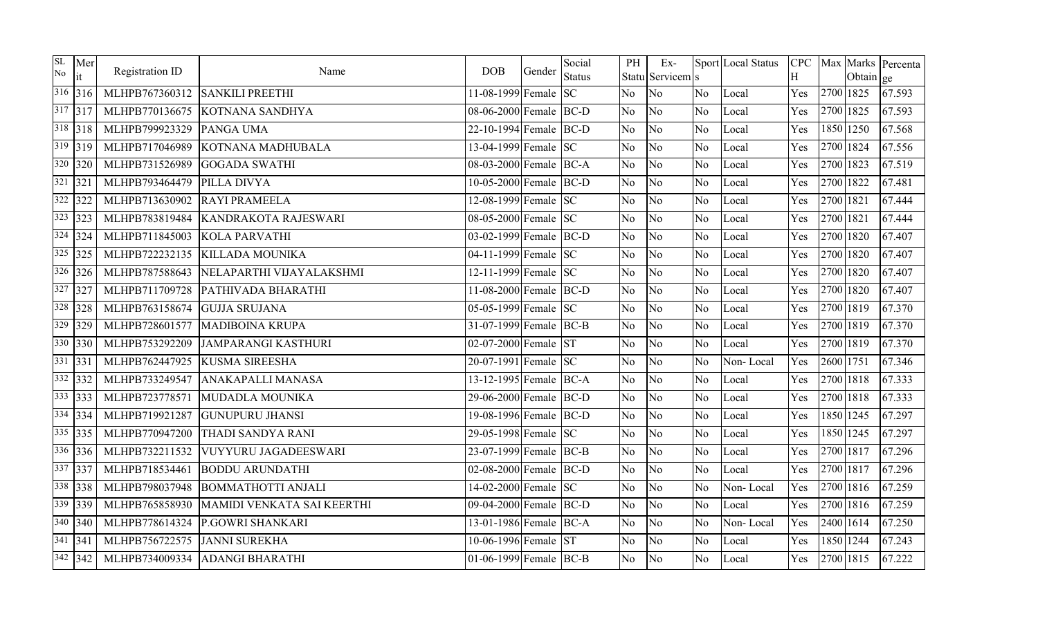| SL No | Merit | Registration ID | Name | DOB | Gender | Social Status | PH Status | Ex-Servicemen | Sports | Local Status | CPCH | Max | Marks Obtain | Percentage |
|---|---|---|---|---|---|---|---|---|---|---|---|---|---|---|
| 316 | 316 | MLHPB767360312 | SANKILI PREETHI | 11-08-1999 | Female | SC | No | No | No | Local | Yes | 2700 | 1825 | 67.593 |
| 317 | 317 | MLHPB770136675 | KOTNANA SANDHYA | 08-06-2000 | Female | BC-D | No | No | No | Local | Yes | 2700 | 1825 | 67.593 |
| 318 | 318 | MLHPB799923329 | PANGA UMA | 22-10-1994 | Female | BC-D | No | No | No | Local | Yes | 1850 | 1250 | 67.568 |
| 319 | 319 | MLHPB717046989 | KOTNANA MADHUBALA | 13-04-1999 | Female | SC | No | No | No | Local | Yes | 2700 | 1824 | 67.556 |
| 320 | 320 | MLHPB731526989 | GOGADA SWATHI | 08-03-2000 | Female | BC-A | No | No | No | Local | Yes | 2700 | 1823 | 67.519 |
| 321 | 321 | MLHPB793464479 | PILLA DIVYA | 10-05-2000 | Female | BC-D | No | No | No | Local | Yes | 2700 | 1822 | 67.481 |
| 322 | 322 | MLHPB713630902 | RAYI PRAMEELA | 12-08-1999 | Female | SC | No | No | No | Local | Yes | 2700 | 1821 | 67.444 |
| 323 | 323 | MLHPB783819484 | KANDRAKOTA RAJESWARI | 08-05-2000 | Female | SC | No | No | No | Local | Yes | 2700 | 1821 | 67.444 |
| 324 | 324 | MLHPB711845003 | KOLA PARVATHI | 03-02-1999 | Female | BC-D | No | No | No | Local | Yes | 2700 | 1820 | 67.407 |
| 325 | 325 | MLHPB722232135 | KILLADA MOUNIKA | 04-11-1999 | Female | SC | No | No | No | Local | Yes | 2700 | 1820 | 67.407 |
| 326 | 326 | MLHPB787588643 | NELAPARTHI VIJAYALAKSHMI | 12-11-1999 | Female | SC | No | No | No | Local | Yes | 2700 | 1820 | 67.407 |
| 327 | 327 | MLHPB711709728 | PATHIVADA BHARATHI | 11-08-2000 | Female | BC-D | No | No | No | Local | Yes | 2700 | 1820 | 67.407 |
| 328 | 328 | MLHPB763158674 | GUJJA SRUJANA | 05-05-1999 | Female | SC | No | No | No | Local | Yes | 2700 | 1819 | 67.370 |
| 329 | 329 | MLHPB728601577 | MADIBOINA KRUPA | 31-07-1999 | Female | BC-B | No | No | No | Local | Yes | 2700 | 1819 | 67.370 |
| 330 | 330 | MLHPB753292209 | JAMPARANGI KASTHURI | 02-07-2000 | Female | ST | No | No | No | Local | Yes | 2700 | 1819 | 67.370 |
| 331 | 331 | MLHPB762447925 | KUSMA SIREESHA | 20-07-1991 | Female | SC | No | No | No | Non- Local | Yes | 2600 | 1751 | 67.346 |
| 332 | 332 | MLHPB733249547 | ANAKAPALLI MANASA | 13-12-1995 | Female | BC-A | No | No | No | Local | Yes | 2700 | 1818 | 67.333 |
| 333 | 333 | MLHPB723778571 | MUDADLA MOUNIKA | 29-06-2000 | Female | BC-D | No | No | No | Local | Yes | 2700 | 1818 | 67.333 |
| 334 | 334 | MLHPB719921287 | GUNUPURU JHANSI | 19-08-1996 | Female | BC-D | No | No | No | Local | Yes | 1850 | 1245 | 67.297 |
| 335 | 335 | MLHPB770947200 | THADI SANDYA RANI | 29-05-1998 | Female | SC | No | No | No | Local | Yes | 1850 | 1245 | 67.297 |
| 336 | 336 | MLHPB732211532 | VUYYURU JAGADEESWARI | 23-07-1999 | Female | BC-B | No | No | No | Local | Yes | 2700 | 1817 | 67.296 |
| 337 | 337 | MLHPB718534461 | BODDU ARUNDATHI | 02-08-2000 | Female | BC-D | No | No | No | Local | Yes | 2700 | 1817 | 67.296 |
| 338 | 338 | MLHPB798037948 | BOMMATHOTTI ANJALI | 14-02-2000 | Female | SC | No | No | No | Non- Local | Yes | 2700 | 1816 | 67.259 |
| 339 | 339 | MLHPB765858930 | MAMIDI VENKATA SAI KEERTHI | 09-04-2000 | Female | BC-D | No | No | No | Local | Yes | 2700 | 1816 | 67.259 |
| 340 | 340 | MLHPB778614324 | P.GOWRI SHANKARI | 13-01-1986 | Female | BC-A | No | No | No | Non- Local | Yes | 2400 | 1614 | 67.250 |
| 341 | 341 | MLHPB756722575 | JANNI SUREKHA | 10-06-1996 | Female | ST | No | No | No | Local | Yes | 1850 | 1244 | 67.243 |
| 342 | 342 | MLHPB734009334 | ADANGI BHARATHI | 01-06-1999 | Female | BC-B | No | No | No | Local | Yes | 2700 | 1815 | 67.222 |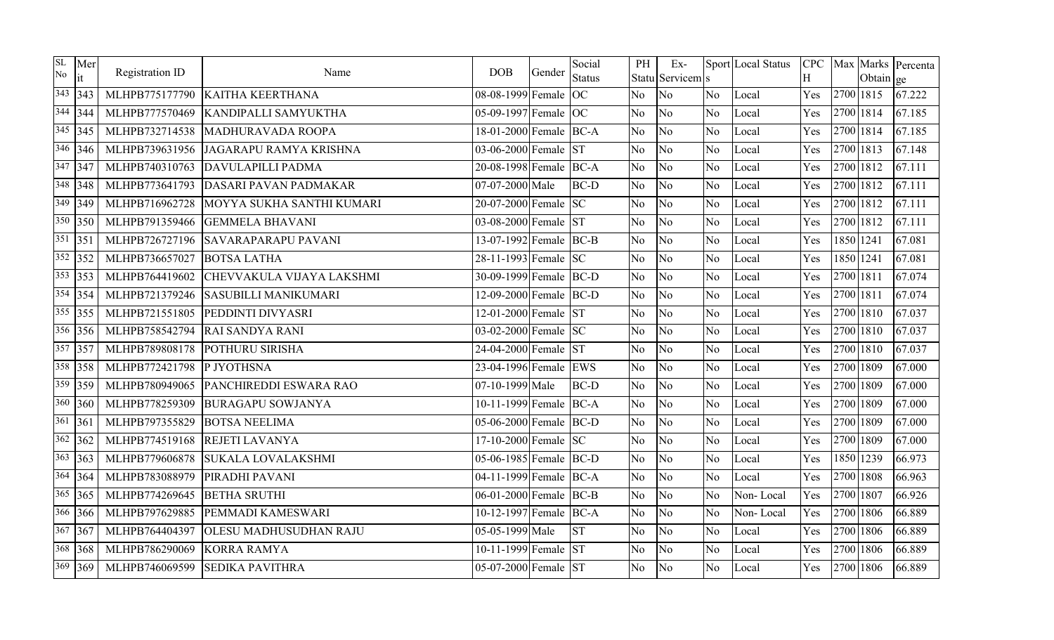| SL No | Merit | Registration ID | Name | DOB | Gender | Social Status | PH Status | Ex-Servicems | Sports | Local Status | CPCH | Max | Marks Obtain | Percentage |
|---|---|---|---|---|---|---|---|---|---|---|---|---|---|---|
| 343 | 343 | MLHPB775177790 | KAITHA KEERTHANA | 08-08-1999 | Female | OC | No | No | No | Local | Yes | 2700 | 1815 | 67.222 |
| 344 | 344 | MLHPB777570469 | KANDIPALLI SAMYUKTHA | 05-09-1997 | Female | OC | No | No | No | Local | Yes | 2700 | 1814 | 67.185 |
| 345 | 345 | MLHPB732714538 | MADHURAVADA ROOPA | 18-01-2000 | Female | BC-A | No | No | No | Local | Yes | 2700 | 1814 | 67.185 |
| 346 | 346 | MLHPB739631956 | JAGARAPU RAMYA KRISHNA | 03-06-2000 | Female | ST | No | No | No | Local | Yes | 2700 | 1813 | 67.148 |
| 347 | 347 | MLHPB740310763 | DAVULAPILLI PADMA | 20-08-1998 | Female | BC-A | No | No | No | Local | Yes | 2700 | 1812 | 67.111 |
| 348 | 348 | MLHPB773641793 | DASARI PAVAN PADMAKAR | 07-07-2000 | Male | BC-D | No | No | No | Local | Yes | 2700 | 1812 | 67.111 |
| 349 | 349 | MLHPB716962728 | MOYYA SUKHA SANTHI KUMARI | 20-07-2000 | Female | SC | No | No | No | Local | Yes | 2700 | 1812 | 67.111 |
| 350 | 350 | MLHPB791359466 | GEMMELA BHAVANI | 03-08-2000 | Female | ST | No | No | No | Local | Yes | 2700 | 1812 | 67.111 |
| 351 | 351 | MLHPB726727196 | SAVARAPARAPU PAVANI | 13-07-1992 | Female | BC-B | No | No | No | Local | Yes | 1850 | 1241 | 67.081 |
| 352 | 352 | MLHPB736657027 | BOTSA LATHA | 28-11-1993 | Female | SC | No | No | No | Local | Yes | 1850 | 1241 | 67.081 |
| 353 | 353 | MLHPB764419602 | CHEVVAKULA VIJAYA LAKSHMI | 30-09-1999 | Female | BC-D | No | No | No | Local | Yes | 2700 | 1811 | 67.074 |
| 354 | 354 | MLHPB721379246 | SASUBILLI MANIKUMARI | 12-09-2000 | Female | BC-D | No | No | No | Local | Yes | 2700 | 1811 | 67.074 |
| 355 | 355 | MLHPB721551805 | PEDDINTI DIVYASRI | 12-01-2000 | Female | ST | No | No | No | Local | Yes | 2700 | 1810 | 67.037 |
| 356 | 356 | MLHPB758542794 | RAI SANDYA RANI | 03-02-2000 | Female | SC | No | No | No | Local | Yes | 2700 | 1810 | 67.037 |
| 357 | 357 | MLHPB789808178 | POTHURU SIRISHA | 24-04-2000 | Female | ST | No | No | No | Local | Yes | 2700 | 1810 | 67.037 |
| 358 | 358 | MLHPB772421798 | P JYOTHSNA | 23-04-1996 | Female | EWS | No | No | No | Local | Yes | 2700 | 1809 | 67.000 |
| 359 | 359 | MLHPB780949065 | PANCHIREDDI ESWARA RAO | 07-10-1999 | Male | BC-D | No | No | No | Local | Yes | 2700 | 1809 | 67.000 |
| 360 | 360 | MLHPB778259309 | BURAGAPU SOWJANYA | 10-11-1999 | Female | BC-A | No | No | No | Local | Yes | 2700 | 1809 | 67.000 |
| 361 | 361 | MLHPB797355829 | BOTSA NEELIMA | 05-06-2000 | Female | BC-D | No | No | No | Local | Yes | 2700 | 1809 | 67.000 |
| 362 | 362 | MLHPB774519168 | REJETI LAVANYA | 17-10-2000 | Female | SC | No | No | No | Local | Yes | 2700 | 1809 | 67.000 |
| 363 | 363 | MLHPB779606878 | SUKALA LOVALAKSHMI | 05-06-1985 | Female | BC-D | No | No | No | Local | Yes | 1850 | 1239 | 66.973 |
| 364 | 364 | MLHPB783088979 | PIRADHI PAVANI | 04-11-1999 | Female | BC-A | No | No | No | Local | Yes | 2700 | 1808 | 66.963 |
| 365 | 365 | MLHPB774269645 | BETHA SRUTHI | 06-01-2000 | Female | BC-B | No | No | No | Non- Local | Yes | 2700 | 1807 | 66.926 |
| 366 | 366 | MLHPB797629885 | PEMMADI KAMESWARI | 10-12-1997 | Female | BC-A | No | No | No | Non- Local | Yes | 2700 | 1806 | 66.889 |
| 367 | 367 | MLHPB764404397 | OLESU MADHUSUDHAN RAJU | 05-05-1999 | Male | ST | No | No | No | Local | Yes | 2700 | 1806 | 66.889 |
| 368 | 368 | MLHPB786290069 | KORRA RAMYA | 10-11-1999 | Female | ST | No | No | No | Local | Yes | 2700 | 1806 | 66.889 |
| 369 | 369 | MLHPB746069599 | SEDIKA PAVITHRA | 05-07-2000 | Female | ST | No | No | No | Local | Yes | 2700 | 1806 | 66.889 |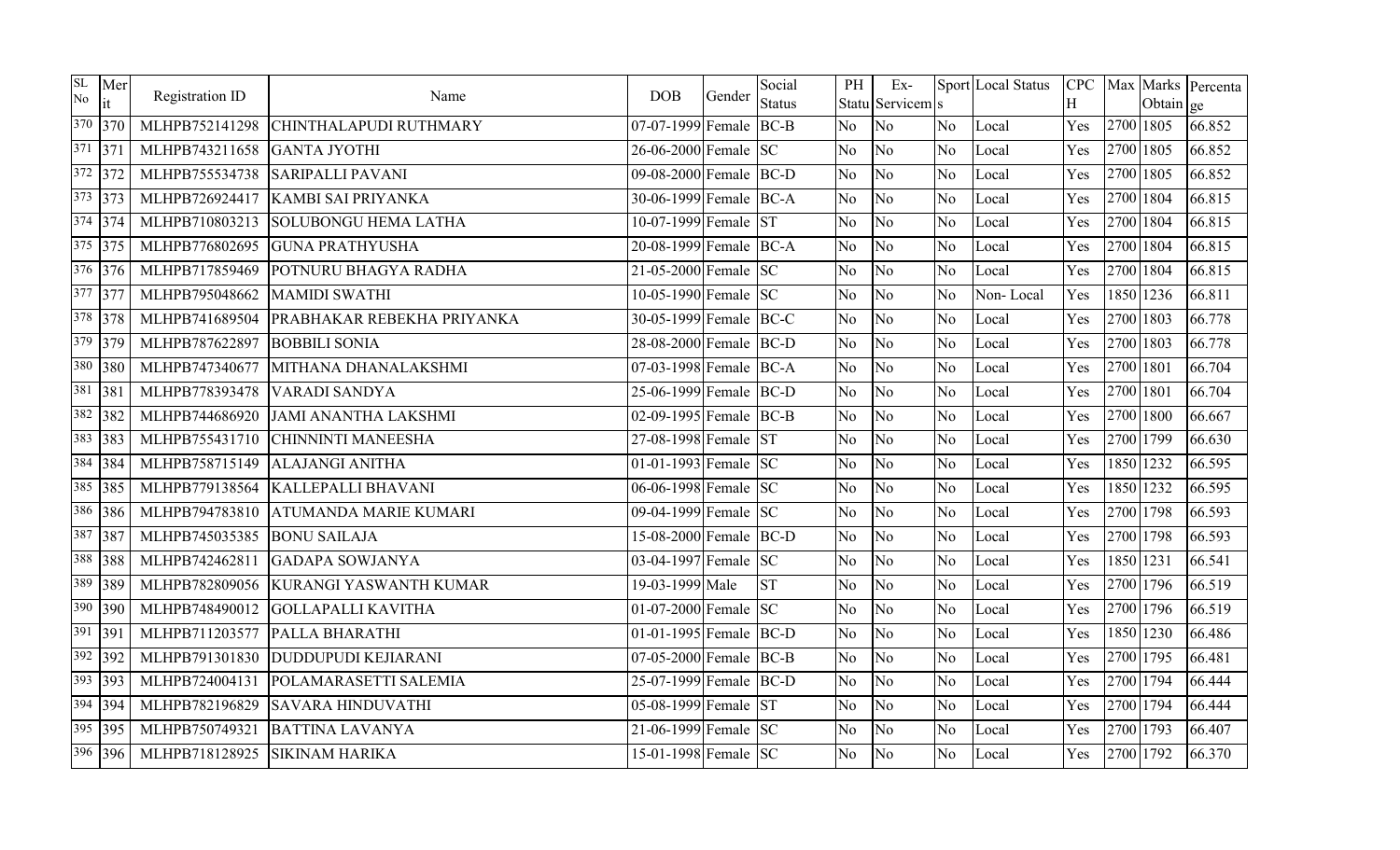| SL No | Merit | Registration ID | Name | DOB | Gender | Social Status | PH Status | Ex-Servicems | Sports | Local Status | CPCH | Max | Marks Obtain | Percentage |
|---|---|---|---|---|---|---|---|---|---|---|---|---|---|---|
| 370 | 370 | MLHPB752141298 | CHINTHALAPUDI RUTHMARY | 07-07-1999 | Female | BC-B | No | No | No | Local | Yes | 2700 | 1805 | 66.852 |
| 371 | 371 | MLHPB743211658 | GANTA JYOTHI | 26-06-2000 | Female | SC | No | No | No | Local | Yes | 2700 | 1805 | 66.852 |
| 372 | 372 | MLHPB755534738 | SARIPALLI PAVANI | 09-08-2000 | Female | BC-D | No | No | No | Local | Yes | 2700 | 1805 | 66.852 |
| 373 | 373 | MLHPB726924417 | KAMBI SAI PRIYANKA | 30-06-1999 | Female | BC-A | No | No | No | Local | Yes | 2700 | 1804 | 66.815 |
| 374 | 374 | MLHPB710803213 | SOLUBONGU HEMA LATHA | 10-07-1999 | Female | ST | No | No | No | Local | Yes | 2700 | 1804 | 66.815 |
| 375 | 375 | MLHPB776802695 | GUNA PRATHYUSHA | 20-08-1999 | Female | BC-A | No | No | No | Local | Yes | 2700 | 1804 | 66.815 |
| 376 | 376 | MLHPB717859469 | POTNURU BHAGYA RADHA | 21-05-2000 | Female | SC | No | No | No | Local | Yes | 2700 | 1804 | 66.815 |
| 377 | 377 | MLHPB795048662 | MAMIDI SWATHI | 10-05-1990 | Female | SC | No | No | No | Non- Local | Yes | 1850 | 1236 | 66.811 |
| 378 | 378 | MLHPB741689504 | PRABHAKAR REBEKHA PRIYANKA | 30-05-1999 | Female | BC-C | No | No | No | Local | Yes | 2700 | 1803 | 66.778 |
| 379 | 379 | MLHPB787622897 | BOBBILI SONIA | 28-08-2000 | Female | BC-D | No | No | No | Local | Yes | 2700 | 1803 | 66.778 |
| 380 | 380 | MLHPB747340677 | MITHANA DHANALAKSHMI | 07-03-1998 | Female | BC-A | No | No | No | Local | Yes | 2700 | 1801 | 66.704 |
| 381 | 381 | MLHPB778393478 | VARADI SANDYA | 25-06-1999 | Female | BC-D | No | No | No | Local | Yes | 2700 | 1801 | 66.704 |
| 382 | 382 | MLHPB744686920 | JAMI ANANTHA LAKSHMI | 02-09-1995 | Female | BC-B | No | No | No | Local | Yes | 2700 | 1800 | 66.667 |
| 383 | 383 | MLHPB755431710 | CHINNINTI MANEESHA | 27-08-1998 | Female | ST | No | No | No | Local | Yes | 2700 | 1799 | 66.630 |
| 384 | 384 | MLHPB758715149 | ALAJANGI ANITHA | 01-01-1993 | Female | SC | No | No | No | Local | Yes | 1850 | 1232 | 66.595 |
| 385 | 385 | MLHPB779138564 | KALLEPALLI BHAVANI | 06-06-1998 | Female | SC | No | No | No | Local | Yes | 1850 | 1232 | 66.595 |
| 386 | 386 | MLHPB794783810 | ATUMANDA MARIE KUMARI | 09-04-1999 | Female | SC | No | No | No | Local | Yes | 2700 | 1798 | 66.593 |
| 387 | 387 | MLHPB745035385 | BONU SAILAJA | 15-08-2000 | Female | BC-D | No | No | No | Local | Yes | 2700 | 1798 | 66.593 |
| 388 | 388 | MLHPB742462811 | GADAPA SOWJANYA | 03-04-1997 | Female | SC | No | No | No | Local | Yes | 1850 | 1231 | 66.541 |
| 389 | 389 | MLHPB782809056 | KURANGI YASWANTH KUMAR | 19-03-1999 | Male | ST | No | No | No | Local | Yes | 2700 | 1796 | 66.519 |
| 390 | 390 | MLHPB748490012 | GOLLAPALLI KAVITHA | 01-07-2000 | Female | SC | No | No | No | Local | Yes | 2700 | 1796 | 66.519 |
| 391 | 391 | MLHPB711203577 | PALLA BHARATHI | 01-01-1995 | Female | BC-D | No | No | No | Local | Yes | 1850 | 1230 | 66.486 |
| 392 | 392 | MLHPB791301830 | DUDDUPUDI KEJIARANI | 07-05-2000 | Female | BC-B | No | No | No | Local | Yes | 2700 | 1795 | 66.481 |
| 393 | 393 | MLHPB724004131 | POLAMARASETTI SALEMIA | 25-07-1999 | Female | BC-D | No | No | No | Local | Yes | 2700 | 1794 | 66.444 |
| 394 | 394 | MLHPB782196829 | SAVARA HINDUVATHI | 05-08-1999 | Female | ST | No | No | No | Local | Yes | 2700 | 1794 | 66.444 |
| 395 | 395 | MLHPB750749321 | BATTINA LAVANYA | 21-06-1999 | Female | SC | No | No | No | Local | Yes | 2700 | 1793 | 66.407 |
| 396 | 396 | MLHPB718128925 | SIKINAM HARIKA | 15-01-1998 | Female | SC | No | No | No | Local | Yes | 2700 | 1792 | 66.370 |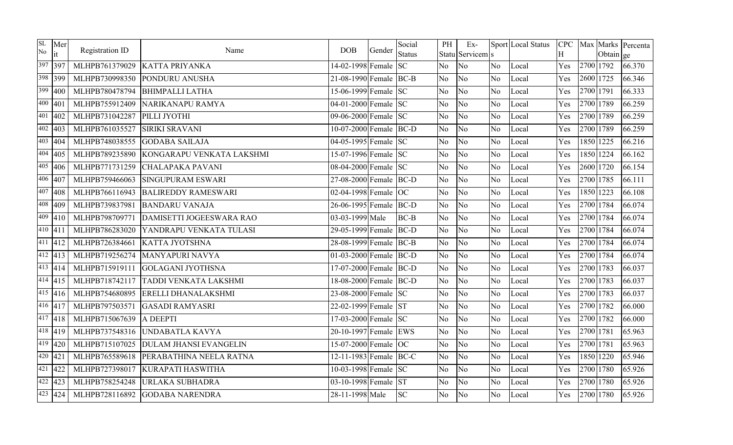| SL No | Merit | Registration ID | Name | DOB | Gender | Social Status | PH Status | Ex-Serviceman | Sports | Local Status | CPCH | Max | Marks Obtain | Percentage |
|---|---|---|---|---|---|---|---|---|---|---|---|---|---|---|
| 397 | 397 | MLHPB761379029 | KATTA PRIYANKA | 14-02-1998 | Female | SC | No | No | No | Local | Yes | 2700 | 1792 | 66.370 |
| 398 | 399 | MLHPB730998350 | PONDURU ANUSHA | 21-08-1990 | Female | BC-B | No | No | No | Local | Yes | 2600 | 1725 | 66.346 |
| 399 | 400 | MLHPB780478794 | BHIMPALLI LATHA | 15-06-1999 | Female | SC | No | No | No | Local | Yes | 2700 | 1791 | 66.333 |
| 400 | 401 | MLHPB755912409 | NARIKANAPU RAMYA | 04-01-2000 | Female | SC | No | No | No | Local | Yes | 2700 | 1789 | 66.259 |
| 401 | 402 | MLHPB731042287 | PILLI JYOTHI | 09-06-2000 | Female | SC | No | No | No | Local | Yes | 2700 | 1789 | 66.259 |
| 402 | 403 | MLHPB761035527 | SIRIKI SRAVANI | 10-07-2000 | Female | BC-D | No | No | No | Local | Yes | 2700 | 1789 | 66.259 |
| 403 | 404 | MLHPB748038555 | GODABA SAILAJA | 04-05-1995 | Female | SC | No | No | No | Local | Yes | 1850 | 1225 | 66.216 |
| 404 | 405 | MLHPB789235890 | KONGARAPU VENKATA LAKSHMI | 15-07-1996 | Female | SC | No | No | No | Local | Yes | 1850 | 1224 | 66.162 |
| 405 | 406 | MLHPB771731259 | CHALAPAKA PAVANI | 08-04-2000 | Female | SC | No | No | No | Local | Yes | 2600 | 1720 | 66.154 |
| 406 | 407 | MLHPB759466063 | SINGUPURAM ESWARI | 27-08-2000 | Female | BC-D | No | No | No | Local | Yes | 2700 | 1785 | 66.111 |
| 407 | 408 | MLHPB766116943 | BALIREDDY RAMESWARI | 02-04-1998 | Female | OC | No | No | No | Local | Yes | 1850 | 1223 | 66.108 |
| 408 | 409 | MLHPB739837981 | BANDARU VANAJA | 26-06-1995 | Female | BC-D | No | No | No | Local | Yes | 2700 | 1784 | 66.074 |
| 409 | 410 | MLHPB798709771 | DAMISETTI JOGEESWARA RAO | 03-03-1999 | Male | BC-B | No | No | No | Local | Yes | 2700 | 1784 | 66.074 |
| 410 | 411 | MLHPB786283020 | YANDRAPU VENKATA TULASI | 29-05-1999 | Female | BC-D | No | No | No | Local | Yes | 2700 | 1784 | 66.074 |
| 411 | 412 | MLHPB726384661 | KATTA JYOTSHNA | 28-08-1999 | Female | BC-B | No | No | No | Local | Yes | 2700 | 1784 | 66.074 |
| 412 | 413 | MLHPB719256274 | MANYAPURI NAVYA | 01-03-2000 | Female | BC-D | No | No | No | Local | Yes | 2700 | 1784 | 66.074 |
| 413 | 414 | MLHPB715919111 | GOLAGANI JYOTHSNA | 17-07-2000 | Female | BC-D | No | No | No | Local | Yes | 2700 | 1783 | 66.037 |
| 414 | 415 | MLHPB718742117 | TADDI VENKATA LAKSHMI | 18-08-2000 | Female | BC-D | No | No | No | Local | Yes | 2700 | 1783 | 66.037 |
| 415 | 416 | MLHPB754680895 | ERELLI DHANALAKSHMI | 23-08-2000 | Female | SC | No | No | No | Local | Yes | 2700 | 1783 | 66.037 |
| 416 | 417 | MLHPB797503571 | GASADI RAMYASRI | 22-02-1999 | Female | ST | No | No | No | Local | Yes | 2700 | 1782 | 66.000 |
| 417 | 418 | MLHPB715067639 | A DEEPTI | 17-03-2000 | Female | SC | No | No | No | Local | Yes | 2700 | 1782 | 66.000 |
| 418 | 419 | MLHPB737548316 | UNDABATLA KAVYA | 20-10-1997 | Female | EWS | No | No | No | Local | Yes | 2700 | 1781 | 65.963 |
| 419 | 420 | MLHPB715107025 | DULAM JHANSI EVANGELIN | 15-07-2000 | Female | OC | No | No | No | Local | Yes | 2700 | 1781 | 65.963 |
| 420 | 421 | MLHPB765589618 | PERABATHINA NEELA RATNA | 12-11-1983 | Female | BC-C | No | No | No | Local | Yes | 1850 | 1220 | 65.946 |
| 421 | 422 | MLHPB727398017 | KURAPATI HASWITHA | 10-03-1998 | Female | SC | No | No | No | Local | Yes | 2700 | 1780 | 65.926 |
| 422 | 423 | MLHPB758254248 | URLAKA SUBHADRA | 03-10-1998 | Female | ST | No | No | No | Local | Yes | 2700 | 1780 | 65.926 |
| 423 | 424 | MLHPB728116892 | GODABA NARENDRA | 28-11-1998 | Male | SC | No | No | No | Local | Yes | 2700 | 1780 | 65.926 |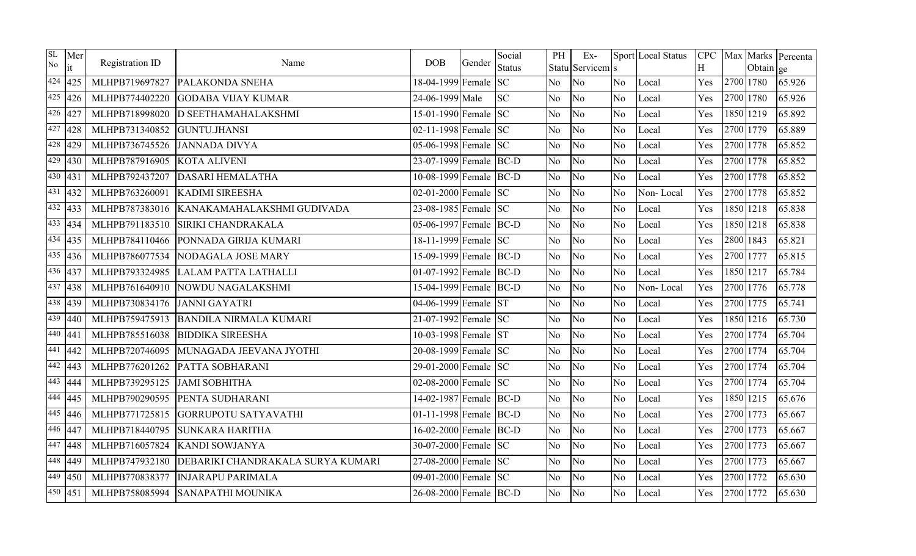| SL No | Merit | Registration ID | Name | DOB | Gender | Social Status | PH Status | Ex-Servicems | Sports | Local Status | CPCH | Max Marks | Obtain | Percentage |
|---|---|---|---|---|---|---|---|---|---|---|---|---|---|---|
| 424 | 425 | MLHPB719697827 | PALAKONDA SNEHA | 18-04-1999 | Female | SC | No | No | No | Local | Yes | 2700 | 1780 | 65.926 |
| 425 | 426 | MLHPB774402220 | GODABA VIJAY KUMAR | 24-06-1999 | Male | SC | No | No | No | Local | Yes | 2700 | 1780 | 65.926 |
| 426 | 427 | MLHPB718998020 | D SEETHAMAHALAKSHMI | 15-01-1990 | Female | SC | No | No | No | Local | Yes | 1850 | 1219 | 65.892 |
| 427 | 428 | MLHPB731340852 | GUNTU.JHANSI | 02-11-1998 | Female | SC | No | No | No | Local | Yes | 2700 | 1779 | 65.889 |
| 428 | 429 | MLHPB736745526 | JANNADA DIVYA | 05-06-1998 | Female | SC | No | No | No | Local | Yes | 2700 | 1778 | 65.852 |
| 429 | 430 | MLHPB787916905 | KOTA ALIVENI | 23-07-1999 | Female | BC-D | No | No | No | Local | Yes | 2700 | 1778 | 65.852 |
| 430 | 431 | MLHPB792437207 | DASARI HEMALATHA | 10-08-1999 | Female | BC-D | No | No | No | Local | Yes | 2700 | 1778 | 65.852 |
| 431 | 432 | MLHPB763260091 | KADIMI SIREESHA | 02-01-2000 | Female | SC | No | No | No | Non- Local | Yes | 2700 | 1778 | 65.852 |
| 432 | 433 | MLHPB787383016 | KANAKAMAHALAKSHMI GUDIVADA | 23-08-1985 | Female | SC | No | No | No | Local | Yes | 1850 | 1218 | 65.838 |
| 433 | 434 | MLHPB791183510 | SIRIKI CHANDRAKALA | 05-06-1997 | Female | BC-D | No | No | No | Local | Yes | 1850 | 1218 | 65.838 |
| 434 | 435 | MLHPB784110466 | PONNADA GIRIJA KUMARI | 18-11-1999 | Female | SC | No | No | No | Local | Yes | 2800 | 1843 | 65.821 |
| 435 | 436 | MLHPB786077534 | NODAGALA JOSE MARY | 15-09-1999 | Female | BC-D | No | No | No | Local | Yes | 2700 | 1777 | 65.815 |
| 436 | 437 | MLHPB793324985 | LALAM PATTA LATHALLI | 01-07-1992 | Female | BC-D | No | No | No | Local | Yes | 1850 | 1217 | 65.784 |
| 437 | 438 | MLHPB761640910 | NOWDU NAGALAKSHMI | 15-04-1999 | Female | BC-D | No | No | No | Non- Local | Yes | 2700 | 1776 | 65.778 |
| 438 | 439 | MLHPB730834176 | JANNI GAYATRI | 04-06-1999 | Female | ST | No | No | No | Local | Yes | 2700 | 1775 | 65.741 |
| 439 | 440 | MLHPB759475913 | BANDILA NIRMALA KUMARI | 21-07-1992 | Female | SC | No | No | No | Local | Yes | 1850 | 1216 | 65.730 |
| 440 | 441 | MLHPB785516038 | BIDDIKA SIREESHA | 10-03-1998 | Female | ST | No | No | No | Local | Yes | 2700 | 1774 | 65.704 |
| 441 | 442 | MLHPB720746095 | MUNAGADA JEEVANA JYOTHI | 20-08-1999 | Female | SC | No | No | No | Local | Yes | 2700 | 1774 | 65.704 |
| 442 | 443 | MLHPB776201262 | PATTA SOBHARANI | 29-01-2000 | Female | SC | No | No | No | Local | Yes | 2700 | 1774 | 65.704 |
| 443 | 444 | MLHPB739295125 | JAMI SOBHITHA | 02-08-2000 | Female | SC | No | No | No | Local | Yes | 2700 | 1774 | 65.704 |
| 444 | 445 | MLHPB790290595 | PENTA SUDHARANI | 14-02-1987 | Female | BC-D | No | No | No | Local | Yes | 1850 | 1215 | 65.676 |
| 445 | 446 | MLHPB771725815 | GORRUPOTU SATYAVATHI | 01-11-1998 | Female | BC-D | No | No | No | Local | Yes | 2700 | 1773 | 65.667 |
| 446 | 447 | MLHPB718440795 | SUNKARA HARITHA | 16-02-2000 | Female | BC-D | No | No | No | Local | Yes | 2700 | 1773 | 65.667 |
| 447 | 448 | MLHPB716057824 | KANDI SOWJANYA | 30-07-2000 | Female | SC | No | No | No | Local | Yes | 2700 | 1773 | 65.667 |
| 448 | 449 | MLHPB747932180 | DEBARIKI CHANDRAKALA SURYA KUMARI | 27-08-2000 | Female | SC | No | No | No | Local | Yes | 2700 | 1773 | 65.667 |
| 449 | 450 | MLHPB770838377 | INJARAPU PARIMALA | 09-01-2000 | Female | SC | No | No | No | Local | Yes | 2700 | 1772 | 65.630 |
| 450 | 451 | MLHPB758085994 | SANAPATHI MOUNIKA | 26-08-2000 | Female | BC-D | No | No | No | Local | Yes | 2700 | 1772 | 65.630 |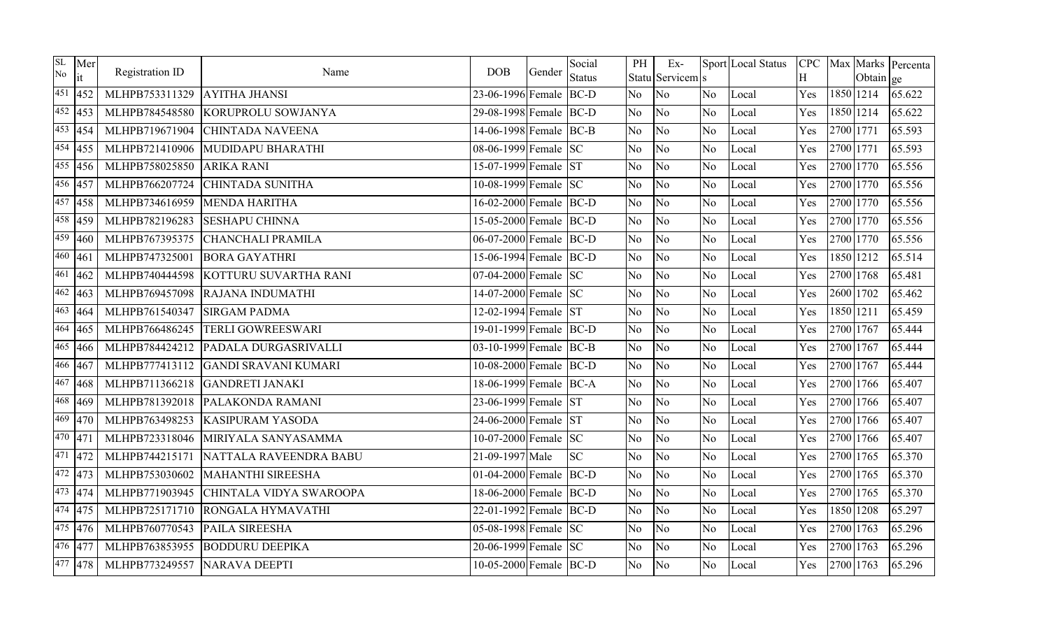| SL No | Merit | Registration ID | Name | DOB | Gender | Social Status | PH Status | Ex-Servicems | Sports | Local Status | CPCH | Max | Marks Obtain | Percentage |
|---|---|---|---|---|---|---|---|---|---|---|---|---|---|---|
| 451 | 452 | MLHPB753311329 | AYITHA JHANSI | 23-06-1996 | Female | BC-D | No | No | No | Local | Yes | 1850 | 1214 | 65.622 |
| 452 | 453 | MLHPB784548580 | KORUPROLU SOWJANYA | 29-08-1998 | Female | BC-D | No | No | No | Local | Yes | 1850 | 1214 | 65.622 |
| 453 | 454 | MLHPB719671904 | CHINTADA NAVEENA | 14-06-1998 | Female | BC-B | No | No | No | Local | Yes | 2700 | 1771 | 65.593 |
| 454 | 455 | MLHPB721410906 | MUDIDAPU BHARATHI | 08-06-1999 | Female | SC | No | No | No | Local | Yes | 2700 | 1771 | 65.593 |
| 455 | 456 | MLHPB758025850 | ARIKA RANI | 15-07-1999 | Female | ST | No | No | No | Local | Yes | 2700 | 1770 | 65.556 |
| 456 | 457 | MLHPB766207724 | CHINTADA SUNITHA | 10-08-1999 | Female | SC | No | No | No | Local | Yes | 2700 | 1770 | 65.556 |
| 457 | 458 | MLHPB734616959 | MENDA HARITHA | 16-02-2000 | Female | BC-D | No | No | No | Local | Yes | 2700 | 1770 | 65.556 |
| 458 | 459 | MLHPB782196283 | SESHAPU CHINNA | 15-05-2000 | Female | BC-D | No | No | No | Local | Yes | 2700 | 1770 | 65.556 |
| 459 | 460 | MLHPB767395375 | CHANCHALI PRAMILA | 06-07-2000 | Female | BC-D | No | No | No | Local | Yes | 2700 | 1770 | 65.556 |
| 460 | 461 | MLHPB747325001 | BORA GAYATHRI | 15-06-1994 | Female | BC-D | No | No | No | Local | Yes | 1850 | 1212 | 65.514 |
| 461 | 462 | MLHPB740444598 | KOTTURU SUVARTHA RANI | 07-04-2000 | Female | SC | No | No | No | Local | Yes | 2700 | 1768 | 65.481 |
| 462 | 463 | MLHPB769457098 | RAJANA INDUMATHI | 14-07-2000 | Female | SC | No | No | No | Local | Yes | 2600 | 1702 | 65.462 |
| 463 | 464 | MLHPB761540347 | SIRGAM PADMA | 12-02-1994 | Female | ST | No | No | No | Local | Yes | 1850 | 1211 | 65.459 |
| 464 | 465 | MLHPB766486245 | TERLI GOWREESWARI | 19-01-1999 | Female | BC-D | No | No | No | Local | Yes | 2700 | 1767 | 65.444 |
| 465 | 466 | MLHPB784424212 | PADALA DURGASRIVALLI | 03-10-1999 | Female | BC-B | No | No | No | Local | Yes | 2700 | 1767 | 65.444 |
| 466 | 467 | MLHPB777413112 | GANDI SRAVANI KUMARI | 10-08-2000 | Female | BC-D | No | No | No | Local | Yes | 2700 | 1767 | 65.444 |
| 467 | 468 | MLHPB711366218 | GANDRETI JANAKI | 18-06-1999 | Female | BC-A | No | No | No | Local | Yes | 2700 | 1766 | 65.407 |
| 468 | 469 | MLHPB781392018 | PALAKONDA RAMANI | 23-06-1999 | Female | ST | No | No | No | Local | Yes | 2700 | 1766 | 65.407 |
| 469 | 470 | MLHPB763498253 | KASIPURAM YASODA | 24-06-2000 | Female | ST | No | No | No | Local | Yes | 2700 | 1766 | 65.407 |
| 470 | 471 | MLHPB723318046 | MIRIYALA SANYASAMMA | 10-07-2000 | Female | SC | No | No | No | Local | Yes | 2700 | 1766 | 65.407 |
| 471 | 472 | MLHPB744215171 | NATTALA RAVEENDRA BABU | 21-09-1997 | Male | SC | No | No | No | Local | Yes | 2700 | 1765 | 65.370 |
| 472 | 473 | MLHPB753030602 | MAHANTHI SIREESHA | 01-04-2000 | Female | BC-D | No | No | No | Local | Yes | 2700 | 1765 | 65.370 |
| 473 | 474 | MLHPB771903945 | CHINTALA VIDYA SWAROOPA | 18-06-2000 | Female | BC-D | No | No | No | Local | Yes | 2700 | 1765 | 65.370 |
| 474 | 475 | MLHPB725171710 | RONGALA HYMAVATHI | 22-01-1992 | Female | BC-D | No | No | No | Local | Yes | 1850 | 1208 | 65.297 |
| 475 | 476 | MLHPB760770543 | PAILA SIREESHA | 05-08-1998 | Female | SC | No | No | No | Local | Yes | 2700 | 1763 | 65.296 |
| 476 | 477 | MLHPB763853955 | BODDURU DEEPIKA | 20-06-1999 | Female | SC | No | No | No | Local | Yes | 2700 | 1763 | 65.296 |
| 477 | 478 | MLHPB773249557 | NARAVA DEEPTI | 10-05-2000 | Female | BC-D | No | No | No | Local | Yes | 2700 | 1763 | 65.296 |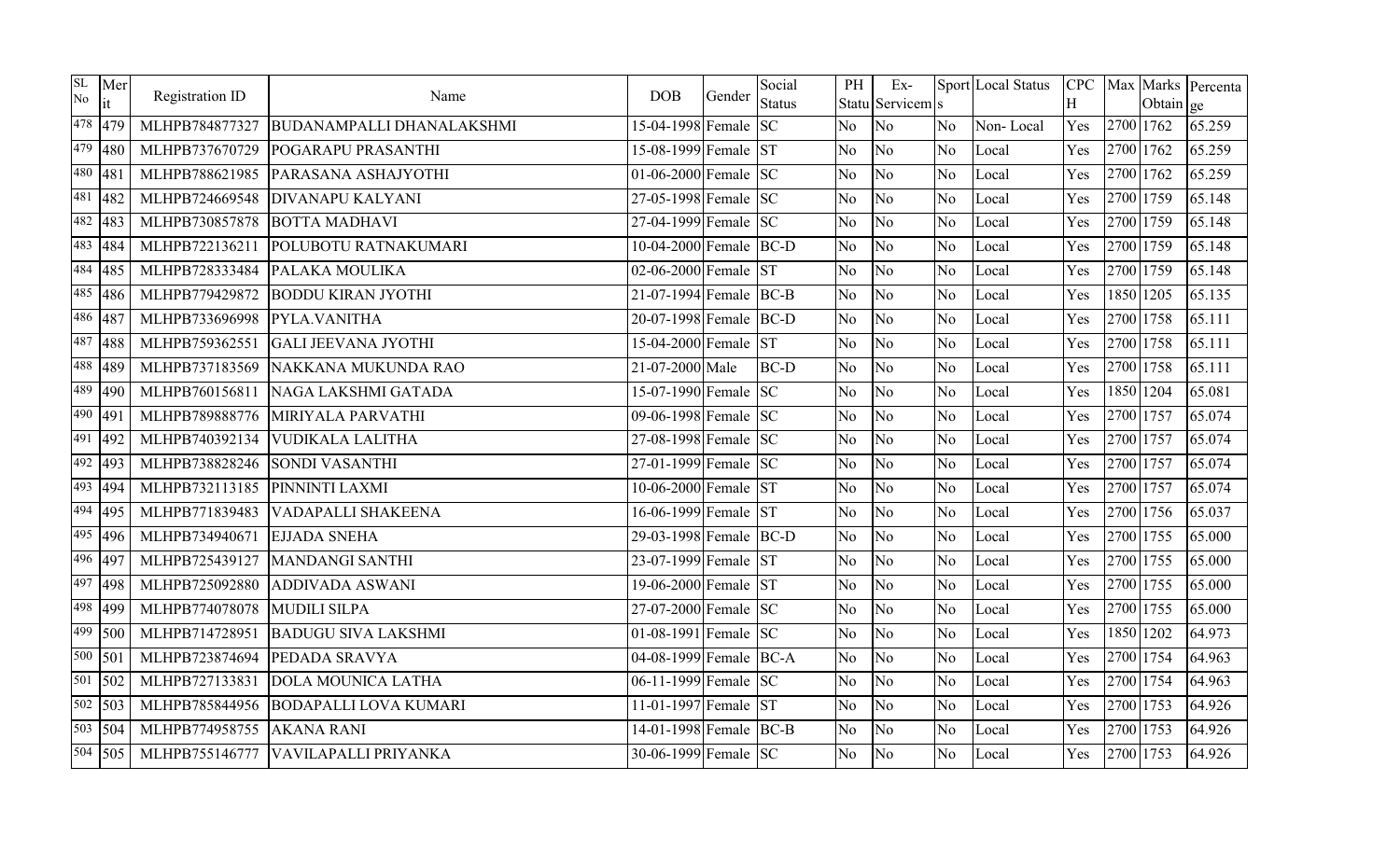| SL No | Merit | Registration ID | Name | DOB | Gender | Social Status | PH Status | Ex-Servicems | Sports | Local Status | CPCH | Max | Marks Obtain | Percentage |
|---|---|---|---|---|---|---|---|---|---|---|---|---|---|---|
| 478 | 479 | MLHPB784877327 | BUDANAMPALLI DHANALAKSHMI | 15-04-1998 | Female | SC | No | No | No | Non- Local | Yes | 2700 | 1762 | 65.259 |
| 479 | 480 | MLHPB737670729 | POGARAPU PRASANTHI | 15-08-1999 | Female | ST | No | No | No | Local | Yes | 2700 | 1762 | 65.259 |
| 480 | 481 | MLHPB788621985 | PARASANA ASHAJYOTHI | 01-06-2000 | Female | SC | No | No | No | Local | Yes | 2700 | 1762 | 65.259 |
| 481 | 482 | MLHPB724669548 | DIVANAPU KALYANI | 27-05-1998 | Female | SC | No | No | No | Local | Yes | 2700 | 1759 | 65.148 |
| 482 | 483 | MLHPB730857878 | BOTTA MADHAVI | 27-04-1999 | Female | SC | No | No | No | Local | Yes | 2700 | 1759 | 65.148 |
| 483 | 484 | MLHPB722136211 | POLUBOTU RATNAKUMARI | 10-04-2000 | Female | BC-D | No | No | No | Local | Yes | 2700 | 1759 | 65.148 |
| 484 | 485 | MLHPB728333484 | PALAKA MOULIKA | 02-06-2000 | Female | ST | No | No | No | Local | Yes | 2700 | 1759 | 65.148 |
| 485 | 486 | MLHPB779429872 | BODDU KIRAN JYOTHI | 21-07-1994 | Female | BC-B | No | No | No | Local | Yes | 1850 | 1205 | 65.135 |
| 486 | 487 | MLHPB733696998 | PYLA.VANITHA | 20-07-1998 | Female | BC-D | No | No | No | Local | Yes | 2700 | 1758 | 65.111 |
| 487 | 488 | MLHPB759362551 | GALI JEEVANA JYOTHI | 15-04-2000 | Female | ST | No | No | No | Local | Yes | 2700 | 1758 | 65.111 |
| 488 | 489 | MLHPB737183569 | NAKKANA MUKUNDA RAO | 21-07-2000 | Male | BC-D | No | No | No | Local | Yes | 2700 | 1758 | 65.111 |
| 489 | 490 | MLHPB760156811 | NAGA LAKSHMI GATADA | 15-07-1990 | Female | SC | No | No | No | Local | Yes | 1850 | 1204 | 65.081 |
| 490 | 491 | MLHPB789888776 | MIRIYALA PARVATHI | 09-06-1998 | Female | SC | No | No | No | Local | Yes | 2700 | 1757 | 65.074 |
| 491 | 492 | MLHPB740392134 | VUDIKALA LALITHA | 27-08-1998 | Female | SC | No | No | No | Local | Yes | 2700 | 1757 | 65.074 |
| 492 | 493 | MLHPB738828246 | SONDI VASANTHI | 27-01-1999 | Female | SC | No | No | No | Local | Yes | 2700 | 1757 | 65.074 |
| 493 | 494 | MLHPB732113185 | PINNINTI LAXMI | 10-06-2000 | Female | ST | No | No | No | Local | Yes | 2700 | 1757 | 65.074 |
| 494 | 495 | MLHPB771839483 | VADAPALLI SHAKEENA | 16-06-1999 | Female | ST | No | No | No | Local | Yes | 2700 | 1756 | 65.037 |
| 495 | 496 | MLHPB734940671 | EJJADA SNEHA | 29-03-1998 | Female | BC-D | No | No | No | Local | Yes | 2700 | 1755 | 65.000 |
| 496 | 497 | MLHPB725439127 | MANDANGI SANTHI | 23-07-1999 | Female | ST | No | No | No | Local | Yes | 2700 | 1755 | 65.000 |
| 497 | 498 | MLHPB725092880 | ADDIVADA ASWANI | 19-06-2000 | Female | ST | No | No | No | Local | Yes | 2700 | 1755 | 65.000 |
| 498 | 499 | MLHPB774078078 | MUDILI SILPA | 27-07-2000 | Female | SC | No | No | No | Local | Yes | 2700 | 1755 | 65.000 |
| 499 | 500 | MLHPB714728951 | BADUGU SIVA LAKSHMI | 01-08-1991 | Female | SC | No | No | No | Local | Yes | 1850 | 1202 | 64.973 |
| 500 | 501 | MLHPB723874694 | PEDADA SRAVYA | 04-08-1999 | Female | BC-A | No | No | No | Local | Yes | 2700 | 1754 | 64.963 |
| 501 | 502 | MLHPB727133831 | DOLA MOUNICA LATHA | 06-11-1999 | Female | SC | No | No | No | Local | Yes | 2700 | 1754 | 64.963 |
| 502 | 503 | MLHPB785844956 | BODAPALLI LOVA KUMARI | 11-01-1997 | Female | ST | No | No | No | Local | Yes | 2700 | 1753 | 64.926 |
| 503 | 504 | MLHPB774958755 | AKANA RANI | 14-01-1998 | Female | BC-B | No | No | No | Local | Yes | 2700 | 1753 | 64.926 |
| 504 | 505 | MLHPB755146777 | VAVILAPALLI PRIYANKA | 30-06-1999 | Female | SC | No | No | No | Local | Yes | 2700 | 1753 | 64.926 |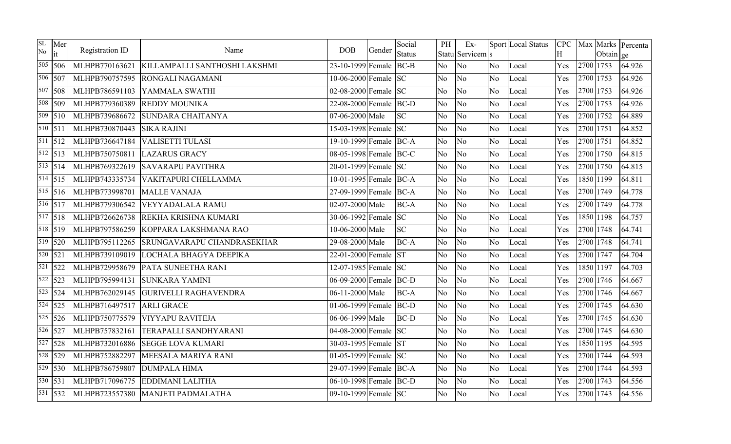| SL No | Merit | Registration ID | Name | DOB | Gender | Social Status | PH | Ex-Status Serviceman | Sports | Local Status | CPCH | Max | Marks Obtain | Percentage |
|---|---|---|---|---|---|---|---|---|---|---|---|---|---|---|
| 505 | 506 | MLHPB770163621 | KILLAMPALLI SANTHOSHI LAKSHMI | 23-10-1999 | Female | BC-B | No | No | No | Local | Yes | 2700 | 1753 | 64.926 |
| 506 | 507 | MLHPB790757595 | RONGALI NAGAMANI | 10-06-2000 | Female | SC | No | No | No | Local | Yes | 2700 | 1753 | 64.926 |
| 507 | 508 | MLHPB786591103 | YAMMALA SWATHI | 02-08-2000 | Female | SC | No | No | No | Local | Yes | 2700 | 1753 | 64.926 |
| 508 | 509 | MLHPB779360389 | REDDY MOUNIKA | 22-08-2000 | Female | BC-D | No | No | No | Local | Yes | 2700 | 1753 | 64.926 |
| 509 | 510 | MLHPB739686672 | SUNDARA CHAITANYA | 07-06-2000 | Male | SC | No | No | No | Local | Yes | 2700 | 1752 | 64.889 |
| 510 | 511 | MLHPB730870443 | SIKA RAJINI | 15-03-1998 | Female | SC | No | No | No | Local | Yes | 2700 | 1751 | 64.852 |
| 511 | 512 | MLHPB736647184 | VALISETTI TULASI | 19-10-1999 | Female | BC-A | No | No | No | Local | Yes | 2700 | 1751 | 64.852 |
| 512 | 513 | MLHPB750750811 | LAZARUS GRACY | 08-05-1998 | Female | BC-C | No | No | No | Local | Yes | 2700 | 1750 | 64.815 |
| 513 | 514 | MLHPB769322619 | SAVARAPU PAVITHRA | 20-01-1999 | Female | SC | No | No | No | Local | Yes | 2700 | 1750 | 64.815 |
| 514 | 515 | MLHPB743335734 | VAKITAPURI CHELLAMMA | 10-01-1995 | Female | BC-A | No | No | No | Local | Yes | 1850 | 1199 | 64.811 |
| 515 | 516 | MLHPB773998701 | MALLE VANAJA | 27-09-1999 | Female | BC-A | No | No | No | Local | Yes | 2700 | 1749 | 64.778 |
| 516 | 517 | MLHPB779306542 | VEYYADALALA RAMU | 02-07-2000 | Male | BC-A | No | No | No | Local | Yes | 2700 | 1749 | 64.778 |
| 517 | 518 | MLHPB726626738 | REKHA KRISHNA KUMARI | 30-06-1992 | Female | SC | No | No | No | Local | Yes | 1850 | 1198 | 64.757 |
| 518 | 519 | MLHPB797586259 | KOPPARA LAKSHMANA RAO | 10-06-2000 | Male | SC | No | No | No | Local | Yes | 2700 | 1748 | 64.741 |
| 519 | 520 | MLHPB795112265 | SRUNGAVARAPU CHANDRASEKHAR | 29-08-2000 | Male | BC-A | No | No | No | Local | Yes | 2700 | 1748 | 64.741 |
| 520 | 521 | MLHPB739109019 | LOCHALA BHAGYA DEEPIKA | 22-01-2000 | Female | ST | No | No | No | Local | Yes | 2700 | 1747 | 64.704 |
| 521 | 522 | MLHPB729958679 | PATA SUNEETHA RANI | 12-07-1985 | Female | SC | No | No | No | Local | Yes | 1850 | 1197 | 64.703 |
| 522 | 523 | MLHPB795994131 | SUNKARA YAMINI | 06-09-2000 | Female | BC-D | No | No | No | Local | Yes | 2700 | 1746 | 64.667 |
| 523 | 524 | MLHPB762029145 | GURIVELLI RAGHAVENDRA | 06-11-2000 | Male | BC-A | No | No | No | Local | Yes | 2700 | 1746 | 64.667 |
| 524 | 525 | MLHPB716497517 | ARLI GRACE | 01-06-1999 | Female | BC-D | No | No | No | Local | Yes | 2700 | 1745 | 64.630 |
| 525 | 526 | MLHPB750775579 | VIYYAPU RAVITEJA | 06-06-1999 | Male | BC-D | No | No | No | Local | Yes | 2700 | 1745 | 64.630 |
| 526 | 527 | MLHPB757832161 | TERAPALLI SANDHYARANI | 04-08-2000 | Female | SC | No | No | No | Local | Yes | 2700 | 1745 | 64.630 |
| 527 | 528 | MLHPB732016886 | SEGGE LOVA KUMARI | 30-03-1995 | Female | ST | No | No | No | Local | Yes | 1850 | 1195 | 64.595 |
| 528 | 529 | MLHPB752882297 | MEESALA MARIYA RANI | 01-05-1999 | Female | SC | No | No | No | Local | Yes | 2700 | 1744 | 64.593 |
| 529 | 530 | MLHPB786759807 | DUMPALA HIMA | 29-07-1999 | Female | BC-A | No | No | No | Local | Yes | 2700 | 1744 | 64.593 |
| 530 | 531 | MLHPB717096775 | EDDIMANI LALITHA | 06-10-1998 | Female | BC-D | No | No | No | Local | Yes | 2700 | 1743 | 64.556 |
| 531 | 532 | MLHPB723557380 | MANJETI PADMALATHA | 09-10-1999 | Female | SC | No | No | No | Local | Yes | 2700 | 1743 | 64.556 |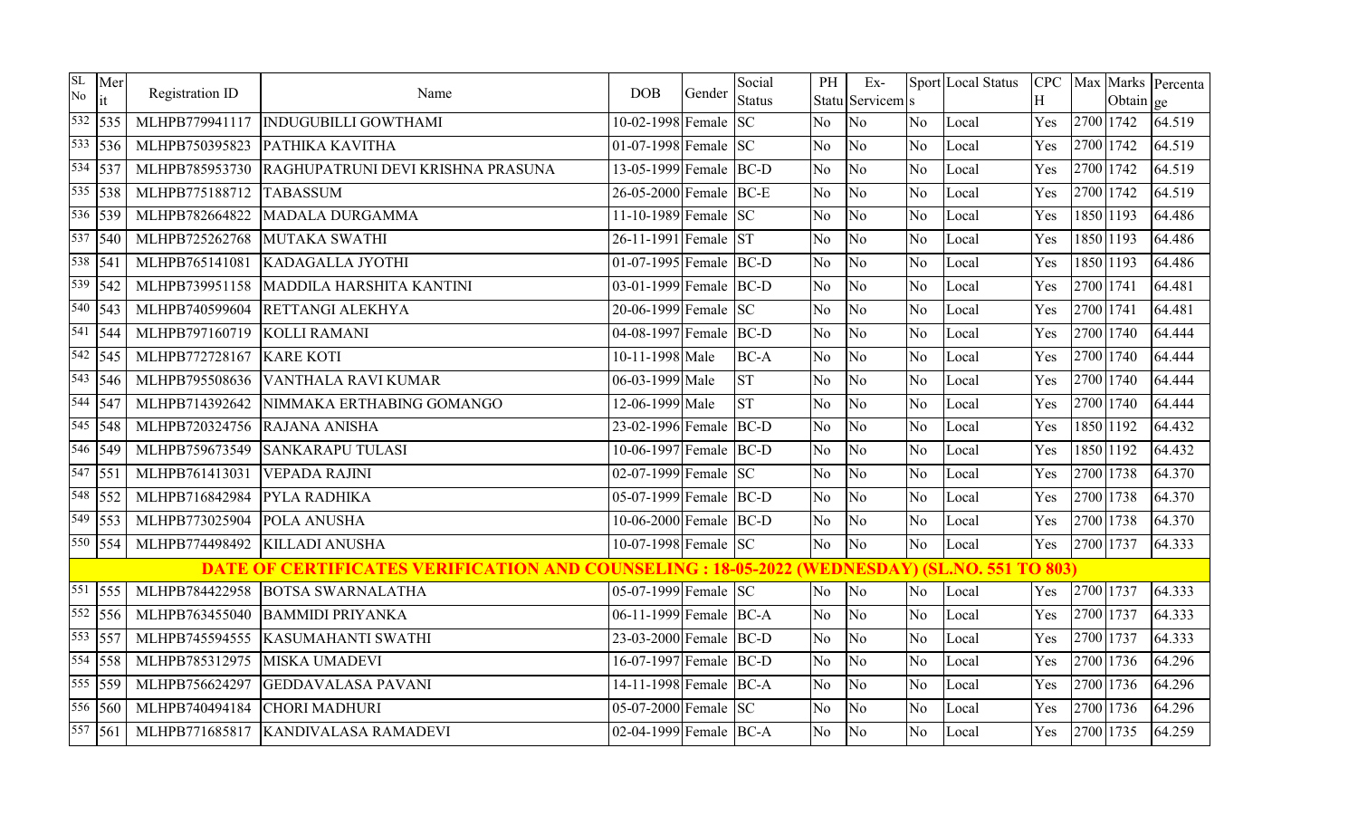| SL No | Merit | Registration ID | Name | DOB | Gender | Social Status | PH Status | Ex-Servicemen | Sports | Local Status | CPCH | Max | Marks Obtain | Percentage |
|---|---|---|---|---|---|---|---|---|---|---|---|---|---|---|
| 532 | 535 | MLHPB779941117 | INDUGUBILLI GOWTHAMI | 10-02-1998 | Female | SC | No | No | No | Local | Yes | 2700 | 1742 | 64.519 |
| 533 | 536 | MLHPB750395823 | PATHIKA KAVITHA | 01-07-1998 | Female | SC | No | No | No | Local | Yes | 2700 | 1742 | 64.519 |
| 534 | 537 | MLHPB785953730 | RAGHUPATRUNI DEVI KRISHNA PRASUNA | 13-05-1999 | Female | BC-D | No | No | No | Local | Yes | 2700 | 1742 | 64.519 |
| 535 | 538 | MLHPB775188712 | TABASSUM | 26-05-2000 | Female | BC-E | No | No | No | Local | Yes | 2700 | 1742 | 64.519 |
| 536 | 539 | MLHPB782664822 | MADALA DURGAMMA | 11-10-1989 | Female | SC | No | No | No | Local | Yes | 1850 | 1193 | 64.486 |
| 537 | 540 | MLHPB725262768 | MUTAKA SWATHI | 26-11-1991 | Female | ST | No | No | No | Local | Yes | 1850 | 1193 | 64.486 |
| 538 | 541 | MLHPB765141081 | KADAGALLA JYOTHI | 01-07-1995 | Female | BC-D | No | No | No | Local | Yes | 1850 | 1193 | 64.486 |
| 539 | 542 | MLHPB739951158 | MADDILA HARSHITA KANTINI | 03-01-1999 | Female | BC-D | No | No | No | Local | Yes | 2700 | 1741 | 64.481 |
| 540 | 543 | MLHPB740599604 | RETTANGI ALEKHYA | 20-06-1999 | Female | SC | No | No | No | Local | Yes | 2700 | 1741 | 64.481 |
| 541 | 544 | MLHPB797160719 | KOLLI RAMANI | 04-08-1997 | Female | BC-D | No | No | No | Local | Yes | 2700 | 1740 | 64.444 |
| 542 | 545 | MLHPB772728167 | KARE KOTI | 10-11-1998 | Male | BC-A | No | No | No | Local | Yes | 2700 | 1740 | 64.444 |
| 543 | 546 | MLHPB795508636 | VANTHALA RAVI KUMAR | 06-03-1999 | Male | ST | No | No | No | Local | Yes | 2700 | 1740 | 64.444 |
| 544 | 547 | MLHPB714392642 | NIMMAKA ERTHABING GOMANGO | 12-06-1999 | Male | ST | No | No | No | Local | Yes | 2700 | 1740 | 64.444 |
| 545 | 548 | MLHPB720324756 | RAJANA ANISHA | 23-02-1996 | Female | BC-D | No | No | No | Local | Yes | 1850 | 1192 | 64.432 |
| 546 | 549 | MLHPB759673549 | SANKARAPU TULASI | 10-06-1997 | Female | BC-D | No | No | No | Local | Yes | 1850 | 1192 | 64.432 |
| 547 | 551 | MLHPB761413031 | VEPADA RAJINI | 02-07-1999 | Female | SC | No | No | No | Local | Yes | 2700 | 1738 | 64.370 |
| 548 | 552 | MLHPB716842984 | PYLA RADHIKA | 05-07-1999 | Female | BC-D | No | No | No | Local | Yes | 2700 | 1738 | 64.370 |
| 549 | 553 | MLHPB773025904 | POLA ANUSHA | 10-06-2000 | Female | BC-D | No | No | No | Local | Yes | 2700 | 1738 | 64.370 |
| 550 | 554 | MLHPB774498492 | KILLADI ANUSHA | 10-07-1998 | Female | SC | No | No | No | Local | Yes | 2700 | 1737 | 64.333 |
| **DATE OF CERTIFICATES VERIFICATION AND COUNSELING : 18-05-2022 (WEDNESDAY) (SL.NO. 551 TO 803)** | | | | | | | | | | | | | | |
| 551 | 555 | MLHPB784422958 | BOTSA SWARNALATHA | 05-07-1999 | Female | SC | No | No | No | Local | Yes | 2700 | 1737 | 64.333 |
| 552 | 556 | MLHPB763455040 | BAMMIDI PRIYANKA | 06-11-1999 | Female | BC-A | No | No | No | Local | Yes | 2700 | 1737 | 64.333 |
| 553 | 557 | MLHPB745594555 | KASUMAHANTI SWATHI | 23-03-2000 | Female | BC-D | No | No | No | Local | Yes | 2700 | 1737 | 64.333 |
| 554 | 558 | MLHPB785312975 | MISKA UMADEVI | 16-07-1997 | Female | BC-D | No | No | No | Local | Yes | 2700 | 1736 | 64.296 |
| 555 | 559 | MLHPB756624297 | GEDDAVALASA PAVANI | 14-11-1998 | Female | BC-A | No | No | No | Local | Yes | 2700 | 1736 | 64.296 |
| 556 | 560 | MLHPB740494184 | CHORI MADHURI | 05-07-2000 | Female | SC | No | No | No | Local | Yes | 2700 | 1736 | 64.296 |
| 557 | 561 | MLHPB771685817 | KANDIVALASA RAMADEVI | 02-04-1999 | Female | BC-A | No | No | No | Local | Yes | 2700 | 1735 | 64.259 |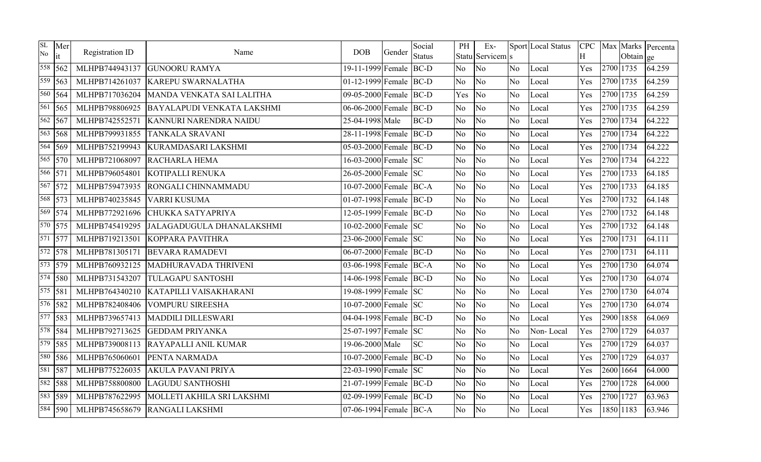| SL No | Merit | Registration ID | Name | DOB | Gender | Social Status | PH Status | Ex-Servicems | Sports | Local Status | CPCH | Max | Marks Obtain | Percentage |
|---|---|---|---|---|---|---|---|---|---|---|---|---|---|---|
| 558 | 562 | MLHPB744943137 | GUNOORU RAMYA | 19-11-1999 | Female | BC-D | No | No | No | Local | Yes | 2700 | 1735 | 64.259 |
| 559 | 563 | MLHPB714261037 | KAREPU SWARNALATHA | 01-12-1999 | Female | BC-D | No | No | No | Local | Yes | 2700 | 1735 | 64.259 |
| 560 | 564 | MLHPB717036204 | MANDA VENKATA SAI LALITHA | 09-05-2000 | Female | BC-D | Yes | No | No | Local | Yes | 2700 | 1735 | 64.259 |
| 561 | 565 | MLHPB798806925 | BAYALAPUDI VENKATA LAKSHMI | 06-06-2000 | Female | BC-D | No | No | No | Local | Yes | 2700 | 1735 | 64.259 |
| 562 | 567 | MLHPB742552571 | KANNURI NARENDRA NAIDU | 25-04-1998 | Male | BC-D | No | No | No | Local | Yes | 2700 | 1734 | 64.222 |
| 563 | 568 | MLHPB799931855 | TANKALA SRAVANI | 28-11-1998 | Female | BC-D | No | No | No | Local | Yes | 2700 | 1734 | 64.222 |
| 564 | 569 | MLHPB752199943 | KURAMDASARI LAKSHMI | 05-03-2000 | Female | BC-D | No | No | No | Local | Yes | 2700 | 1734 | 64.222 |
| 565 | 570 | MLHPB721068097 | RACHARLA HEMA | 16-03-2000 | Female | SC | No | No | No | Local | Yes | 2700 | 1734 | 64.222 |
| 566 | 571 | MLHPB796054801 | KOTIPALLI RENUKA | 26-05-2000 | Female | SC | No | No | No | Local | Yes | 2700 | 1733 | 64.185 |
| 567 | 572 | MLHPB759473935 | RONGALI CHINNAMMADU | 10-07-2000 | Female | BC-A | No | No | No | Local | Yes | 2700 | 1733 | 64.185 |
| 568 | 573 | MLHPB740235845 | VARRI KUSUMA | 01-07-1998 | Female | BC-D | No | No | No | Local | Yes | 2700 | 1732 | 64.148 |
| 569 | 574 | MLHPB772921696 | CHUKKA SATYAPRIYA | 12-05-1999 | Female | BC-D | No | No | No | Local | Yes | 2700 | 1732 | 64.148 |
| 570 | 575 | MLHPB745419295 | JALAGADUGULA DHANALAKSHMI | 10-02-2000 | Female | SC | No | No | No | Local | Yes | 2700 | 1732 | 64.148 |
| 571 | 577 | MLHPB719213501 | KOPPARA PAVITHRA | 23-06-2000 | Female | SC | No | No | No | Local | Yes | 2700 | 1731 | 64.111 |
| 572 | 578 | MLHPB781305171 | BEVARA RAMADEVI | 06-07-2000 | Female | BC-D | No | No | No | Local | Yes | 2700 | 1731 | 64.111 |
| 573 | 579 | MLHPB760932125 | MADHURAVADA THRIVENI | 03-06-1998 | Female | BC-A | No | No | No | Local | Yes | 2700 | 1730 | 64.074 |
| 574 | 580 | MLHPB731543207 | TULAGAPU SANTOSHI | 14-06-1998 | Female | BC-D | No | No | No | Local | Yes | 2700 | 1730 | 64.074 |
| 575 | 581 | MLHPB764340210 | KATAPILLI VAISAKHARANI | 19-08-1999 | Female | SC | No | No | No | Local | Yes | 2700 | 1730 | 64.074 |
| 576 | 582 | MLHPB782408406 | VOMPURU SIREESHA | 10-07-2000 | Female | SC | No | No | No | Local | Yes | 2700 | 1730 | 64.074 |
| 577 | 583 | MLHPB739657413 | MADDILI DILLESWARI | 04-04-1998 | Female | BC-D | No | No | No | Local | Yes | 2900 | 1858 | 64.069 |
| 578 | 584 | MLHPB792713625 | GEDDAM PRIYANKA | 25-07-1997 | Female | SC | No | No | No | Non- Local | Yes | 2700 | 1729 | 64.037 |
| 579 | 585 | MLHPB739008113 | RAYAPALLI ANIL KUMAR | 19-06-2000 | Male | SC | No | No | No | Local | Yes | 2700 | 1729 | 64.037 |
| 580 | 586 | MLHPB765060601 | PENTA NARMADA | 10-07-2000 | Female | BC-D | No | No | No | Local | Yes | 2700 | 1729 | 64.037 |
| 581 | 587 | MLHPB775226035 | AKULA PAVANI PRIYA | 22-03-1990 | Female | SC | No | No | No | Local | Yes | 2600 | 1664 | 64.000 |
| 582 | 588 | MLHPB758800800 | LAGUDU SANTHOSHI | 21-07-1999 | Female | BC-D | No | No | No | Local | Yes | 2700 | 1728 | 64.000 |
| 583 | 589 | MLHPB787622995 | MOLLETI AKHILA SRI LAKSHMI | 02-09-1999 | Female | BC-D | No | No | No | Local | Yes | 2700 | 1727 | 63.963 |
| 584 | 590 | MLHPB745658679 | RANGALI LAKSHMI | 07-06-1994 | Female | BC-A | No | No | No | Local | Yes | 1850 | 1183 | 63.946 |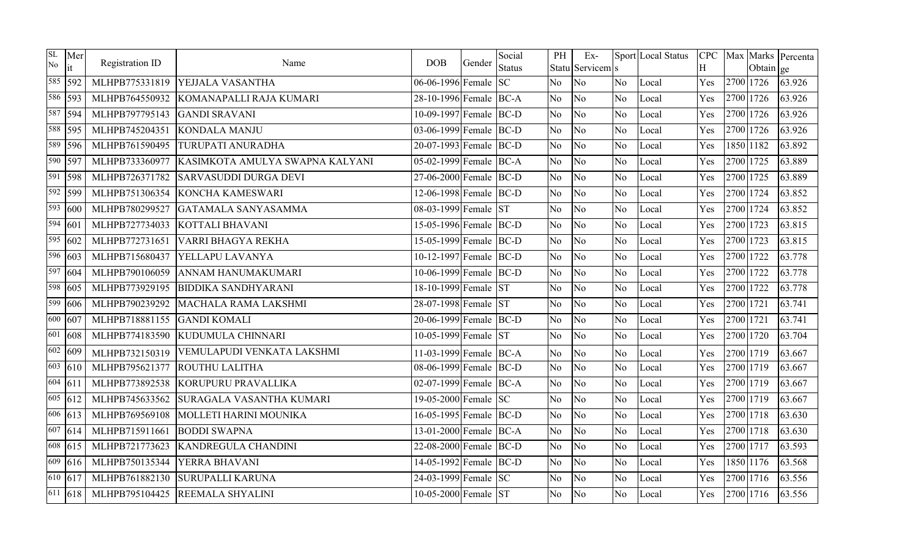| SL No | Merit | Registration ID | Name | DOB | Gender | Social Status | PH Status | Ex-Servicems | Sports | Local Status | CPCH | Max | Marks Obtain | Percentage |
|---|---|---|---|---|---|---|---|---|---|---|---|---|---|---|
| 585 | 592 | MLHPB775331819 | YEJJALA VASANTHA | 06-06-1996 | Female | SC | No | No | No | Local | Yes | 2700 | 1726 | 63.926 |
| 586 | 593 | MLHPB764550932 | KOMANAPALLI RAJA KUMARI | 28-10-1996 | Female | BC-A | No | No | No | Local | Yes | 2700 | 1726 | 63.926 |
| 587 | 594 | MLHPB797795143 | GANDI SRAVANI | 10-09-1997 | Female | BC-D | No | No | No | Local | Yes | 2700 | 1726 | 63.926 |
| 588 | 595 | MLHPB745204351 | KONDALA MANJU | 03-06-1999 | Female | BC-D | No | No | No | Local | Yes | 2700 | 1726 | 63.926 |
| 589 | 596 | MLHPB761590495 | TURUPATI ANURADHA | 20-07-1993 | Female | BC-D | No | No | No | Local | Yes | 1850 | 1182 | 63.892 |
| 590 | 597 | MLHPB733360977 | KASIMKOTA AMULYA SWAPNA KALYANI | 05-02-1999 | Female | BC-A | No | No | No | Local | Yes | 2700 | 1725 | 63.889 |
| 591 | 598 | MLHPB726371782 | SARVASUDDI DURGA DEVI | 27-06-2000 | Female | BC-D | No | No | No | Local | Yes | 2700 | 1725 | 63.889 |
| 592 | 599 | MLHPB751306354 | KONCHA KAMESWARI | 12-06-1998 | Female | BC-D | No | No | No | Local | Yes | 2700 | 1724 | 63.852 |
| 593 | 600 | MLHPB780299527 | GATAMALA SANYASAMMA | 08-03-1999 | Female | ST | No | No | No | Local | Yes | 2700 | 1724 | 63.852 |
| 594 | 601 | MLHPB727734033 | KOTTALI BHAVANI | 15-05-1996 | Female | BC-D | No | No | No | Local | Yes | 2700 | 1723 | 63.815 |
| 595 | 602 | MLHPB772731651 | VARRI BHAGYA REKHA | 15-05-1999 | Female | BC-D | No | No | No | Local | Yes | 2700 | 1723 | 63.815 |
| 596 | 603 | MLHPB715680437 | YELLAPU LAVANYA | 10-12-1997 | Female | BC-D | No | No | No | Local | Yes | 2700 | 1722 | 63.778 |
| 597 | 604 | MLHPB790106059 | ANNAM HANUMAKUMARI | 10-06-1999 | Female | BC-D | No | No | No | Local | Yes | 2700 | 1722 | 63.778 |
| 598 | 605 | MLHPB773929195 | BIDDIKA SANDHYARANI | 18-10-1999 | Female | ST | No | No | No | Local | Yes | 2700 | 1722 | 63.778 |
| 599 | 606 | MLHPB790239292 | MACHALA RAMA LAKSHMI | 28-07-1998 | Female | ST | No | No | No | Local | Yes | 2700 | 1721 | 63.741 |
| 600 | 607 | MLHPB718881155 | GANDI KOMALI | 20-06-1999 | Female | BC-D | No | No | No | Local | Yes | 2700 | 1721 | 63.741 |
| 601 | 608 | MLHPB774183590 | KUDUMULA CHINNARI | 10-05-1999 | Female | ST | No | No | No | Local | Yes | 2700 | 1720 | 63.704 |
| 602 | 609 | MLHPB732150319 | VEMULAPUDI VENKATA LAKSHMI | 11-03-1999 | Female | BC-A | No | No | No | Local | Yes | 2700 | 1719 | 63.667 |
| 603 | 610 | MLHPB795621377 | ROUTHU LALITHA | 08-06-1999 | Female | BC-D | No | No | No | Local | Yes | 2700 | 1719 | 63.667 |
| 604 | 611 | MLHPB773892538 | KORUPURU PRAVALLIKA | 02-07-1999 | Female | BC-A | No | No | No | Local | Yes | 2700 | 1719 | 63.667 |
| 605 | 612 | MLHPB745633562 | SURAGALA VASANTHA KUMARI | 19-05-2000 | Female | SC | No | No | No | Local | Yes | 2700 | 1719 | 63.667 |
| 606 | 613 | MLHPB769569108 | MOLLETI HARINI MOUNIKA | 16-05-1995 | Female | BC-D | No | No | No | Local | Yes | 2700 | 1718 | 63.630 |
| 607 | 614 | MLHPB715911661 | BODDI SWAPNA | 13-01-2000 | Female | BC-A | No | No | No | Local | Yes | 2700 | 1718 | 63.630 |
| 608 | 615 | MLHPB721773623 | KANDREGULA CHANDINI | 22-08-2000 | Female | BC-D | No | No | No | Local | Yes | 2700 | 1717 | 63.593 |
| 609 | 616 | MLHPB750135344 | YERRA BHAVANI | 14-05-1992 | Female | BC-D | No | No | No | Local | Yes | 1850 | 1176 | 63.568 |
| 610 | 617 | MLHPB761882130 | SURUPALLI KARUNA | 24-03-1999 | Female | SC | No | No | No | Local | Yes | 2700 | 1716 | 63.556 |
| 611 | 618 | MLHPB795104425 | REEMALA SHYALINI | 10-05-2000 | Female | ST | No | No | No | Local | Yes | 2700 | 1716 | 63.556 |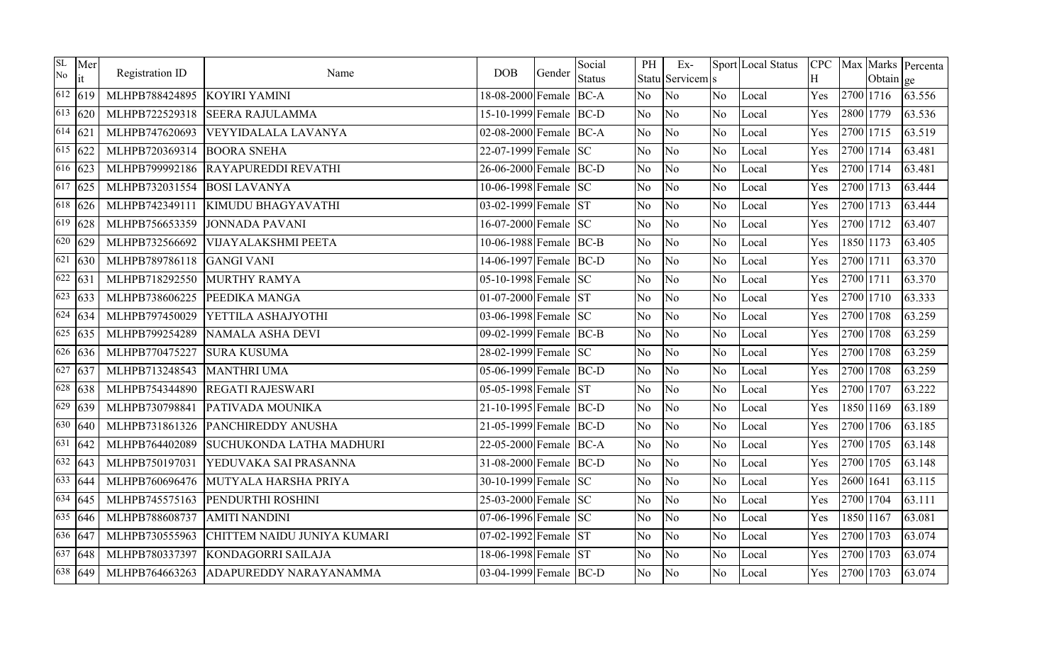| SL No | Merit | Registration ID | Name | DOB | Gender | Social Status | PH | Ex-Status Serviceman | Sports | Local Status | CPCH | Max | Marks Obtain | Percentage |
|---|---|---|---|---|---|---|---|---|---|---|---|---|---|---|
| 612 | 619 | MLHPB788424895 | KOYIRI YAMINI | 18-08-2000 | Female | BC-A | No | No | No | Local | Yes | 2700 | 1716 | 63.556 |
| 613 | 620 | MLHPB722529318 | SEERA RAJULAMMA | 15-10-1999 | Female | BC-D | No | No | No | Local | Yes | 2800 | 1779 | 63.536 |
| 614 | 621 | MLHPB747620693 | VEYYIDALALA LAVANYA | 02-08-2000 | Female | BC-A | No | No | No | Local | Yes | 2700 | 1715 | 63.519 |
| 615 | 622 | MLHPB720369314 | BOORA SNEHA | 22-07-1999 | Female | SC | No | No | No | Local | Yes | 2700 | 1714 | 63.481 |
| 616 | 623 | MLHPB799992186 | RAYAPUREDDI REVATHI | 26-06-2000 | Female | BC-D | No | No | No | Local | Yes | 2700 | 1714 | 63.481 |
| 617 | 625 | MLHPB732031554 | BOSI LAVANYA | 10-06-1998 | Female | SC | No | No | No | Local | Yes | 2700 | 1713 | 63.444 |
| 618 | 626 | MLHPB742349111 | KIMUDU BHAGYAVATHI | 03-02-1999 | Female | ST | No | No | No | Local | Yes | 2700 | 1713 | 63.444 |
| 619 | 628 | MLHPB756653359 | JONNADA PAVANI | 16-07-2000 | Female | SC | No | No | No | Local | Yes | 2700 | 1712 | 63.407 |
| 620 | 629 | MLHPB732566692 | VIJAYALAKSHMI PEETA | 10-06-1988 | Female | BC-B | No | No | No | Local | Yes | 1850 | 1173 | 63.405 |
| 621 | 630 | MLHPB789786118 | GANGI VANI | 14-06-1997 | Female | BC-D | No | No | No | Local | Yes | 2700 | 1711 | 63.370 |
| 622 | 631 | MLHPB718292550 | MURTHY RAMYA | 05-10-1998 | Female | SC | No | No | No | Local | Yes | 2700 | 1711 | 63.370 |
| 623 | 633 | MLHPB738606225 | PEEDIKA MANGA | 01-07-2000 | Female | ST | No | No | No | Local | Yes | 2700 | 1710 | 63.333 |
| 624 | 634 | MLHPB797450029 | YETTILA ASHAJYOTHI | 03-06-1998 | Female | SC | No | No | No | Local | Yes | 2700 | 1708 | 63.259 |
| 625 | 635 | MLHPB799254289 | NAMALA ASHA DEVI | 09-02-1999 | Female | BC-B | No | No | No | Local | Yes | 2700 | 1708 | 63.259 |
| 626 | 636 | MLHPB770475227 | SURA KUSUMA | 28-02-1999 | Female | SC | No | No | No | Local | Yes | 2700 | 1708 | 63.259 |
| 627 | 637 | MLHPB713248543 | MANTHRI UMA | 05-06-1999 | Female | BC-D | No | No | No | Local | Yes | 2700 | 1708 | 63.259 |
| 628 | 638 | MLHPB754344890 | REGATI RAJESWARI | 05-05-1998 | Female | ST | No | No | No | Local | Yes | 2700 | 1707 | 63.222 |
| 629 | 639 | MLHPB730798841 | PATIVADA MOUNIKA | 21-10-1995 | Female | BC-D | No | No | No | Local | Yes | 1850 | 1169 | 63.189 |
| 630 | 640 | MLHPB731861326 | PANCHIREDDY ANUSHA | 21-05-1999 | Female | BC-D | No | No | No | Local | Yes | 2700 | 1706 | 63.185 |
| 631 | 642 | MLHPB764402089 | SUCHUKONDA LATHA MADHURI | 22-05-2000 | Female | BC-A | No | No | No | Local | Yes | 2700 | 1705 | 63.148 |
| 632 | 643 | MLHPB750197031 | YEDUVAKA SAI PRASANNA | 31-08-2000 | Female | BC-D | No | No | No | Local | Yes | 2700 | 1705 | 63.148 |
| 633 | 644 | MLHPB760696476 | MUTYALA HARSHA PRIYA | 30-10-1999 | Female | SC | No | No | No | Local | Yes | 2600 | 1641 | 63.115 |
| 634 | 645 | MLHPB745575163 | PENDURTHI ROSHINI | 25-03-2000 | Female | SC | No | No | No | Local | Yes | 2700 | 1704 | 63.111 |
| 635 | 646 | MLHPB788608737 | AMITI NANDINI | 07-06-1996 | Female | SC | No | No | No | Local | Yes | 1850 | 1167 | 63.081 |
| 636 | 647 | MLHPB730555963 | CHITTEM NAIDU JUNIYA KUMARI | 07-02-1992 | Female | ST | No | No | No | Local | Yes | 2700 | 1703 | 63.074 |
| 637 | 648 | MLHPB780337397 | KONDAGORRI SAILAJA | 18-06-1998 | Female | ST | No | No | No | Local | Yes | 2700 | 1703 | 63.074 |
| 638 | 649 | MLHPB764663263 | ADAPUREDDY NARAYANAMMA | 03-04-1999 | Female | BC-D | No | No | No | Local | Yes | 2700 | 1703 | 63.074 |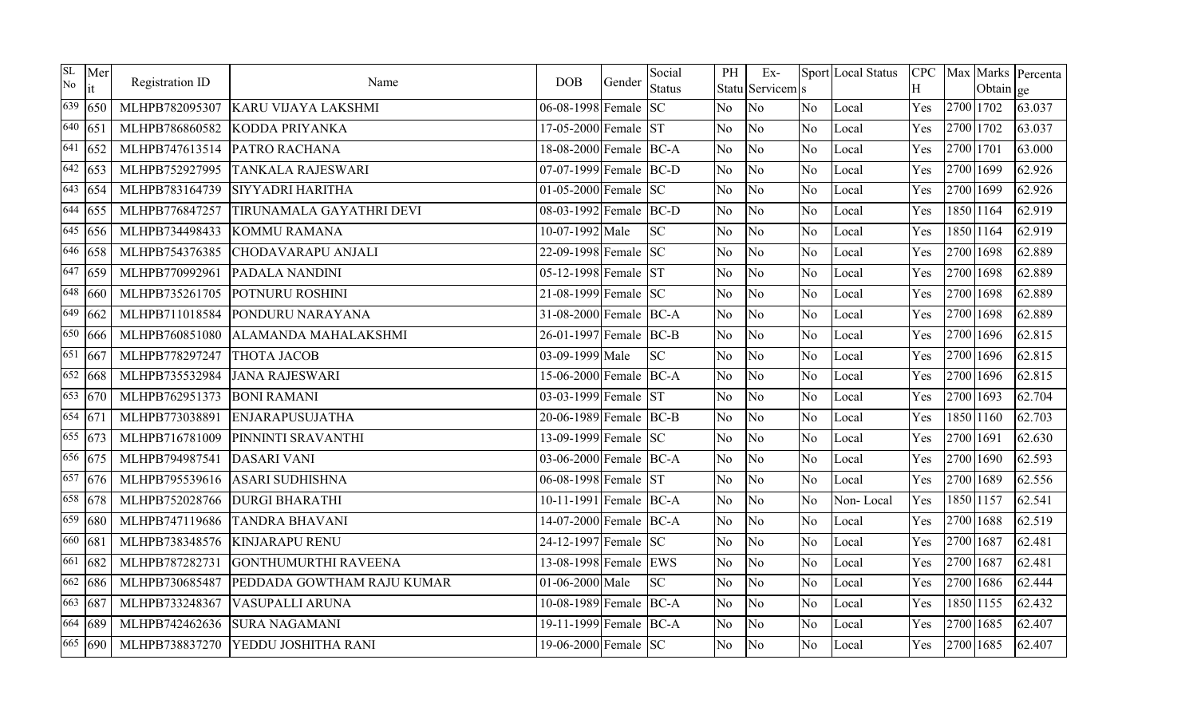| SL No | Merit | Registration ID | Name | DOB | Gender | Social Status | PH Status | Ex-Servicems | Sports | Local Status | CPCH | Max | Marks Obtain | Percentage |
|---|---|---|---|---|---|---|---|---|---|---|---|---|---|---|
| 639 | 650 | MLHPB782095307 | KARU VIJAYA LAKSHMI | 06-08-1998 | Female | SC | No | No | No | Local | Yes | 2700 | 1702 | 63.037 |
| 640 | 651 | MLHPB786860582 | KODDA PRIYANKA | 17-05-2000 | Female | ST | No | No | No | Local | Yes | 2700 | 1702 | 63.037 |
| 641 | 652 | MLHPB747613514 | PATRO RACHANA | 18-08-2000 | Female | BC-A | No | No | No | Local | Yes | 2700 | 1701 | 63.000 |
| 642 | 653 | MLHPB752927995 | TANKALA RAJESWARI | 07-07-1999 | Female | BC-D | No | No | No | Local | Yes | 2700 | 1699 | 62.926 |
| 643 | 654 | MLHPB783164739 | SIYYADRI HARITHA | 01-05-2000 | Female | SC | No | No | No | Local | Yes | 2700 | 1699 | 62.926 |
| 644 | 655 | MLHPB776847257 | TIRUNAMALA GAYATHRI DEVI | 08-03-1992 | Female | BC-D | No | No | No | Local | Yes | 1850 | 1164 | 62.919 |
| 645 | 656 | MLHPB734498433 | KOMMU RAMANA | 10-07-1992 | Male | SC | No | No | No | Local | Yes | 1850 | 1164 | 62.919 |
| 646 | 658 | MLHPB754376385 | CHODAVARAPU ANJALI | 22-09-1998 | Female | SC | No | No | No | Local | Yes | 2700 | 1698 | 62.889 |
| 647 | 659 | MLHPB770992961 | PADALA NANDINI | 05-12-1998 | Female | ST | No | No | No | Local | Yes | 2700 | 1698 | 62.889 |
| 648 | 660 | MLHPB735261705 | POTNURU ROSHINI | 21-08-1999 | Female | SC | No | No | No | Local | Yes | 2700 | 1698 | 62.889 |
| 649 | 662 | MLHPB711018584 | PONDURU NARAYANA | 31-08-2000 | Female | BC-A | No | No | No | Local | Yes | 2700 | 1698 | 62.889 |
| 650 | 666 | MLHPB760851080 | ALAMANDA MAHALAKSHMI | 26-01-1997 | Female | BC-B | No | No | No | Local | Yes | 2700 | 1696 | 62.815 |
| 651 | 667 | MLHPB778297247 | THOTA JACOB | 03-09-1999 | Male | SC | No | No | No | Local | Yes | 2700 | 1696 | 62.815 |
| 652 | 668 | MLHPB735532984 | JANA RAJESWARI | 15-06-2000 | Female | BC-A | No | No | No | Local | Yes | 2700 | 1696 | 62.815 |
| 653 | 670 | MLHPB762951373 | BONI RAMANI | 03-03-1999 | Female | ST | No | No | No | Local | Yes | 2700 | 1693 | 62.704 |
| 654 | 671 | MLHPB773038891 | ENJARAPUSUJATHA | 20-06-1989 | Female | BC-B | No | No | No | Local | Yes | 1850 | 1160 | 62.703 |
| 655 | 673 | MLHPB716781009 | PINNINTI SRAVANTHI | 13-09-1999 | Female | SC | No | No | No | Local | Yes | 2700 | 1691 | 62.630 |
| 656 | 675 | MLHPB794987541 | DASARI VANI | 03-06-2000 | Female | BC-A | No | No | No | Local | Yes | 2700 | 1690 | 62.593 |
| 657 | 676 | MLHPB795539616 | ASARI SUDHISHNA | 06-08-1998 | Female | ST | No | No | No | Local | Yes | 2700 | 1689 | 62.556 |
| 658 | 678 | MLHPB752028766 | DURGI BHARATHI | 10-11-1991 | Female | BC-A | No | No | No | Non- Local | Yes | 1850 | 1157 | 62.541 |
| 659 | 680 | MLHPB747119686 | TANDRA BHAVANI | 14-07-2000 | Female | BC-A | No | No | No | Local | Yes | 2700 | 1688 | 62.519 |
| 660 | 681 | MLHPB738348576 | KINJARAPU RENU | 24-12-1997 | Female | SC | No | No | No | Local | Yes | 2700 | 1687 | 62.481 |
| 661 | 682 | MLHPB787282731 | GONTHUMURTHI RAVEENA | 13-08-1998 | Female | EWS | No | No | No | Local | Yes | 2700 | 1687 | 62.481 |
| 662 | 686 | MLHPB730685487 | PEDDADA GOWTHAM RAJU KUMAR | 01-06-2000 | Male | SC | No | No | No | Local | Yes | 2700 | 1686 | 62.444 |
| 663 | 687 | MLHPB733248367 | VASUPALLI ARUNA | 10-08-1989 | Female | BC-A | No | No | No | Local | Yes | 1850 | 1155 | 62.432 |
| 664 | 689 | MLHPB742462636 | SURA NAGAMANI | 19-11-1999 | Female | BC-A | No | No | No | Local | Yes | 2700 | 1685 | 62.407 |
| 665 | 690 | MLHPB738837270 | YEDDU JOSHITHA RANI | 19-06-2000 | Female | SC | No | No | No | Local | Yes | 2700 | 1685 | 62.407 |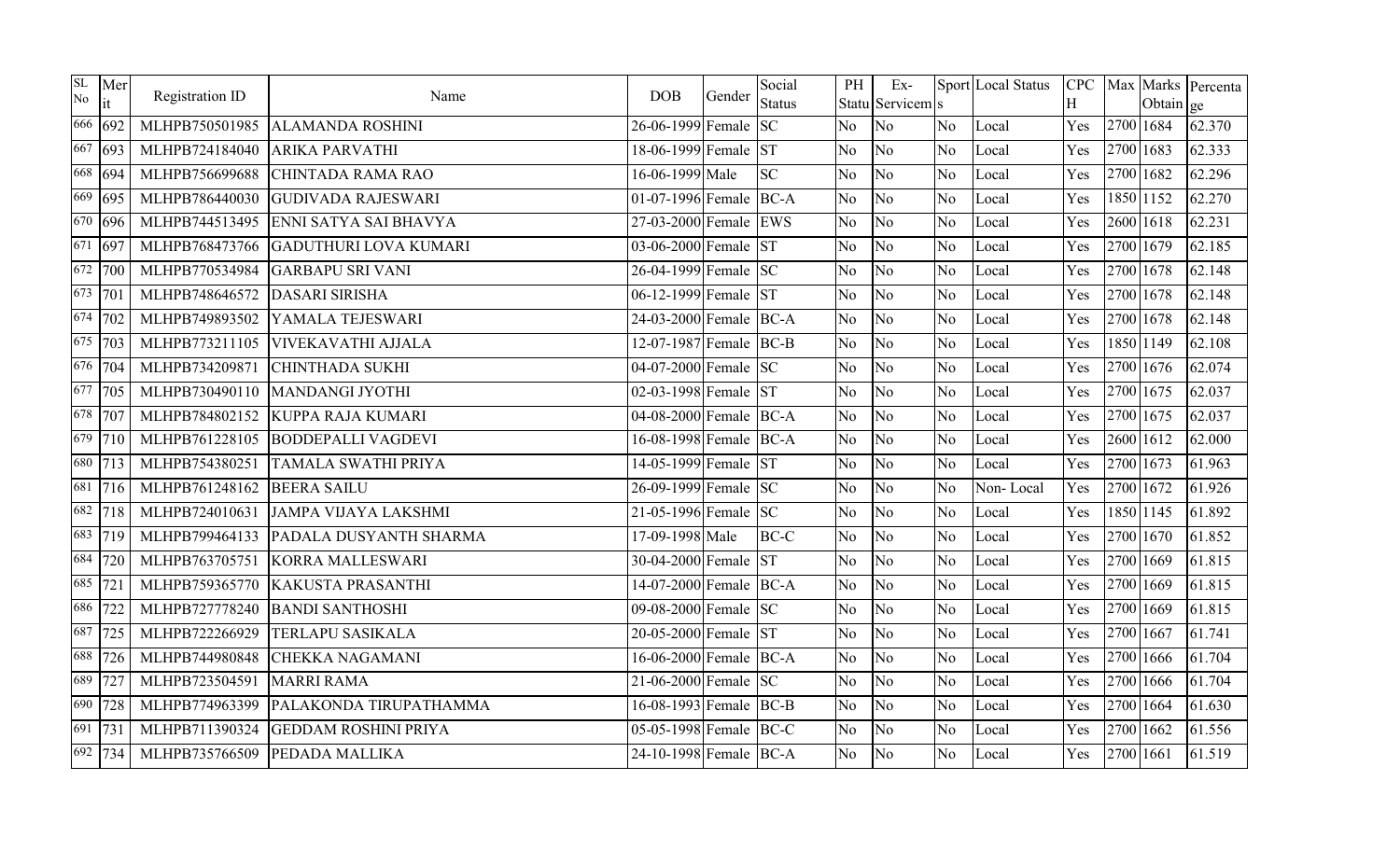| SL No | Merit | Registration ID | Name | DOB | Gender | Social Status | PH Status | Ex-Serviceman | Sports | Local Status | CPCH | Max | Marks Obtain | Percentage |
|---|---|---|---|---|---|---|---|---|---|---|---|---|---|---|
| 666 | 692 | MLHPB750501985 | ALAMANDA ROSHINI | 26-06-1999 | Female | SC | No | No | No | Local | Yes | 2700 | 1684 | 62.370 |
| 667 | 693 | MLHPB724184040 | ARIKA PARVATHI | 18-06-1999 | Female | ST | No | No | No | Local | Yes | 2700 | 1683 | 62.333 |
| 668 | 694 | MLHPB756699688 | CHINTADA RAMA RAO | 16-06-1999 | Male | SC | No | No | No | Local | Yes | 2700 | 1682 | 62.296 |
| 669 | 695 | MLHPB786440030 | GUDIVADA RAJESWARI | 01-07-1996 | Female | BC-A | No | No | No | Local | Yes | 1850 | 1152 | 62.270 |
| 670 | 696 | MLHPB744513495 | ENNI SATYA SAI BHAVYA | 27-03-2000 | Female | EWS | No | No | No | Local | Yes | 2600 | 1618 | 62.231 |
| 671 | 697 | MLHPB768473766 | GADUTHURI LOVA KUMARI | 03-06-2000 | Female | ST | No | No | No | Local | Yes | 2700 | 1679 | 62.185 |
| 672 | 700 | MLHPB770534984 | GARBAPU SRI VANI | 26-04-1999 | Female | SC | No | No | No | Local | Yes | 2700 | 1678 | 62.148 |
| 673 | 701 | MLHPB748646572 | DASARI SIRISHA | 06-12-1999 | Female | ST | No | No | No | Local | Yes | 2700 | 1678 | 62.148 |
| 674 | 702 | MLHPB749893502 | YAMALA TEJESWARI | 24-03-2000 | Female | BC-A | No | No | No | Local | Yes | 2700 | 1678 | 62.148 |
| 675 | 703 | MLHPB773211105 | VIVEKAVATHI AJJALA | 12-07-1987 | Female | BC-B | No | No | No | Local | Yes | 1850 | 1149 | 62.108 |
| 676 | 704 | MLHPB734209871 | CHINTHADA SUKHI | 04-07-2000 | Female | SC | No | No | No | Local | Yes | 2700 | 1676 | 62.074 |
| 677 | 705 | MLHPB730490110 | MANDANGI JYOTHI | 02-03-1998 | Female | ST | No | No | No | Local | Yes | 2700 | 1675 | 62.037 |
| 678 | 707 | MLHPB784802152 | KUPPA RAJA KUMARI | 04-08-2000 | Female | BC-A | No | No | No | Local | Yes | 2700 | 1675 | 62.037 |
| 679 | 710 | MLHPB761228105 | BODDEPALLI VAGDEVI | 16-08-1998 | Female | BC-A | No | No | No | Local | Yes | 2600 | 1612 | 62.000 |
| 680 | 713 | MLHPB754380251 | TAMALA SWATHI PRIYA | 14-05-1999 | Female | ST | No | No | No | Local | Yes | 2700 | 1673 | 61.963 |
| 681 | 716 | MLHPB761248162 | BEERA SAILU | 26-09-1999 | Female | SC | No | No | No | Non- Local | Yes | 2700 | 1672 | 61.926 |
| 682 | 718 | MLHPB724010631 | JAMPA VIJAYA LAKSHMI | 21-05-1996 | Female | SC | No | No | No | Local | Yes | 1850 | 1145 | 61.892 |
| 683 | 719 | MLHPB799464133 | PADALA DUSYANTH SHARMA | 17-09-1998 | Male | BC-C | No | No | No | Local | Yes | 2700 | 1670 | 61.852 |
| 684 | 720 | MLHPB763705751 | KORRA MALLESWARI | 30-04-2000 | Female | ST | No | No | No | Local | Yes | 2700 | 1669 | 61.815 |
| 685 | 721 | MLHPB759365770 | KAKUSTA PRASANTHI | 14-07-2000 | Female | BC-A | No | No | No | Local | Yes | 2700 | 1669 | 61.815 |
| 686 | 722 | MLHPB727778240 | BANDI SANTHOSHI | 09-08-2000 | Female | SC | No | No | No | Local | Yes | 2700 | 1669 | 61.815 |
| 687 | 725 | MLHPB722266929 | TERLAPU SASIKALA | 20-05-2000 | Female | ST | No | No | No | Local | Yes | 2700 | 1667 | 61.741 |
| 688 | 726 | MLHPB744980848 | CHEKKA NAGAMANI | 16-06-2000 | Female | BC-A | No | No | No | Local | Yes | 2700 | 1666 | 61.704 |
| 689 | 727 | MLHPB723504591 | MARRI RAMA | 21-06-2000 | Female | SC | No | No | No | Local | Yes | 2700 | 1666 | 61.704 |
| 690 | 728 | MLHPB774963399 | PALAKONDA TIRUPATHAMMA | 16-08-1993 | Female | BC-B | No | No | No | Local | Yes | 2700 | 1664 | 61.630 |
| 691 | 731 | MLHPB711390324 | GEDDAM ROSHINI PRIYA | 05-05-1998 | Female | BC-C | No | No | No | Local | Yes | 2700 | 1662 | 61.556 |
| 692 | 734 | MLHPB735766509 | PEDADA MALLIKA | 24-10-1998 | Female | BC-A | No | No | No | Local | Yes | 2700 | 1661 | 61.519 |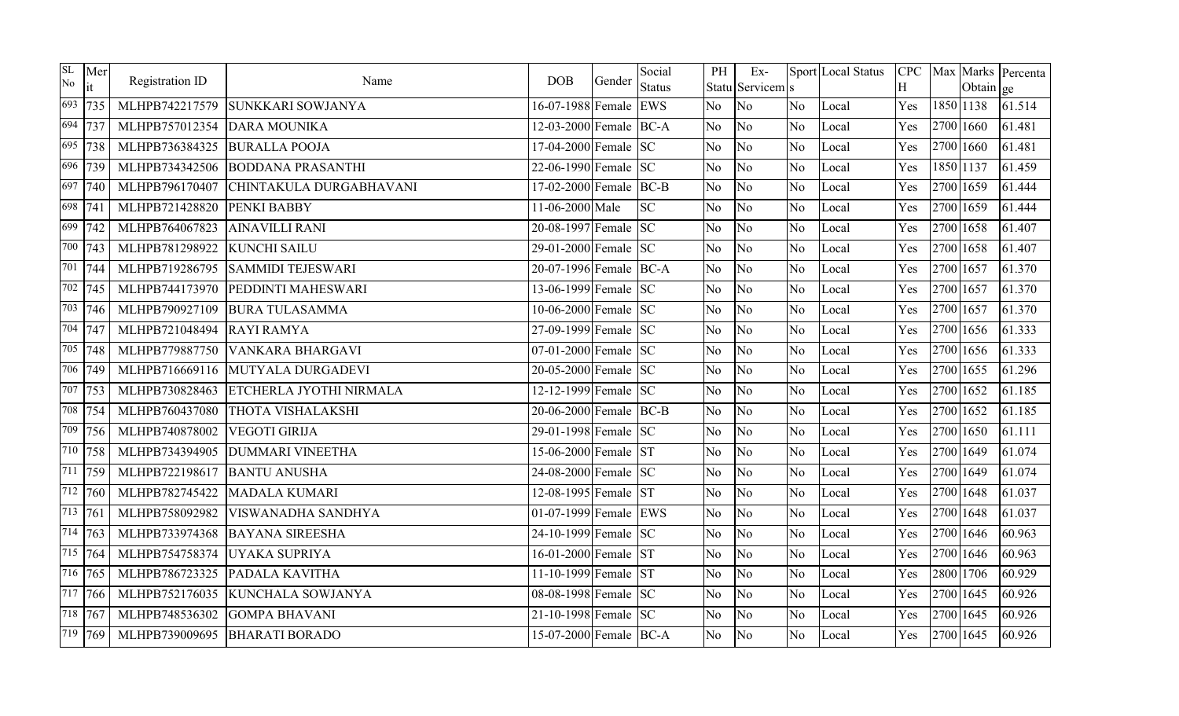| SL No | Merit | Registration ID | Name | DOB | Gender | Social Status | PH Status | Ex-Servicemen | Sports | Local Status | CPCH | Max | Marks Obtain | Percentage |
|---|---|---|---|---|---|---|---|---|---|---|---|---|---|---|
| 693 | 735 | MLHPB742217579 | SUNKKARI SOWJANYA | 16-07-1988 | Female | EWS | No | No | No | Local | Yes | 1850 | 1138 | 61.514 |
| 694 | 737 | MLHPB757012354 | DARA MOUNIKA | 12-03-2000 | Female | BC-A | No | No | No | Local | Yes | 2700 | 1660 | 61.481 |
| 695 | 738 | MLHPB736384325 | BURALLA POOJA | 17-04-2000 | Female | SC | No | No | No | Local | Yes | 2700 | 1660 | 61.481 |
| 696 | 739 | MLHPB734342506 | BODDANA PRASANTHI | 22-06-1990 | Female | SC | No | No | No | Local | Yes | 1850 | 1137 | 61.459 |
| 697 | 740 | MLHPB796170407 | CHINTAKULA DURGABHAVANI | 17-02-2000 | Female | BC-B | No | No | No | Local | Yes | 2700 | 1659 | 61.444 |
| 698 | 741 | MLHPB721428820 | PENKI BABBY | 11-06-2000 | Male | SC | No | No | No | Local | Yes | 2700 | 1659 | 61.444 |
| 699 | 742 | MLHPB764067823 | AINAVILLI RANI | 20-08-1997 | Female | SC | No | No | No | Local | Yes | 2700 | 1658 | 61.407 |
| 700 | 743 | MLHPB781298922 | KUNCHI SAILU | 29-01-2000 | Female | SC | No | No | No | Local | Yes | 2700 | 1658 | 61.407 |
| 701 | 744 | MLHPB719286795 | SAMMIDI TEJESWARI | 20-07-1996 | Female | BC-A | No | No | No | Local | Yes | 2700 | 1657 | 61.370 |
| 702 | 745 | MLHPB744173970 | PEDDINTI MAHESWARI | 13-06-1999 | Female | SC | No | No | No | Local | Yes | 2700 | 1657 | 61.370 |
| 703 | 746 | MLHPB790927109 | BURA TULASAMMA | 10-06-2000 | Female | SC | No | No | No | Local | Yes | 2700 | 1657 | 61.370 |
| 704 | 747 | MLHPB721048494 | RAYI RAMYA | 27-09-1999 | Female | SC | No | No | No | Local | Yes | 2700 | 1656 | 61.333 |
| 705 | 748 | MLHPB779887750 | VANKARA BHARGAVI | 07-01-2000 | Female | SC | No | No | No | Local | Yes | 2700 | 1656 | 61.333 |
| 706 | 749 | MLHPB716669116 | MUTYALA DURGADEVI | 20-05-2000 | Female | SC | No | No | No | Local | Yes | 2700 | 1655 | 61.296 |
| 707 | 753 | MLHPB730828463 | ETCHERLA JYOTHI NIRMALA | 12-12-1999 | Female | SC | No | No | No | Local | Yes | 2700 | 1652 | 61.185 |
| 708 | 754 | MLHPB760437080 | THOTA VISHALAKSHI | 20-06-2000 | Female | BC-B | No | No | No | Local | Yes | 2700 | 1652 | 61.185 |
| 709 | 756 | MLHPB740878002 | VEGOTI GIRIJA | 29-01-1998 | Female | SC | No | No | No | Local | Yes | 2700 | 1650 | 61.111 |
| 710 | 758 | MLHPB734394905 | DUMMARI VINEETHA | 15-06-2000 | Female | ST | No | No | No | Local | Yes | 2700 | 1649 | 61.074 |
| 711 | 759 | MLHPB722198617 | BANTU ANUSHA | 24-08-2000 | Female | SC | No | No | No | Local | Yes | 2700 | 1649 | 61.074 |
| 712 | 760 | MLHPB782745422 | MADALA KUMARI | 12-08-1995 | Female | ST | No | No | No | Local | Yes | 2700 | 1648 | 61.037 |
| 713 | 761 | MLHPB758092982 | VISWANADHA SANDHYA | 01-07-1999 | Female | EWS | No | No | No | Local | Yes | 2700 | 1648 | 61.037 |
| 714 | 763 | MLHPB733974368 | BAYANA SIREESHA | 24-10-1999 | Female | SC | No | No | No | Local | Yes | 2700 | 1646 | 60.963 |
| 715 | 764 | MLHPB754758374 | UYAKA SUPRIYA | 16-01-2000 | Female | ST | No | No | No | Local | Yes | 2700 | 1646 | 60.963 |
| 716 | 765 | MLHPB786723325 | PADALA KAVITHA | 11-10-1999 | Female | ST | No | No | No | Local | Yes | 2800 | 1706 | 60.929 |
| 717 | 766 | MLHPB752176035 | KUNCHALA SOWJANYA | 08-08-1998 | Female | SC | No | No | No | Local | Yes | 2700 | 1645 | 60.926 |
| 718 | 767 | MLHPB748536302 | GOMPA BHAVANI | 21-10-1998 | Female | SC | No | No | No | Local | Yes | 2700 | 1645 | 60.926 |
| 719 | 769 | MLHPB739009695 | BHARATI BORADO | 15-07-2000 | Female | BC-A | No | No | No | Local | Yes | 2700 | 1645 | 60.926 |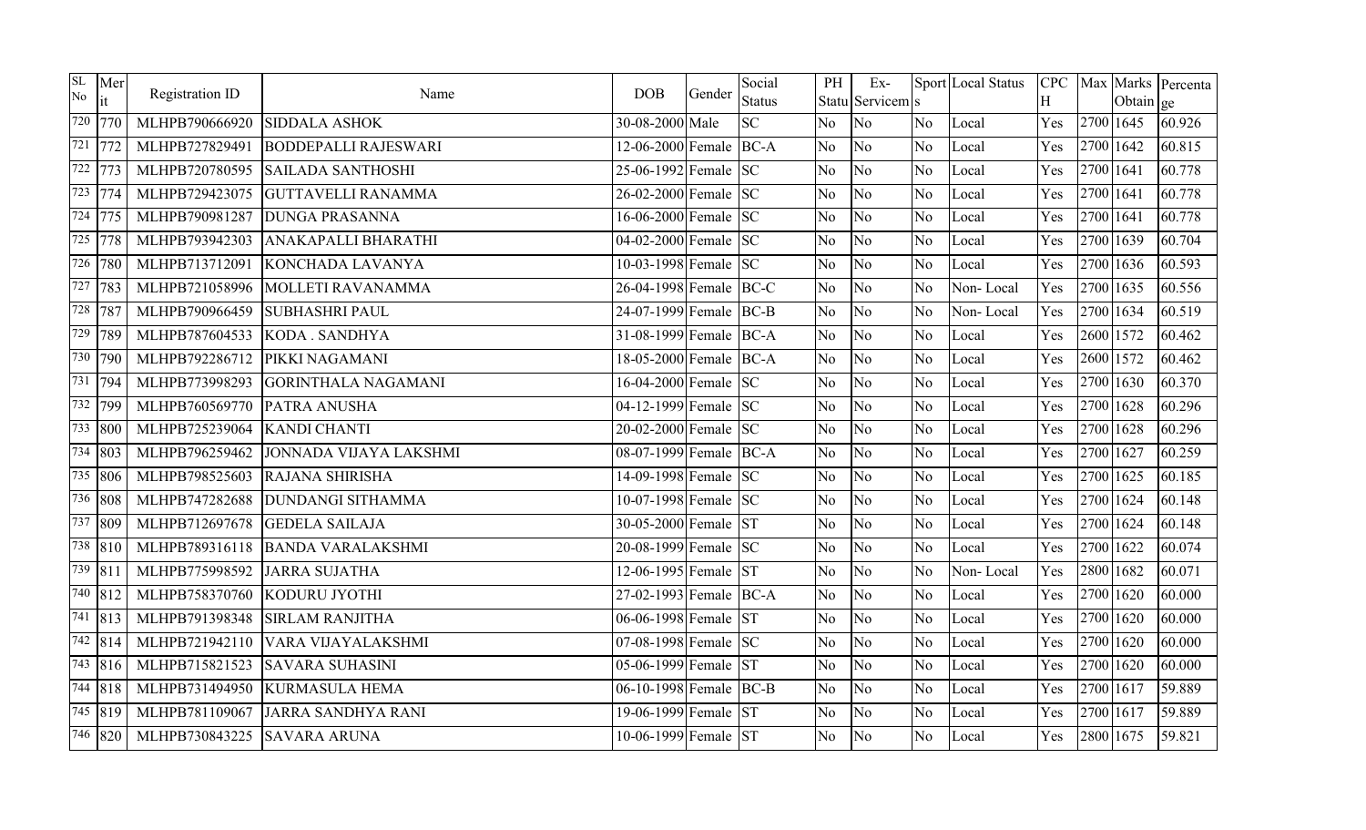| SL No | Merit | Registration ID | Name | DOB | Gender | Social Status | PH Status | Ex-Servicems | Sports | Local Status | CPCH | Max | Marks Obtain | Percentage |
|---|---|---|---|---|---|---|---|---|---|---|---|---|---|---|
| 720 | 770 | MLHPB790666920 | SIDDALA ASHOK | 30-08-2000 | Male | SC | No | No | No | Local | Yes | 2700 | 1645 | 60.926 |
| 721 | 772 | MLHPB727829491 | BODDEPALLI RAJESWARI | 12-06-2000 | Female | BC-A | No | No | No | Local | Yes | 2700 | 1642 | 60.815 |
| 722 | 773 | MLHPB720780595 | SAILADA SANTHOSHI | 25-06-1992 | Female | SC | No | No | No | Local | Yes | 2700 | 1641 | 60.778 |
| 723 | 774 | MLHPB729423075 | GUTTAVELLI RANAMMA | 26-02-2000 | Female | SC | No | No | No | Local | Yes | 2700 | 1641 | 60.778 |
| 724 | 775 | MLHPB790981287 | DUNGA PRASANNA | 16-06-2000 | Female | SC | No | No | No | Local | Yes | 2700 | 1641 | 60.778 |
| 725 | 778 | MLHPB793942303 | ANAKAPALLI BHARATHI | 04-02-2000 | Female | SC | No | No | No | Local | Yes | 2700 | 1639 | 60.704 |
| 726 | 780 | MLHPB713712091 | KONCHADA LAVANYA | 10-03-1998 | Female | SC | No | No | No | Local | Yes | 2700 | 1636 | 60.593 |
| 727 | 783 | MLHPB721058996 | MOLLETI RAVANAMMA | 26-04-1998 | Female | BC-C | No | No | No | Non- Local | Yes | 2700 | 1635 | 60.556 |
| 728 | 787 | MLHPB790966459 | SUBHASHRI PAUL | 24-07-1999 | Female | BC-B | No | No | No | Non- Local | Yes | 2700 | 1634 | 60.519 |
| 729 | 789 | MLHPB787604533 | KODA . SANDHYA | 31-08-1999 | Female | BC-A | No | No | No | Local | Yes | 2600 | 1572 | 60.462 |
| 730 | 790 | MLHPB792286712 | PIKKI NAGAMANI | 18-05-2000 | Female | BC-A | No | No | No | Local | Yes | 2600 | 1572 | 60.462 |
| 731 | 794 | MLHPB773998293 | GORINTHALA NAGAMANI | 16-04-2000 | Female | SC | No | No | No | Local | Yes | 2700 | 1630 | 60.370 |
| 732 | 799 | MLHPB760569770 | PATRA ANUSHA | 04-12-1999 | Female | SC | No | No | No | Local | Yes | 2700 | 1628 | 60.296 |
| 733 | 800 | MLHPB725239064 | KANDI CHANTI | 20-02-2000 | Female | SC | No | No | No | Local | Yes | 2700 | 1628 | 60.296 |
| 734 | 803 | MLHPB796259462 | JONNADA VIJAYA LAKSHMI | 08-07-1999 | Female | BC-A | No | No | No | Local | Yes | 2700 | 1627 | 60.259 |
| 735 | 806 | MLHPB798525603 | RAJANA SHIRISHA | 14-09-1998 | Female | SC | No | No | No | Local | Yes | 2700 | 1625 | 60.185 |
| 736 | 808 | MLHPB747282688 | DUNDANGI SITHAMMA | 10-07-1998 | Female | SC | No | No | No | Local | Yes | 2700 | 1624 | 60.148 |
| 737 | 809 | MLHPB712697678 | GEDELA SAILAJA | 30-05-2000 | Female | ST | No | No | No | Local | Yes | 2700 | 1624 | 60.148 |
| 738 | 810 | MLHPB789316118 | BANDA VARALAKSHMI | 20-08-1999 | Female | SC | No | No | No | Local | Yes | 2700 | 1622 | 60.074 |
| 739 | 811 | MLHPB775998592 | JARRA SUJATHA | 12-06-1995 | Female | ST | No | No | No | Non- Local | Yes | 2800 | 1682 | 60.071 |
| 740 | 812 | MLHPB758370760 | KODURU JYOTHI | 27-02-1993 | Female | BC-A | No | No | No | Local | Yes | 2700 | 1620 | 60.000 |
| 741 | 813 | MLHPB791398348 | SIRLAM RANJITHA | 06-06-1998 | Female | ST | No | No | No | Local | Yes | 2700 | 1620 | 60.000 |
| 742 | 814 | MLHPB721942110 | VARA VIJAYALAKSHMI | 07-08-1998 | Female | SC | No | No | No | Local | Yes | 2700 | 1620 | 60.000 |
| 743 | 816 | MLHPB715821523 | SAVARA SUHASINI | 05-06-1999 | Female | ST | No | No | No | Local | Yes | 2700 | 1620 | 60.000 |
| 744 | 818 | MLHPB731494950 | KURMASULA HEMA | 06-10-1998 | Female | BC-B | No | No | No | Local | Yes | 2700 | 1617 | 59.889 |
| 745 | 819 | MLHPB781109067 | JARRA SANDHYA RANI | 19-06-1999 | Female | ST | No | No | No | Local | Yes | 2700 | 1617 | 59.889 |
| 746 | 820 | MLHPB730843225 | SAVARA ARUNA | 10-06-1999 | Female | ST | No | No | No | Local | Yes | 2800 | 1675 | 59.821 |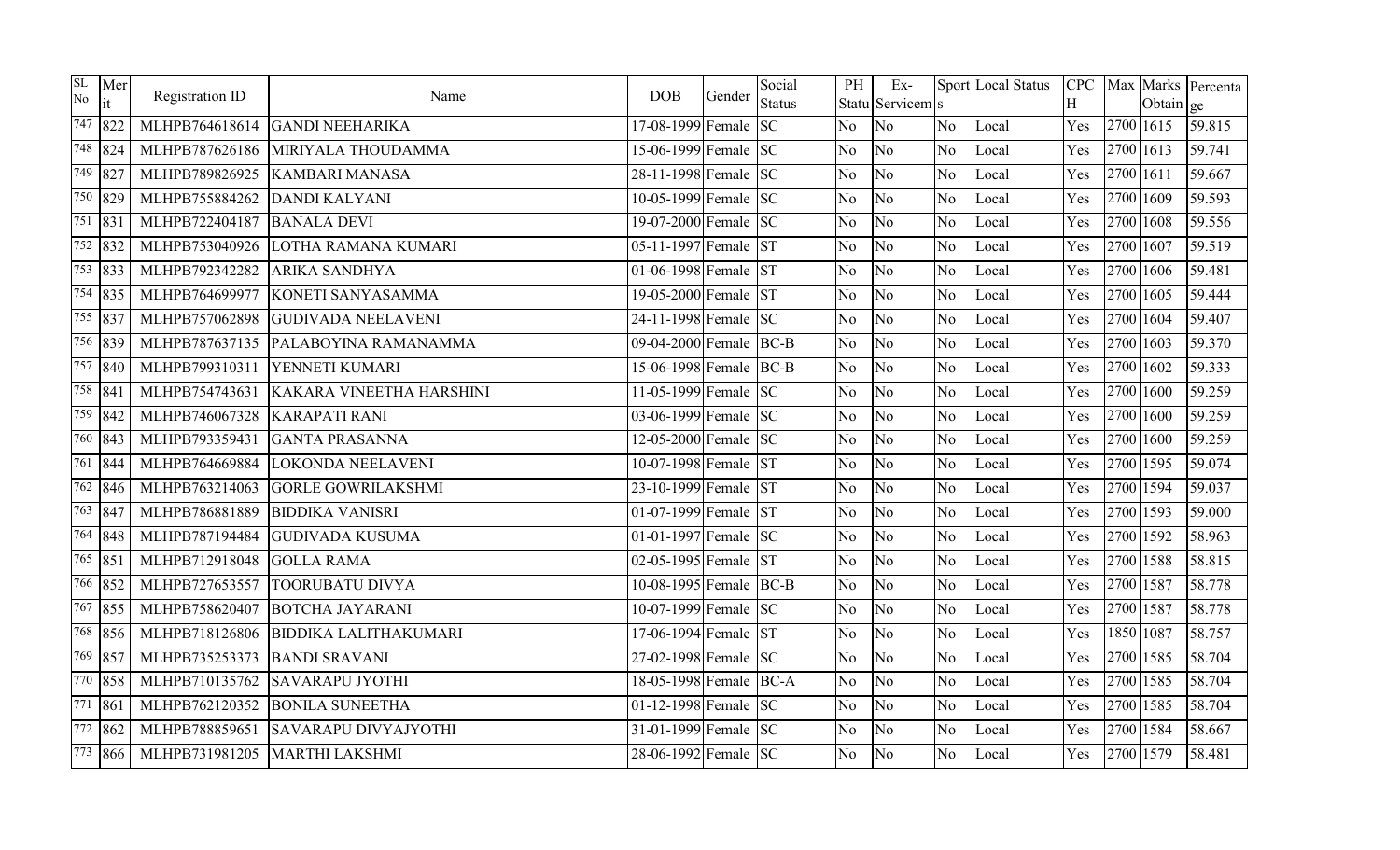| SL No | Merit | Registration ID | Name | DOB | Gender | Social Status | PH Status | Ex-Servicemen | Sports | Local Status | CPCH | Max | Marks Obtain | Percentage |
|---|---|---|---|---|---|---|---|---|---|---|---|---|---|---|
| 747 | 822 | MLHPB764618614 | GANDI NEEHARIKA | 17-08-1999 | Female | SC | No | No | No | Local | Yes | 2700 | 1615 | 59.815 |
| 748 | 824 | MLHPB787626186 | MIRIYALA THOUDAMMA | 15-06-1999 | Female | SC | No | No | No | Local | Yes | 2700 | 1613 | 59.741 |
| 749 | 827 | MLHPB789826925 | KAMBARI MANASA | 28-11-1998 | Female | SC | No | No | No | Local | Yes | 2700 | 1611 | 59.667 |
| 750 | 829 | MLHPB755884262 | DANDI KALYANI | 10-05-1999 | Female | SC | No | No | No | Local | Yes | 2700 | 1609 | 59.593 |
| 751 | 831 | MLHPB722404187 | BANALA DEVI | 19-07-2000 | Female | SC | No | No | No | Local | Yes | 2700 | 1608 | 59.556 |
| 752 | 832 | MLHPB753040926 | LOTHA RAMANA KUMARI | 05-11-1997 | Female | ST | No | No | No | Local | Yes | 2700 | 1607 | 59.519 |
| 753 | 833 | MLHPB792342282 | ARIKA SANDHYA | 01-06-1998 | Female | ST | No | No | No | Local | Yes | 2700 | 1606 | 59.481 |
| 754 | 835 | MLHPB764699977 | KONETI SANYASAMMA | 19-05-2000 | Female | ST | No | No | No | Local | Yes | 2700 | 1605 | 59.444 |
| 755 | 837 | MLHPB757062898 | GUDIVADA NEELAVENI | 24-11-1998 | Female | SC | No | No | No | Local | Yes | 2700 | 1604 | 59.407 |
| 756 | 839 | MLHPB787637135 | PALABOYINA RAMANAMMA | 09-04-2000 | Female | BC-B | No | No | No | Local | Yes | 2700 | 1603 | 59.370 |
| 757 | 840 | MLHPB799310311 | YENNETI KUMARI | 15-06-1998 | Female | BC-B | No | No | No | Local | Yes | 2700 | 1602 | 59.333 |
| 758 | 841 | MLHPB754743631 | KAKARA VINEETHA HARSHINI | 11-05-1999 | Female | SC | No | No | No | Local | Yes | 2700 | 1600 | 59.259 |
| 759 | 842 | MLHPB746067328 | KARAPATI RANI | 03-06-1999 | Female | SC | No | No | No | Local | Yes | 2700 | 1600 | 59.259 |
| 760 | 843 | MLHPB793359431 | GANTA PRASANNA | 12-05-2000 | Female | SC | No | No | No | Local | Yes | 2700 | 1600 | 59.259 |
| 761 | 844 | MLHPB764669884 | LOKONDA NEELAVENI | 10-07-1998 | Female | ST | No | No | No | Local | Yes | 2700 | 1595 | 59.074 |
| 762 | 846 | MLHPB763214063 | GORLE GOWRILAKSHMI | 23-10-1999 | Female | ST | No | No | No | Local | Yes | 2700 | 1594 | 59.037 |
| 763 | 847 | MLHPB786881889 | BIDDIKA VANISRI | 01-07-1999 | Female | ST | No | No | No | Local | Yes | 2700 | 1593 | 59.000 |
| 764 | 848 | MLHPB787194484 | GUDIVADA KUSUMA | 01-01-1997 | Female | SC | No | No | No | Local | Yes | 2700 | 1592 | 58.963 |
| 765 | 851 | MLHPB712918048 | GOLLA RAMA | 02-05-1995 | Female | ST | No | No | No | Local | Yes | 2700 | 1588 | 58.815 |
| 766 | 852 | MLHPB727653557 | TOORUBATU DIVYA | 10-08-1995 | Female | BC-B | No | No | No | Local | Yes | 2700 | 1587 | 58.778 |
| 767 | 855 | MLHPB758620407 | BOTCHA JAYARANI | 10-07-1999 | Female | SC | No | No | No | Local | Yes | 2700 | 1587 | 58.778 |
| 768 | 856 | MLHPB718126806 | BIDDIKA LALITHAKUMARI | 17-06-1994 | Female | ST | No | No | No | Local | Yes | 1850 | 1087 | 58.757 |
| 769 | 857 | MLHPB735253373 | BANDI SRAVANI | 27-02-1998 | Female | SC | No | No | No | Local | Yes | 2700 | 1585 | 58.704 |
| 770 | 858 | MLHPB710135762 | SAVARAPU JYOTHI | 18-05-1998 | Female | BC-A | No | No | No | Local | Yes | 2700 | 1585 | 58.704 |
| 771 | 861 | MLHPB762120352 | BONILA SUNEETHA | 01-12-1998 | Female | SC | No | No | No | Local | Yes | 2700 | 1585 | 58.704 |
| 772 | 862 | MLHPB788859651 | SAVARAPU DIVYAJYOTHI | 31-01-1999 | Female | SC | No | No | No | Local | Yes | 2700 | 1584 | 58.667 |
| 773 | 866 | MLHPB731981205 | MARTHI LAKSHMI | 28-06-1992 | Female | SC | No | No | No | Local | Yes | 2700 | 1579 | 58.481 |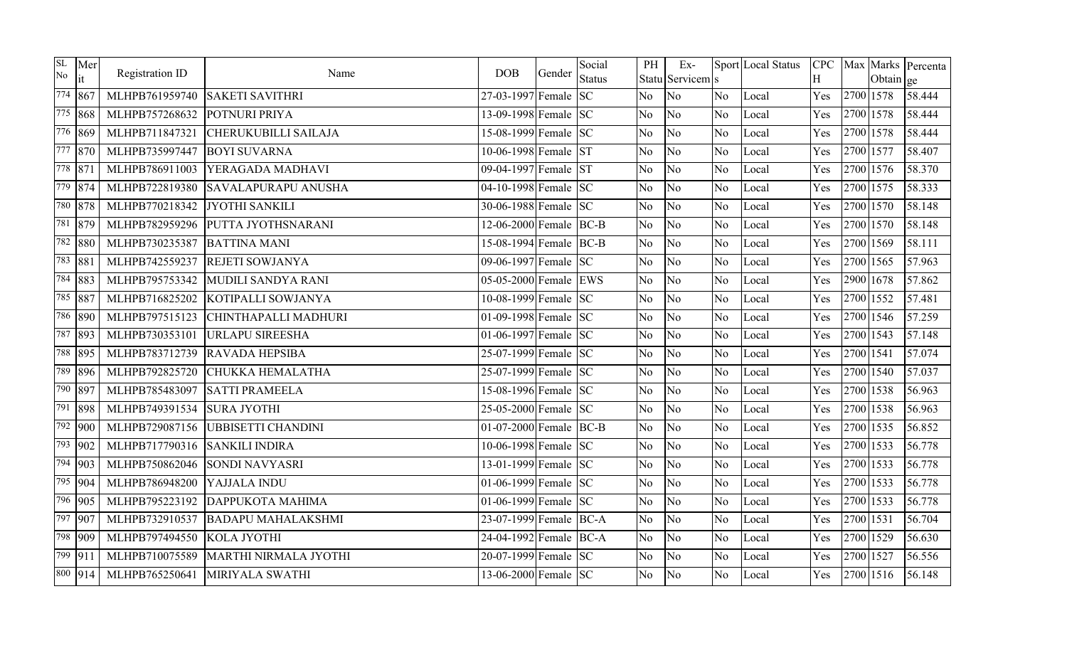| SL No | Merit | Registration ID | Name | DOB | Gender | Social Status | PH Status | Ex-Servicems | Sports | Local Status | CPCH | Max | Marks Obtain | Percentage |
|---|---|---|---|---|---|---|---|---|---|---|---|---|---|---|
| 774 | 867 | MLHPB761959740 | SAKETI SAVITHRI | 27-03-1997 | Female | SC | No | No | No | Local | Yes | 2700 | 1578 | 58.444 |
| 775 | 868 | MLHPB757268632 | POTNURI PRIYA | 13-09-1998 | Female | SC | No | No | No | Local | Yes | 2700 | 1578 | 58.444 |
| 776 | 869 | MLHPB711847321 | CHERUKUBILLI SAILAJA | 15-08-1999 | Female | SC | No | No | No | Local | Yes | 2700 | 1578 | 58.444 |
| 777 | 870 | MLHPB735997447 | BOYI SUVARNA | 10-06-1998 | Female | ST | No | No | No | Local | Yes | 2700 | 1577 | 58.407 |
| 778 | 871 | MLHPB786911003 | YERAGADA MADHAVI | 09-04-1997 | Female | ST | No | No | No | Local | Yes | 2700 | 1576 | 58.370 |
| 779 | 874 | MLHPB722819380 | SAVALAPURAPU ANUSHA | 04-10-1998 | Female | SC | No | No | No | Local | Yes | 2700 | 1575 | 58.333 |
| 780 | 878 | MLHPB770218342 | JYOTHI SANKILI | 30-06-1988 | Female | SC | No | No | No | Local | Yes | 2700 | 1570 | 58.148 |
| 781 | 879 | MLHPB782959296 | PUTTA JYOTHSNARANI | 12-06-2000 | Female | BC-B | No | No | No | Local | Yes | 2700 | 1570 | 58.148 |
| 782 | 880 | MLHPB730235387 | BATTINA MANI | 15-08-1994 | Female | BC-B | No | No | No | Local | Yes | 2700 | 1569 | 58.111 |
| 783 | 881 | MLHPB742559237 | REJETI SOWJANYA | 09-06-1997 | Female | SC | No | No | No | Local | Yes | 2700 | 1565 | 57.963 |
| 784 | 883 | MLHPB795753342 | MUDILI SANDYA RANI | 05-05-2000 | Female | EWS | No | No | No | Local | Yes | 2900 | 1678 | 57.862 |
| 785 | 887 | MLHPB716825202 | KOTIPALLI SOWJANYA | 10-08-1999 | Female | SC | No | No | No | Local | Yes | 2700 | 1552 | 57.481 |
| 786 | 890 | MLHPB797515123 | CHINTHAPALLI MADHURI | 01-09-1998 | Female | SC | No | No | No | Local | Yes | 2700 | 1546 | 57.259 |
| 787 | 893 | MLHPB730353101 | URLAPU SIREESHA | 01-06-1997 | Female | SC | No | No | No | Local | Yes | 2700 | 1543 | 57.148 |
| 788 | 895 | MLHPB783712739 | RAVADA HEPSIBA | 25-07-1999 | Female | SC | No | No | No | Local | Yes | 2700 | 1541 | 57.074 |
| 789 | 896 | MLHPB792825720 | CHUKKA HEMALATHA | 25-07-1999 | Female | SC | No | No | No | Local | Yes | 2700 | 1540 | 57.037 |
| 790 | 897 | MLHPB785483097 | SATTI PRAMEELA | 15-08-1996 | Female | SC | No | No | No | Local | Yes | 2700 | 1538 | 56.963 |
| 791 | 898 | MLHPB749391534 | SURA JYOTHI | 25-05-2000 | Female | SC | No | No | No | Local | Yes | 2700 | 1538 | 56.963 |
| 792 | 900 | MLHPB729087156 | UBBISETTI CHANDINI | 01-07-2000 | Female | BC-B | No | No | No | Local | Yes | 2700 | 1535 | 56.852 |
| 793 | 902 | MLHPB717790316 | SANKILI INDIRA | 10-06-1998 | Female | SC | No | No | No | Local | Yes | 2700 | 1533 | 56.778 |
| 794 | 903 | MLHPB750862046 | SONDI NAVYASRI | 13-01-1999 | Female | SC | No | No | No | Local | Yes | 2700 | 1533 | 56.778 |
| 795 | 904 | MLHPB786948200 | YAJJALA INDU | 01-06-1999 | Female | SC | No | No | No | Local | Yes | 2700 | 1533 | 56.778 |
| 796 | 905 | MLHPB795223192 | DAPPUKOTA MAHIMA | 01-06-1999 | Female | SC | No | No | No | Local | Yes | 2700 | 1533 | 56.778 |
| 797 | 907 | MLHPB732910537 | BADAPU MAHALAKSHMI | 23-07-1999 | Female | BC-A | No | No | No | Local | Yes | 2700 | 1531 | 56.704 |
| 798 | 909 | MLHPB797494550 | KOLA JYOTHI | 24-04-1992 | Female | BC-A | No | No | No | Local | Yes | 2700 | 1529 | 56.630 |
| 799 | 911 | MLHPB710075589 | MARTHI NIRMALA JYOTHI | 20-07-1999 | Female | SC | No | No | No | Local | Yes | 2700 | 1527 | 56.556 |
| 800 | 914 | MLHPB765250641 | MIRIYALA SWATHI | 13-06-2000 | Female | SC | No | No | No | Local | Yes | 2700 | 1516 | 56.148 |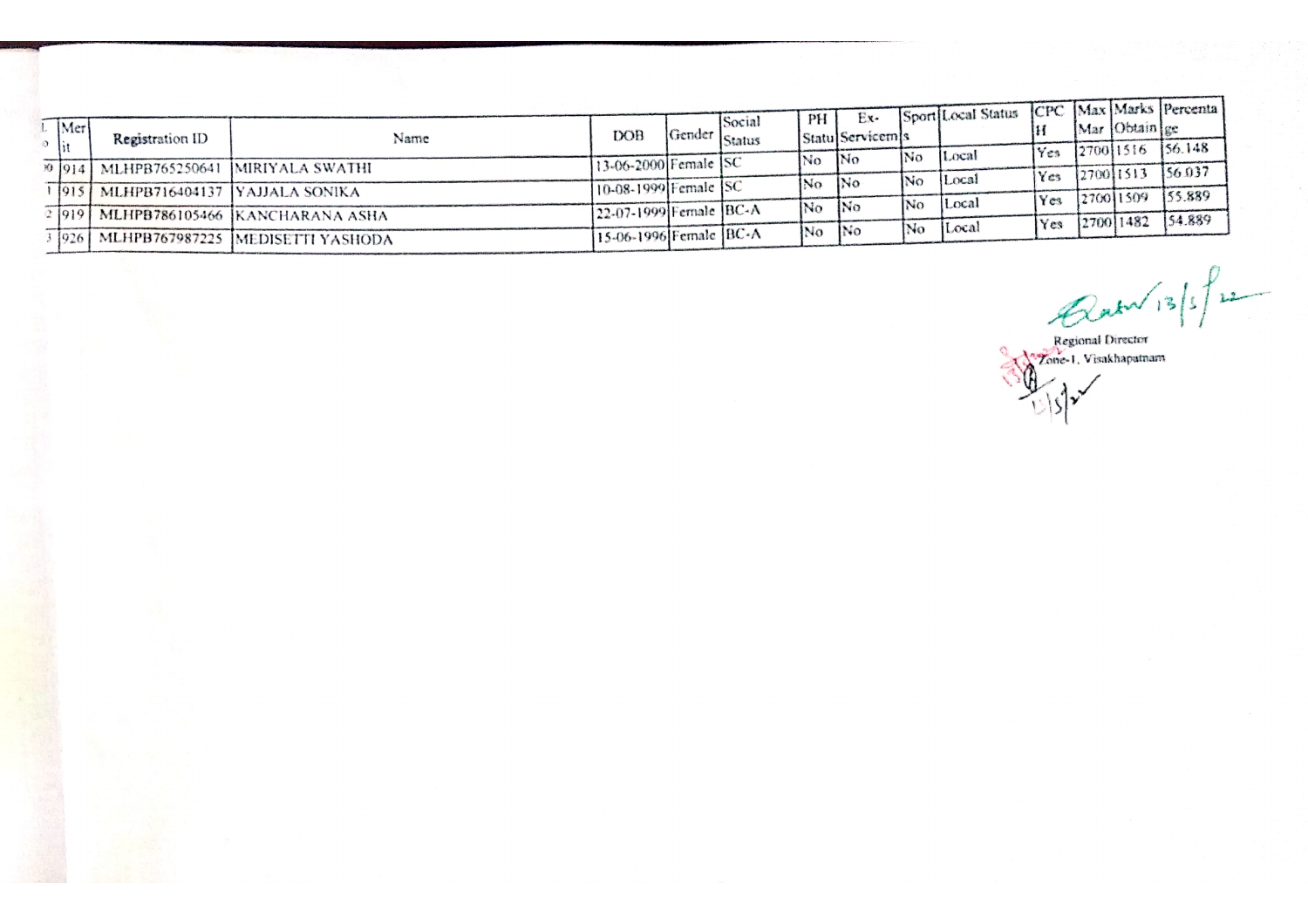| Sl. No | Merit | Registration ID | Name | DOB | Gender | Social Status | PH Status | Ex-Serviceman | Sports | Local Status | CPCH | Max Mar | Marks Obtain | Percentage |
|---|---|---|---|---|---|---|---|---|---|---|---|---|---|---|
| 09 | 914 | MLHPB765250641 | MIRIYALA SWATHI | 13-06-2000 | Female | SC | No | No | No | Local | Yes | 2700 | 1516 | 56.148 |
| 1 | 915 | MLHPB716404137 | YAJJALA SONIKA | 10-08-1999 | Female | SC | No | No | No | Local | Yes | 2700 | 1513 | 56.037 |
| 2 | 919 | MLHPB786105466 | KANCHARANA ASHA | 22-07-1999 | Female | BC-A | No | No | No | Local | Yes | 2700 | 1509 | 55.889 |
| 3 | 926 | MLHPB767987225 | MEDISETTI YASHODA | 15-06-1996 | Female | BC-A | No | No | No | Local | Yes | 2700 | 1482 | 54.889 |

13/5/22

Regional Director
Zone-I, Visakhapatnam

13/5/22